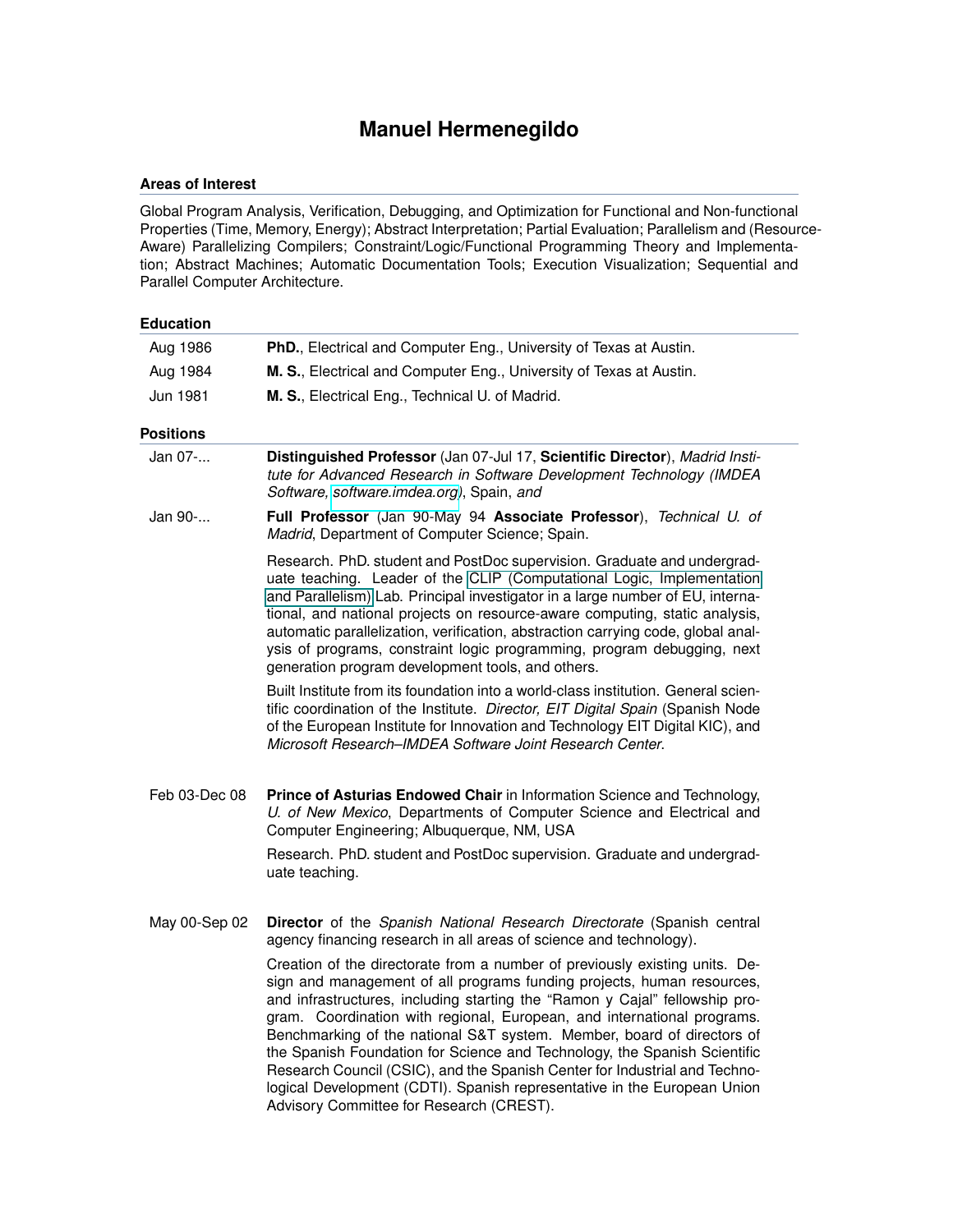# Manuel Hermenegildo

## Areas of Interest

Global Program Analysis, Verification, Debugging, and Optimization for Functional and Non-functional Properties (Time, Memory, Energy); Abstract Interpretation; Partial Evaluation; Parallelism and (Resource-Aware) Parallelizing Compilers; Constraint/Logic/Functional Programming Theory and Implementation; Abstract Machines; Automatic Documentation Tools; Execution Visualization; Sequential and Parallel Computer Architecture.

## Education

| | |
|---|---|
| Aug 1986 | **PhD.**, Electrical and Computer Eng., University of Texas at Austin. |
| Aug 1984 | **M. S.**, Electrical and Computer Eng., University of Texas at Austin. |
| Jun 1981 | **M. S.**, Electrical Eng., Technical U. of Madrid. |

## Positions

**Jan 07-...** **Distinguished Professor** (Jan 07-Jul 17, **Scientific Director**), *Madrid Institute for Advanced Research in Software Development Technology (IMDEA Software, software.imdea.org)*, Spain, *and*

**Jan 90-...** **Full Professor** (Jan 90-May 94 **Associate Professor**), *Technical U. of Madrid*, Department of Computer Science; Spain.

Research. PhD. student and PostDoc supervision. Graduate and undergraduate teaching. Leader of the CLIP (Computational Logic, Implementation and Parallelism) Lab. Principal investigator in a large number of EU, international, and national projects on resource-aware computing, static analysis, automatic parallelization, verification, abstraction carrying code, global analysis of programs, constraint logic programming, program debugging, next generation program development tools, and others.

Built Institute from its foundation into a world-class institution. General scientific coordination of the Institute. *Director, EIT Digital Spain* (Spanish Node of the European Institute for Innovation and Technology EIT Digital KIC), and *Microsoft Research–IMDEA Software Joint Research Center*.

**Feb 03-Dec 08** **Prince of Asturias Endowed Chair** in Information Science and Technology, *U. of New Mexico*, Departments of Computer Science and Electrical and Computer Engineering; Albuquerque, NM, USA

Research. PhD. student and PostDoc supervision. Graduate and undergraduate teaching.

**May 00-Sep 02** **Director** of the *Spanish National Research Directorate* (Spanish central agency financing research in all areas of science and technology).

Creation of the directorate from a number of previously existing units. Design and management of all programs funding projects, human resources, and infrastructures, including starting the "Ramon y Cajal" fellowship program. Coordination with regional, European, and international programs. Benchmarking of the national S&T system. Member, board of directors of the Spanish Foundation for Science and Technology, the Spanish Scientific Research Council (CSIC), and the Spanish Center for Industrial and Technological Development (CDTI). Spanish representative in the European Union Advisory Committee for Research (CREST).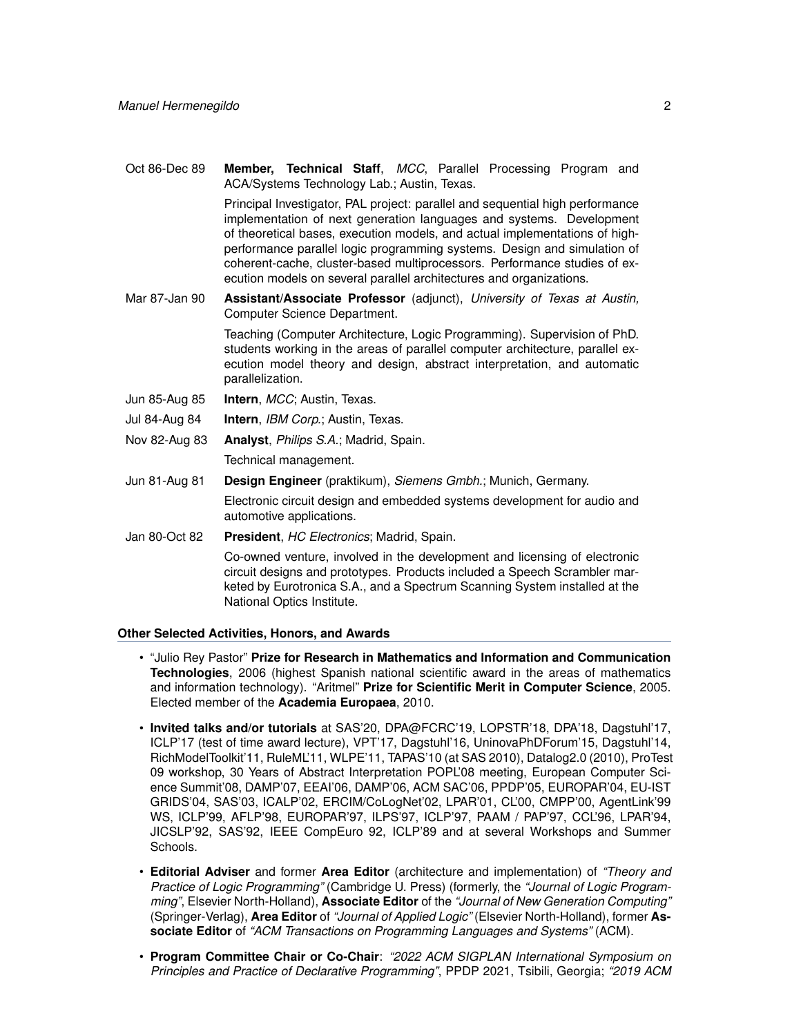Oct 86-Dec 89 **Member, Technical Staff**, *MCC*, Parallel Processing Program and ACA/Systems Technology Lab.; Austin, Texas.

Principal Investigator, PAL project: parallel and sequential high performance implementation of next generation languages and systems. Development of theoretical bases, execution models, and actual implementations of high-performance parallel logic programming systems. Design and simulation of coherent-cache, cluster-based multiprocessors. Performance studies of execution models on several parallel architectures and organizations.

Mar 87-Jan 90 **Assistant/Associate Professor** (adjunct), *University of Texas at Austin,* Computer Science Department.

Teaching (Computer Architecture, Logic Programming). Supervision of PhD. students working in the areas of parallel computer architecture, parallel execution model theory and design, abstract interpretation, and automatic parallelization.

Jun 85-Aug 85 **Intern**, *MCC*; Austin, Texas.

Jul 84-Aug 84 **Intern**, *IBM Corp.*; Austin, Texas.

Nov 82-Aug 83 **Analyst**, *Philips S.A.*; Madrid, Spain.

Technical management.

Jun 81-Aug 81 **Design Engineer** (praktikum), *Siemens Gmbh.*; Munich, Germany.

Electronic circuit design and embedded systems development for audio and automotive applications.

Jan 80-Oct 82 **President**, *HC Electronics*; Madrid, Spain.

Co-owned venture, involved in the development and licensing of electronic circuit designs and prototypes. Products included a Speech Scrambler marketed by Eurotronica S.A., and a Spectrum Scanning System installed at the National Optics Institute.

### Other Selected Activities, Honors, and Awards

- "Julio Rey Pastor" **Prize for Research in Mathematics and Information and Communication Technologies**, 2006 (highest Spanish national scientific award in the areas of mathematics and information technology). "Aritmel" **Prize for Scientific Merit in Computer Science**, 2005. Elected member of the **Academia Europaea**, 2010.
- **Invited talks and/or tutorials** at SAS'20, DPA@FCRC'19, LOPSTR'18, DPA'18, Dagstuhl'17, ICLP'17 (test of time award lecture), VPT'17, Dagstuhl'16, UninovaPhDForum'15, Dagstuhl'14, RichModelToolkit'11, RuleML'11, WLPE'11, TAPAS'10 (at SAS 2010), Datalog2.0 (2010), ProTest 09 workshop, 30 Years of Abstract Interpretation POPL'08 meeting, European Computer Science Summit'08, DAMP'07, EEAI'06, DAMP'06, ACM SAC'06, PPDP'05, EUROPAR'04, EU-IST GRIDS'04, SAS'03, ICALP'02, ERCIM/CoLogNet'02, LPAR'01, CL'00, CMPP'00, AgentLink'99 WS, ICLP'99, AFLP'98, EUROPAR'97, ILPS'97, ICLP'97, PAAM / PAP'97, CCL'96, LPAR'94, JICSLP'92, SAS'92, IEEE CompEuro 92, ICLP'89 and at several Workshops and Summer Schools.
- **Editorial Adviser** and former **Area Editor** (architecture and implementation) of *"Theory and Practice of Logic Programming"* (Cambridge U. Press) (formerly, the *"Journal of Logic Programming"*, Elsevier North-Holland), **Associate Editor** of the *"Journal of New Generation Computing"* (Springer-Verlag), **Area Editor** of *"Journal of Applied Logic"* (Elsevier North-Holland), former **Associate Editor** of *"ACM Transactions on Programming Languages and Systems"* (ACM).
- **Program Committee Chair or Co-Chair**: *"2022 ACM SIGPLAN International Symposium on Principles and Practice of Declarative Programming"*, PPDP 2021, Tsibili, Georgia; *"2019 ACM*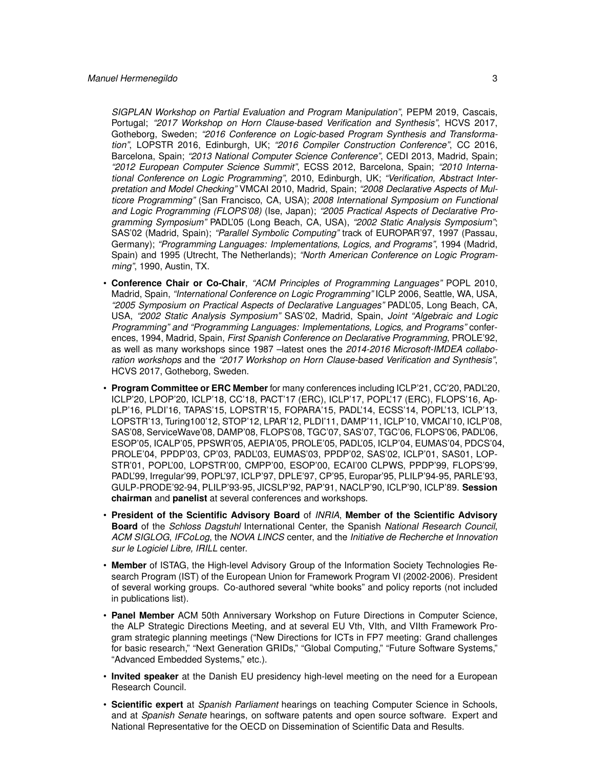*SIGPLAN Workshop on Partial Evaluation and Program Manipulation"*, PEPM 2019, Cascais, Portugal; *"2017 Workshop on Horn Clause-based Verification and Synthesis"*, HCVS 2017, Gotheborg, Sweden; *"2016 Conference on Logic-based Program Synthesis and Transformation"*, LOPSTR 2016, Edinburgh, UK; *"2016 Compiler Construction Conference"*, CC 2016, Barcelona, Spain; *"2013 National Computer Science Conference"*, CEDI 2013, Madrid, Spain; *"2012 European Computer Science Summit"*, ECSS 2012, Barcelona, Spain; *"2010 International Conference on Logic Programming"*, 2010, Edinburgh, UK; *"Verification, Abstract Interpretation and Model Checking"* VMCAI 2010, Madrid, Spain; *"2008 Declarative Aspects of Multicore Programming"* (San Francisco, CA, USA); *2008 International Symposium on Functional and Logic Programming (FLOPS'08)* (Ise, Japan); *"2005 Practical Aspects of Declarative Programming Symposium"* PADL'05 (Long Beach, CA, USA), *"2002 Static Analysis Symposium"*; SAS'02 (Madrid, Spain); *"Parallel Symbolic Computing"* track of EUROPAR'97, 1997 (Passau, Germany); *"Programming Languages: Implementations, Logics, and Programs"*, 1994 (Madrid, Spain) and 1995 (Utrecht, The Netherlands); *"North American Conference on Logic Programming"*, 1990, Austin, TX.

- **Conference Chair or Co-Chair**, *"ACM Principles of Programming Languages"* POPL 2010, Madrid, Spain, *"International Conference on Logic Programming"* ICLP 2006, Seattle, WA, USA, *"2005 Symposium on Practical Aspects of Declarative Languages"* PADL'05, Long Beach, CA, USA, *"2002 Static Analysis Symposium"* SAS'02, Madrid, Spain, *Joint "Algebraic and Logic Programming" and "Programming Languages: Implementations, Logics, and Programs"* conferences, 1994, Madrid, Spain, *First Spanish Conference on Declarative Programming*, PROLE'92, as well as many workshops since 1987 –latest ones the *2014-2016 Microsoft-IMDEA collaboration workshops* and the *"2017 Workshop on Horn Clause-based Verification and Synthesis"*, HCVS 2017, Gotheborg, Sweden.
- **Program Committee or ERC Member** for many conferences including ICLP'21, CC'20, PADL'20, ICLP'20, LPOP'20, ICLP'18, CC'18, PACT'17 (ERC), ICLP'17, POPL'17 (ERC), FLOPS'16, AppLP'16, PLDI'16, TAPAS'15, LOPSTR'15, FOPARA'15, PADL'14, ECSS'14, POPL'13, ICLP'13, LOPSTR'13, Turing100'12, STOP'12, LPAR'12, PLDI'11, DAMP'11, ICLP'10, VMCAI'10, ICLP'08, SAS'08, ServiceWave'08, DAMP'08, FLOPS'08, TGC'07, SAS'07, TGC'06, FLOPS'06, PADL'06, ESOP'05, ICALP'05, PPSWR'05, AEPIA'05, PROLE'05, PADL'05, ICLP'04, EUMAS'04, PDCS'04, PROLE'04, PPDP'03, CP'03, PADL'03, EUMAS'03, PPDP'02, SAS'02, ICLP'01, SAS01, LOPSTR'01, POPL'00, LOPSTR'00, CMPP'00, ESOP'00, ECAI'00 CLPWS, PPDP'99, FLOPS'99, PADL'99, Irregular'99, POPL'97, ICLP'97, DPLE'97, CP'95, Europar'95, PLILP'94-95, PARLE'93, GULP-PRODE'92-94, PLILP'93-95, JICSLP'92, PAP'91, NACLP'90, ICLP'90, ICLP'89. **Session chairman** and **panelist** at several conferences and workshops.
- **President of the Scientific Advisory Board** of *INRIA*, **Member of the Scientific Advisory Board** of the *Schloss Dagstuhl* International Center, the Spanish *National Research Council*, *ACM SIGLOG*, *IFCoLog*, the *NOVA LINCS* center, and the *Initiative de Recherche et Innovation sur le Logiciel Libre, IRILL* center.
- **Member** of ISTAG, the High-level Advisory Group of the Information Society Technologies Research Program (IST) of the European Union for Framework Program VI (2002-2006). President of several working groups. Co-authored several "white books" and policy reports (not included in publications list).
- **Panel Member** ACM 50th Anniversary Workshop on Future Directions in Computer Science, the ALP Strategic Directions Meeting, and at several EU Vth, VIth, and VIIth Framework Program strategic planning meetings ("New Directions for ICTs in FP7 meeting: Grand challenges for basic research," "Next Generation GRIDs," "Global Computing," "Future Software Systems," "Advanced Embedded Systems," etc.).
- **Invited speaker** at the Danish EU presidency high-level meeting on the need for a European Research Council.
- **Scientific expert** at *Spanish Parliament* hearings on teaching Computer Science in Schools, and at *Spanish Senate* hearings, on software patents and open source software. Expert and National Representative for the OECD on Dissemination of Scientific Data and Results.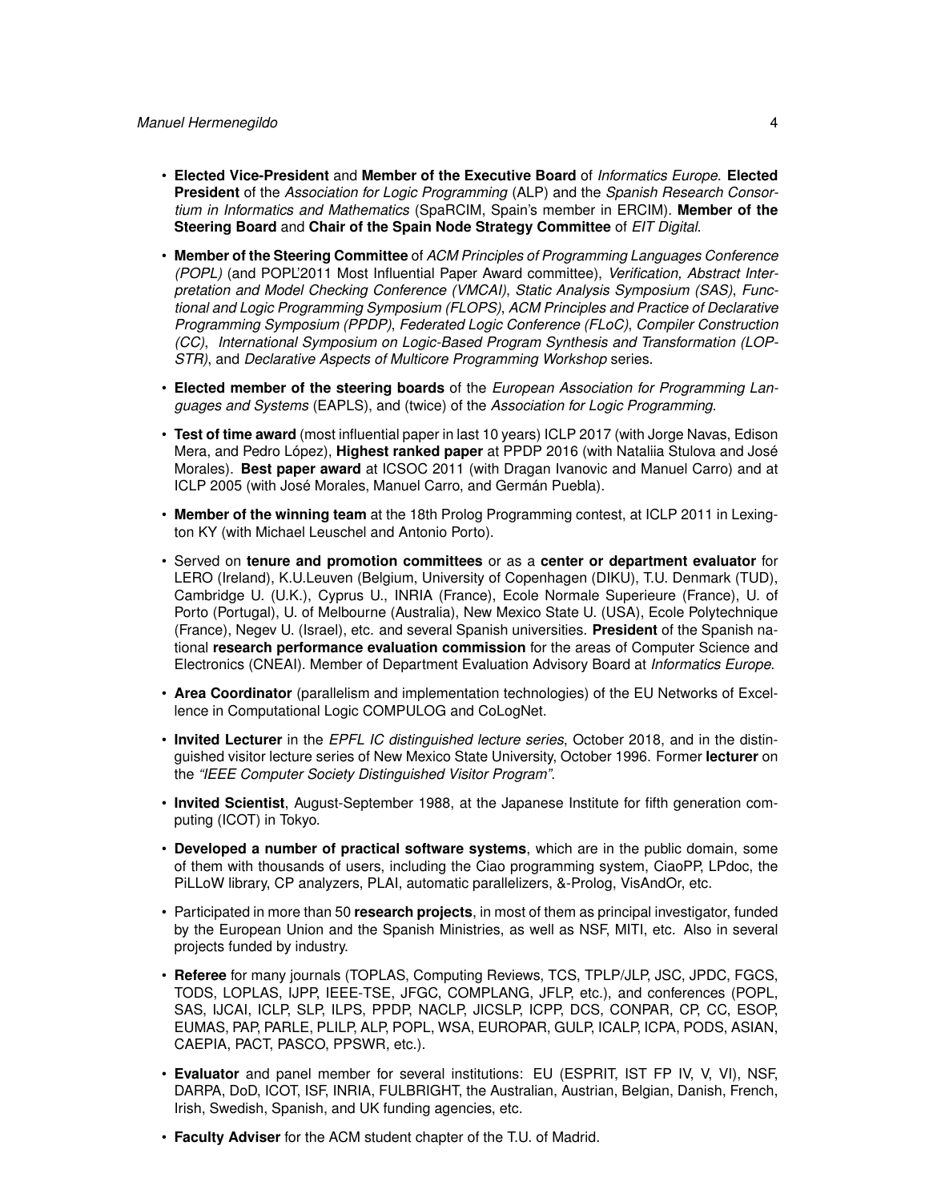- **Elected Vice-President** and **Member of the Executive Board** of *Informatics Europe*. **Elected President** of the *Association for Logic Programming* (ALP) and the *Spanish Research Consortium in Informatics and Mathematics* (SpaRCIM, Spain's member in ERCIM). **Member of the Steering Board** and **Chair of the Spain Node Strategy Committee** of *EIT Digital*.

- **Member of the Steering Committee** of *ACM Principles of Programming Languages Conference (POPL)* (and POPL'2011 Most Influential Paper Award committee), *Verification, Abstract Interpretation and Model Checking Conference (VMCAI)*, *Static Analysis Symposium (SAS)*, *Functional and Logic Programming Symposium (FLOPS)*, *ACM Principles and Practice of Declarative Programming Symposium (PPDP)*, *Federated Logic Conference (FLoC)*, *Compiler Construction (CC)*, *International Symposium on Logic-Based Program Synthesis and Transformation (LOPSTR)*, and *Declarative Aspects of Multicore Programming Workshop* series.

- **Elected member of the steering boards** of the *European Association for Programming Languages and Systems* (EAPLS), and (twice) of the *Association for Logic Programming*.

- **Test of time award** (most influential paper in last 10 years) ICLP 2017 (with Jorge Navas, Edison Mera, and Pedro López), **Highest ranked paper** at PPDP 2016 (with Nataliia Stulova and José Morales). **Best paper award** at ICSOC 2011 (with Dragan Ivanovic and Manuel Carro) and at ICLP 2005 (with José Morales, Manuel Carro, and Germán Puebla).

- **Member of the winning team** at the 18th Prolog Programming contest, at ICLP 2011 in Lexington KY (with Michael Leuschel and Antonio Porto).

- Served on **tenure and promotion committees** or as a **center or department evaluator** for LERO (Ireland), K.U.Leuven (Belgium, University of Copenhagen (DIKU), T.U. Denmark (TUD), Cambridge U. (U.K.), Cyprus U., INRIA (France), Ecole Normale Superieure (France), U. of Porto (Portugal), U. of Melbourne (Australia), New Mexico State U. (USA), Ecole Polytechnique (France), Negev U. (Israel), etc. and several Spanish universities. **President** of the Spanish national **research performance evaluation commission** for the areas of Computer Science and Electronics (CNEAI). Member of Department Evaluation Advisory Board at *Informatics Europe*.

- **Area Coordinator** (parallelism and implementation technologies) of the EU Networks of Excellence in Computational Logic COMPULOG and CoLogNet.

- **Invited Lecturer** in the *EPFL IC distinguished lecture series*, October 2018, and in the distinguished visitor lecture series of New Mexico State University, October 1996. Former **lecturer** on the *"IEEE Computer Society Distinguished Visitor Program"*.

- **Invited Scientist**, August-September 1988, at the Japanese Institute for fifth generation computing (ICOT) in Tokyo.

- **Developed a number of practical software systems**, which are in the public domain, some of them with thousands of users, including the Ciao programming system, CiaoPP, LPdoc, the PiLLoW library, CP analyzers, PLAI, automatic parallelizers, &-Prolog, VisAndOr, etc.

- Participated in more than 50 **research projects**, in most of them as principal investigator, funded by the European Union and the Spanish Ministries, as well as NSF, MITI, etc. Also in several projects funded by industry.

- **Referee** for many journals (TOPLAS, Computing Reviews, TCS, TPLP/JLP, JSC, JPDC, FGCS, TODS, LOPLAS, IJPP, IEEE-TSE, JFGC, COMPLANG, JFLP, etc.), and conferences (POPL, SAS, IJCAI, ICLP, SLP, ILPS, PPDP, NACLP, JICSLP, ICPP, DCS, CONPAR, CP, CC, ESOP, EUMAS, PAP, PARLE, PLILP, ALP, POPL, WSA, EUROPAR, GULP, ICALP, ICPA, PODS, ASIAN, CAEPIA, PACT, PASCO, PPSWR, etc.).

- **Evaluator** and panel member for several institutions: EU (ESPRIT, IST FP IV, V, VI), NSF, DARPA, DoD, ICOT, ISF, INRIA, FULBRIGHT, the Australian, Austrian, Belgian, Danish, French, Irish, Swedish, Spanish, and UK funding agencies, etc.

- **Faculty Adviser** for the ACM student chapter of the T.U. of Madrid.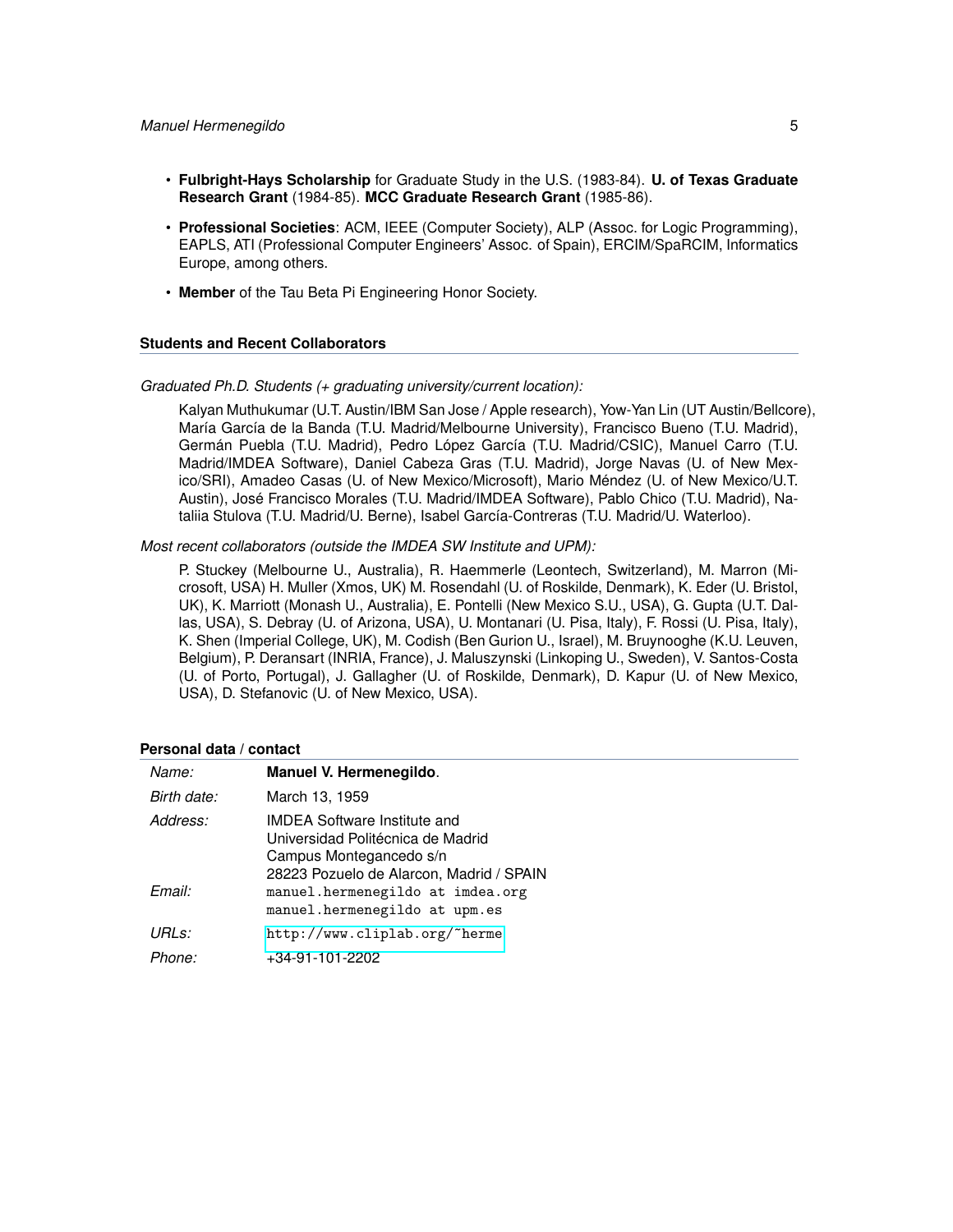- **Fulbright-Hays Scholarship** for Graduate Study in the U.S. (1983-84). **U. of Texas Graduate Research Grant** (1984-85). **MCC Graduate Research Grant** (1985-86).
- **Professional Societies**: ACM, IEEE (Computer Society), ALP (Assoc. for Logic Programming), EAPLS, ATI (Professional Computer Engineers' Assoc. of Spain), ERCIM/SpaRCIM, Informatics Europe, among others.
- **Member** of the Tau Beta Pi Engineering Honor Society.

## Students and Recent Collaborators

*Graduated Ph.D. Students (+ graduating university/current location):*

Kalyan Muthukumar (U.T. Austin/IBM San Jose / Apple research), Yow-Yan Lin (UT Austin/Bellcore), María García de la Banda (T.U. Madrid/Melbourne University), Francisco Bueno (T.U. Madrid), Germán Puebla (T.U. Madrid), Pedro López García (T.U. Madrid/CSIC), Manuel Carro (T.U. Madrid/IMDEA Software), Daniel Cabeza Gras (T.U. Madrid), Jorge Navas (U. of New Mexico/SRI), Amadeo Casas (U. of New Mexico/Microsoft), Mario Méndez (U. of New Mexico/U.T. Austin), José Francisco Morales (T.U. Madrid/IMDEA Software), Pablo Chico (T.U. Madrid), Nataliia Stulova (T.U. Madrid/U. Berne), Isabel García-Contreras (T.U. Madrid/U. Waterloo).

*Most recent collaborators (outside the IMDEA SW Institute and UPM):*

P. Stuckey (Melbourne U., Australia), R. Haemmerle (Leontech, Switzerland), M. Marron (Microsoft, USA) H. Muller (Xmos, UK) M. Rosendahl (U. of Roskilde, Denmark), K. Eder (U. Bristol, UK), K. Marriott (Monash U., Australia), E. Pontelli (New Mexico S.U., USA), G. Gupta (U.T. Dallas, USA), S. Debray (U. of Arizona, USA), U. Montanari (U. Pisa, Italy), F. Rossi (U. Pisa, Italy), K. Shen (Imperial College, UK), M. Codish (Ben Gurion U., Israel), M. Bruynooghe (K.U. Leuven, Belgium), P. Deransart (INRIA, France), J. Maluszynski (Linkoping U., Sweden), V. Santos-Costa (U. of Porto, Portugal), J. Gallagher (U. of Roskilde, Denmark), D. Kapur (U. of New Mexico, USA), D. Stefanovic (U. of New Mexico, USA).

## Personal data / contact

| | |
|---|---|
| *Name:* | **Manuel V. Hermenegildo**. |
| *Birth date:* | March 13, 1959 |
| *Address:* | IMDEA Software Institute and<br>Universidad Politécnica de Madrid<br>Campus Montegancedo s/n<br>28223 Pozuelo de Alarcon, Madrid / SPAIN |
| *Email:* | `manuel.hermenegildo at imdea.org`<br>`manuel.hermenegildo at upm.es` |
| *URLs:* | `http://www.cliplab.org/~herme` |
| *Phone:* | +34-91-101-2202 |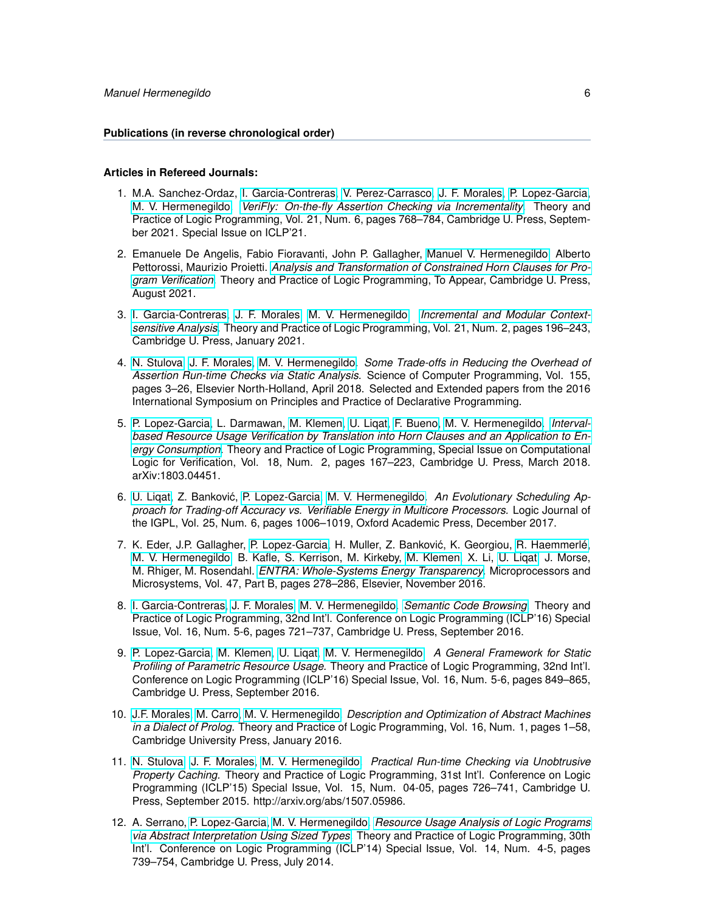### Publications (in reverse chronological order)

#### Articles in Refereed Journals:

1. M.A. Sanchez-Ordaz, I. Garcia-Contreras, V. Perez-Carrasco, J. F. Morales, P. Lopez-Garcia, M. V. Hermenegildo. *VeriFly: On-the-fly Assertion Checking via Incrementality.* Theory and Practice of Logic Programming, Vol. 21, Num. 6, pages 768–784, Cambridge U. Press, September 2021. Special Issue on ICLP'21.

2. Emanuele De Angelis, Fabio Fioravanti, John P. Gallagher, Manuel V. Hermenegildo, Alberto Pettorossi, Maurizio Proietti. *Analysis and Transformation of Constrained Horn Clauses for Program Verification.* Theory and Practice of Logic Programming, To Appear, Cambridge U. Press, August 2021.

3. I. Garcia-Contreras, J. F. Morales, M. V. Hermenegildo. *Incremental and Modular Context-sensitive Analysis.* Theory and Practice of Logic Programming, Vol. 21, Num. 2, pages 196–243, Cambridge U. Press, January 2021.

4. N. Stulova, J. F. Morales, M. V. Hermenegildo. *Some Trade-offs in Reducing the Overhead of Assertion Run-time Checks via Static Analysis.* Science of Computer Programming, Vol. 155, pages 3–26, Elsevier North-Holland, April 2018. Selected and Extended papers from the 2016 International Symposium on Principles and Practice of Declarative Programming.

5. P. Lopez-Garcia, L. Darmawan, M. Klemen, U. Liqat, F. Bueno, M. V. Hermenegildo. *Interval-based Resource Usage Verification by Translation into Horn Clauses and an Application to Energy Consumption.* Theory and Practice of Logic Programming, Special Issue on Computational Logic for Verification, Vol. 18, Num. 2, pages 167–223, Cambridge U. Press, March 2018. arXiv:1803.04451.

6. U. Liqat, Z. Banković, P. Lopez-Garcia, M. V. Hermenegildo. *An Evolutionary Scheduling Approach for Trading-off Accuracy vs. Verifiable Energy in Multicore Processors.* Logic Journal of the IGPL, Vol. 25, Num. 6, pages 1006–1019, Oxford Academic Press, December 2017.

7. K. Eder, J.P. Gallagher, P. Lopez-Garcia, H. Muller, Z. Banković, K. Georgiou, R. Haemmerlé, M. V. Hermenegildo, B. Kafle, S. Kerrison, M. Kirkeby, M. Klemen, X. Li, U. Liqat, J. Morse, M. Rhiger, M. Rosendahl. *ENTRA: Whole-Systems Energy Transparency.* Microprocessors and Microsystems, Vol. 47, Part B, pages 278–286, Elsevier, November 2016.

8. I. Garcia-Contreras, J. F. Morales, M. V. Hermenegildo. *Semantic Code Browsing.* Theory and Practice of Logic Programming, 32nd Int'l. Conference on Logic Programming (ICLP'16) Special Issue, Vol. 16, Num. 5-6, pages 721–737, Cambridge U. Press, September 2016.

9. P. Lopez-Garcia, M. Klemen, U. Liqat, M. V. Hermenegildo. *A General Framework for Static Profiling of Parametric Resource Usage.* Theory and Practice of Logic Programming, 32nd Int'l. Conference on Logic Programming (ICLP'16) Special Issue, Vol. 16, Num. 5-6, pages 849–865, Cambridge U. Press, September 2016.

10. J.F. Morales, M. Carro, M. V. Hermenegildo. *Description and Optimization of Abstract Machines in a Dialect of Prolog.* Theory and Practice of Logic Programming, Vol. 16, Num. 1, pages 1–58, Cambridge University Press, January 2016.

11. N. Stulova, J. F. Morales, M. V. Hermenegildo. *Practical Run-time Checking via Unobtrusive Property Caching.* Theory and Practice of Logic Programming, 31st Int'l. Conference on Logic Programming (ICLP'15) Special Issue, Vol. 15, Num. 04-05, pages 726–741, Cambridge U. Press, September 2015. http://arxiv.org/abs/1507.05986.

12. A. Serrano, P. Lopez-Garcia, M. V. Hermenegildo. *Resource Usage Analysis of Logic Programs via Abstract Interpretation Using Sized Types.* Theory and Practice of Logic Programming, 30th Int'l. Conference on Logic Programming (ICLP'14) Special Issue, Vol. 14, Num. 4-5, pages 739–754, Cambridge U. Press, July 2014.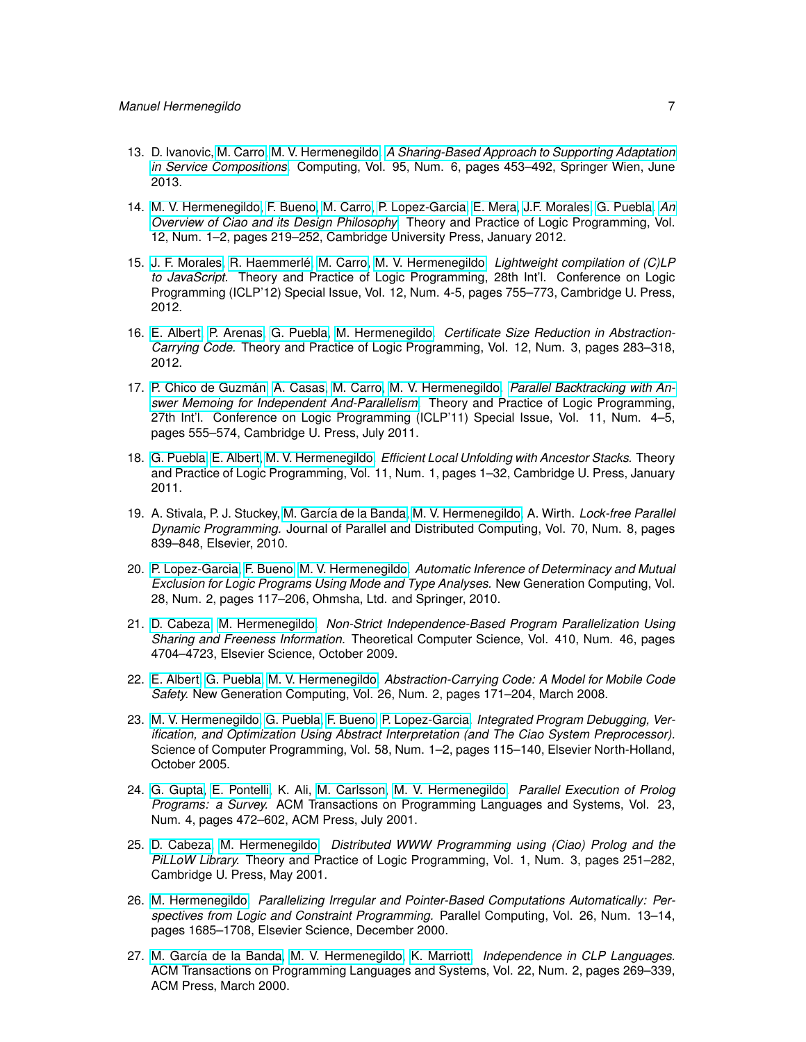13. D. Ivanovic, M. Carro, M. V. Hermenegildo. *A Sharing-Based Approach to Supporting Adaptation in Service Compositions*. Computing, Vol. 95, Num. 6, pages 453–492, Springer Wien, June 2013.

14. M. V. Hermenegildo, F. Bueno, M. Carro, P. Lopez-Garcia, E. Mera, J.F. Morales, G. Puebla. *An Overview of Ciao and its Design Philosophy*. Theory and Practice of Logic Programming, Vol. 12, Num. 1–2, pages 219–252, Cambridge University Press, January 2012.

15. J. F. Morales, R. Haemmerlé, M. Carro, M. V. Hermenegildo. *Lightweight compilation of (C)LP to JavaScript.* Theory and Practice of Logic Programming, 28th Int'l. Conference on Logic Programming (ICLP'12) Special Issue, Vol. 12, Num. 4-5, pages 755–773, Cambridge U. Press, 2012.

16. E. Albert, P. Arenas, G. Puebla, M. Hermenegildo. *Certificate Size Reduction in Abstraction-Carrying Code.* Theory and Practice of Logic Programming, Vol. 12, Num. 3, pages 283–318, 2012.

17. P. Chico de Guzmán, A. Casas, M. Carro, M. V. Hermenegildo. *Parallel Backtracking with Answer Memoing for Independent And-Parallelism*. Theory and Practice of Logic Programming, 27th Int'l. Conference on Logic Programming (ICLP'11) Special Issue, Vol. 11, Num. 4–5, pages 555–574, Cambridge U. Press, July 2011.

18. G. Puebla, E. Albert, M. V. Hermenegildo. *Efficient Local Unfolding with Ancestor Stacks.* Theory and Practice of Logic Programming, Vol. 11, Num. 1, pages 1–32, Cambridge U. Press, January 2011.

19. A. Stivala, P. J. Stuckey, M. García de la Banda, M. V. Hermenegildo, A. Wirth. *Lock-free Parallel Dynamic Programming*. Journal of Parallel and Distributed Computing, Vol. 70, Num. 8, pages 839–848, Elsevier, 2010.

20. P. Lopez-Garcia, F. Bueno, M. V. Hermenegildo. *Automatic Inference of Determinacy and Mutual Exclusion for Logic Programs Using Mode and Type Analyses*. New Generation Computing, Vol. 28, Num. 2, pages 117–206, Ohmsha, Ltd. and Springer, 2010.

21. D. Cabeza, M. Hermenegildo. *Non-Strict Independence-Based Program Parallelization Using Sharing and Freeness Information.* Theoretical Computer Science, Vol. 410, Num. 46, pages 4704–4723, Elsevier Science, October 2009.

22. E. Albert, G. Puebla, M. V. Hermenegildo. *Abstraction-Carrying Code: A Model for Mobile Code Safety.* New Generation Computing, Vol. 26, Num. 2, pages 171–204, March 2008.

23. M. V. Hermenegildo, G. Puebla, F. Bueno, P. Lopez-Garcia. *Integrated Program Debugging, Verification, and Optimization Using Abstract Interpretation (and The Ciao System Preprocessor).* Science of Computer Programming, Vol. 58, Num. 1–2, pages 115–140, Elsevier North-Holland, October 2005.

24. G. Gupta, E. Pontelli, K. Ali, M. Carlsson, M. V. Hermenegildo. *Parallel Execution of Prolog Programs: a Survey.* ACM Transactions on Programming Languages and Systems, Vol. 23, Num. 4, pages 472–602, ACM Press, July 2001.

25. D. Cabeza, M. Hermenegildo. *Distributed WWW Programming using (Ciao) Prolog and the PiLLoW Library.* Theory and Practice of Logic Programming, Vol. 1, Num. 3, pages 251–282, Cambridge U. Press, May 2001.

26. M. Hermenegildo. *Parallelizing Irregular and Pointer-Based Computations Automatically: Perspectives from Logic and Constraint Programming.* Parallel Computing, Vol. 26, Num. 13–14, pages 1685–1708, Elsevier Science, December 2000.

27. M. García de la Banda, M. V. Hermenegildo, K. Marriott. *Independence in CLP Languages.* ACM Transactions on Programming Languages and Systems, Vol. 22, Num. 2, pages 269–339, ACM Press, March 2000.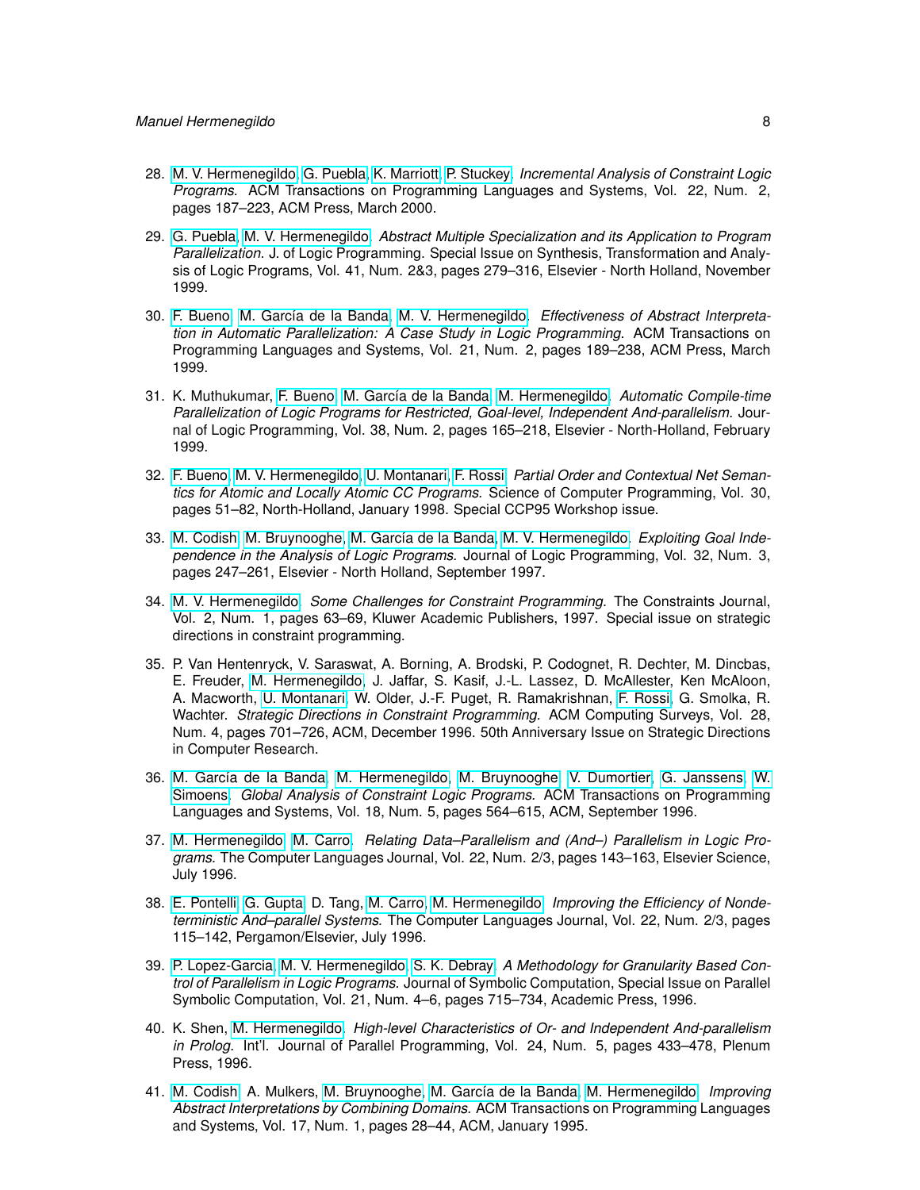28. M. V. Hermenegildo, G. Puebla, K. Marriott, P. Stuckey. *Incremental Analysis of Constraint Logic Programs.* ACM Transactions on Programming Languages and Systems, Vol. 22, Num. 2, pages 187–223, ACM Press, March 2000.

29. G. Puebla, M. V. Hermenegildo. *Abstract Multiple Specialization and its Application to Program Parallelization.* J. of Logic Programming. Special Issue on Synthesis, Transformation and Analysis of Logic Programs, Vol. 41, Num. 2&3, pages 279–316, Elsevier - North Holland, November 1999.

30. F. Bueno, M. García de la Banda, M. V. Hermenegildo. *Effectiveness of Abstract Interpretation in Automatic Parallelization: A Case Study in Logic Programming.* ACM Transactions on Programming Languages and Systems, Vol. 21, Num. 2, pages 189–238, ACM Press, March 1999.

31. K. Muthukumar, F. Bueno, M. García de la Banda, M. Hermenegildo. *Automatic Compile-time Parallelization of Logic Programs for Restricted, Goal-level, Independent And-parallelism.* Journal of Logic Programming, Vol. 38, Num. 2, pages 165–218, Elsevier - North-Holland, February 1999.

32. F. Bueno, M. V. Hermenegildo, U. Montanari, F. Rossi. *Partial Order and Contextual Net Semantics for Atomic and Locally Atomic CC Programs.* Science of Computer Programming, Vol. 30, pages 51–82, North-Holland, January 1998. Special CCP95 Workshop issue.

33. M. Codish, M. Bruynooghe, M. García de la Banda, M. V. Hermenegildo. *Exploiting Goal Independence in the Analysis of Logic Programs.* Journal of Logic Programming, Vol. 32, Num. 3, pages 247–261, Elsevier - North Holland, September 1997.

34. M. V. Hermenegildo. *Some Challenges for Constraint Programming.* The Constraints Journal, Vol. 2, Num. 1, pages 63–69, Kluwer Academic Publishers, 1997. Special issue on strategic directions in constraint programming.

35. P. Van Hentenryck, V. Saraswat, A. Borning, A. Brodski, P. Codognet, R. Dechter, M. Dincbas, E. Freuder, M. Hermenegildo, J. Jaffar, S. Kasif, J.-L. Lassez, D. McAllester, Ken McAloon, A. Macworth, U. Montanari, W. Older, J.-F. Puget, R. Ramakrishnan, F. Rossi, G. Smolka, R. Wachter. *Strategic Directions in Constraint Programming.* ACM Computing Surveys, Vol. 28, Num. 4, pages 701–726, ACM, December 1996. 50th Anniversary Issue on Strategic Directions in Computer Research.

36. M. García de la Banda, M. Hermenegildo, M. Bruynooghe, V. Dumortier, G. Janssens, W. Simoens. *Global Analysis of Constraint Logic Programs.* ACM Transactions on Programming Languages and Systems, Vol. 18, Num. 5, pages 564–615, ACM, September 1996.

37. M. Hermenegildo, M. Carro. *Relating Data–Parallelism and (And–) Parallelism in Logic Programs.* The Computer Languages Journal, Vol. 22, Num. 2/3, pages 143–163, Elsevier Science, July 1996.

38. E. Pontelli, G. Gupta, D. Tang, M. Carro, M. Hermenegildo. *Improving the Efficiency of Nondeterministic And–parallel Systems.* The Computer Languages Journal, Vol. 22, Num. 2/3, pages 115–142, Pergamon/Elsevier, July 1996.

39. P. Lopez-Garcia, M. V. Hermenegildo, S. K. Debray. *A Methodology for Granularity Based Control of Parallelism in Logic Programs.* Journal of Symbolic Computation, Special Issue on Parallel Symbolic Computation, Vol. 21, Num. 4–6, pages 715–734, Academic Press, 1996.

40. K. Shen, M. Hermenegildo. *High-level Characteristics of Or- and Independent And-parallelism in Prolog.* Int'l. Journal of Parallel Programming, Vol. 24, Num. 5, pages 433–478, Plenum Press, 1996.

41. M. Codish, A. Mulkers, M. Bruynooghe, M. García de la Banda, M. Hermenegildo. *Improving Abstract Interpretations by Combining Domains.* ACM Transactions on Programming Languages and Systems, Vol. 17, Num. 1, pages 28–44, ACM, January 1995.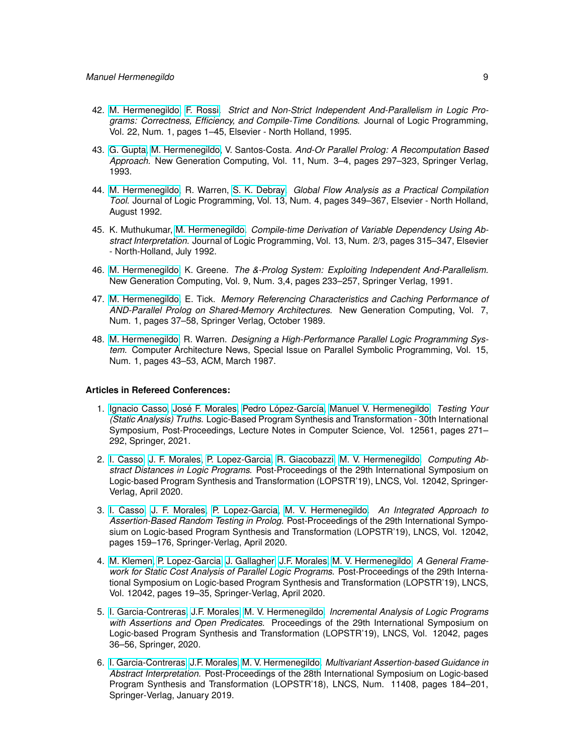42. M. Hermenegildo, F. Rossi. *Strict and Non-Strict Independent And-Parallelism in Logic Programs: Correctness, Efficiency, and Compile-Time Conditions.* Journal of Logic Programming, Vol. 22, Num. 1, pages 1–45, Elsevier - North Holland, 1995.

43. G. Gupta, M. Hermenegildo, V. Santos-Costa. *And-Or Parallel Prolog: A Recomputation Based Approach.* New Generation Computing, Vol. 11, Num. 3–4, pages 297–323, Springer Verlag, 1993.

44. M. Hermenegildo, R. Warren, S. K. Debray. *Global Flow Analysis as a Practical Compilation Tool.* Journal of Logic Programming, Vol. 13, Num. 4, pages 349–367, Elsevier - North Holland, August 1992.

45. K. Muthukumar, M. Hermenegildo. *Compile-time Derivation of Variable Dependency Using Abstract Interpretation.* Journal of Logic Programming, Vol. 13, Num. 2/3, pages 315–347, Elsevier - North-Holland, July 1992.

46. M. Hermenegildo, K. Greene. *The &-Prolog System: Exploiting Independent And-Parallelism.* New Generation Computing, Vol. 9, Num. 3,4, pages 233–257, Springer Verlag, 1991.

47. M. Hermenegildo, E. Tick. *Memory Referencing Characteristics and Caching Performance of AND-Parallel Prolog on Shared-Memory Architectures.* New Generation Computing, Vol. 7, Num. 1, pages 37–58, Springer Verlag, October 1989.

48. M. Hermenegildo, R. Warren. *Designing a High-Performance Parallel Logic Programming System.* Computer Architecture News, Special Issue on Parallel Symbolic Programming, Vol. 15, Num. 1, pages 43–53, ACM, March 1987.

**Articles in Refereed Conferences:**

1. Ignacio Casso, José F. Morales, Pedro López-García, Manuel V. Hermenegildo. *Testing Your (Static Analysis) Truths.* Logic-Based Program Synthesis and Transformation - 30th International Symposium, Post-Proceedings, Lecture Notes in Computer Science, Vol. 12561, pages 271–292, Springer, 2021.

2. I. Casso, J. F. Morales, P. Lopez-Garcia, R. Giacobazzi, M. V. Hermenegildo. *Computing Abstract Distances in Logic Programs.* Post-Proceedings of the 29th International Symposium on Logic-based Program Synthesis and Transformation (LOPSTR'19), LNCS, Vol. 12042, Springer-Verlag, April 2020.

3. I. Casso, J. F. Morales, P. Lopez-Garcia, M. V. Hermenegildo. *An Integrated Approach to Assertion-Based Random Testing in Prolog.* Post-Proceedings of the 29th International Symposium on Logic-based Program Synthesis and Transformation (LOPSTR'19), LNCS, Vol. 12042, pages 159–176, Springer-Verlag, April 2020.

4. M. Klemen, P. Lopez-Garcia, J. Gallagher, J.F. Morales, M. V. Hermenegildo. *A General Framework for Static Cost Analysis of Parallel Logic Programs.* Post-Proceedings of the 29th International Symposium on Logic-based Program Synthesis and Transformation (LOPSTR'19), LNCS, Vol. 12042, pages 19–35, Springer-Verlag, April 2020.

5. I. Garcia-Contreras, J.F. Morales, M. V. Hermenegildo. *Incremental Analysis of Logic Programs with Assertions and Open Predicates.* Proceedings of the 29th International Symposium on Logic-based Program Synthesis and Transformation (LOPSTR'19), LNCS, Vol. 12042, pages 36–56, Springer, 2020.

6. I. Garcia-Contreras, J.F. Morales, M. V. Hermenegildo. *Multivariant Assertion-based Guidance in Abstract Interpretation.* Post-Proceedings of the 28th International Symposium on Logic-based Program Synthesis and Transformation (LOPSTR'18), LNCS, Num. 11408, pages 184–201, Springer-Verlag, January 2019.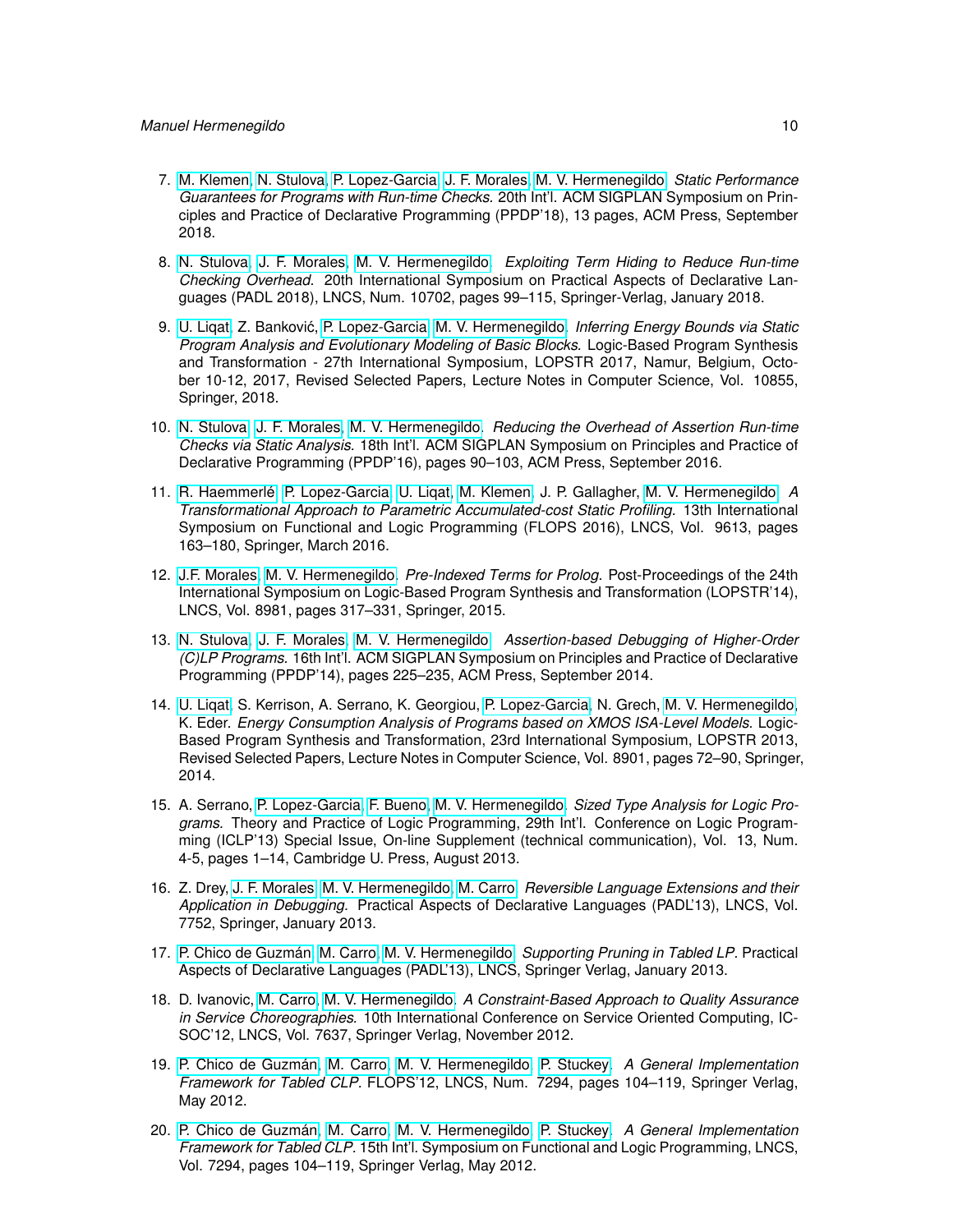7. M. Klemen, N. Stulova, P. Lopez-Garcia, J. F. Morales, M. V. Hermenegildo. *Static Performance Guarantees for Programs with Run-time Checks.* 20th Int'l. ACM SIGPLAN Symposium on Principles and Practice of Declarative Programming (PPDP'18), 13 pages, ACM Press, September 2018.

8. N. Stulova, J. F. Morales, M. V. Hermenegildo. *Exploiting Term Hiding to Reduce Run-time Checking Overhead.* 20th International Symposium on Practical Aspects of Declarative Languages (PADL 2018), LNCS, Num. 10702, pages 99–115, Springer-Verlag, January 2018.

9. U. Liqat, Z. Banković, P. Lopez-Garcia, M. V. Hermenegildo. *Inferring Energy Bounds via Static Program Analysis and Evolutionary Modeling of Basic Blocks.* Logic-Based Program Synthesis and Transformation - 27th International Symposium, LOPSTR 2017, Namur, Belgium, October 10-12, 2017, Revised Selected Papers, Lecture Notes in Computer Science, Vol. 10855, Springer, 2018.

10. N. Stulova, J. F. Morales, M. V. Hermenegildo. *Reducing the Overhead of Assertion Run-time Checks via Static Analysis.* 18th Int'l. ACM SIGPLAN Symposium on Principles and Practice of Declarative Programming (PPDP'16), pages 90–103, ACM Press, September 2016.

11. R. Haemmerlé, P. Lopez-Garcia, U. Liqat, M. Klemen, J. P. Gallagher, M. V. Hermenegildo. *A Transformational Approach to Parametric Accumulated-cost Static Profiling.* 13th International Symposium on Functional and Logic Programming (FLOPS 2016), LNCS, Vol. 9613, pages 163–180, Springer, March 2016.

12. J.F. Morales, M. V. Hermenegildo. *Pre-Indexed Terms for Prolog.* Post-Proceedings of the 24th International Symposium on Logic-Based Program Synthesis and Transformation (LOPSTR'14), LNCS, Vol. 8981, pages 317–331, Springer, 2015.

13. N. Stulova, J. F. Morales, M. V. Hermenegildo. *Assertion-based Debugging of Higher-Order (C)LP Programs.* 16th Int'l. ACM SIGPLAN Symposium on Principles and Practice of Declarative Programming (PPDP'14), pages 225–235, ACM Press, September 2014.

14. U. Liqat, S. Kerrison, A. Serrano, K. Georgiou, P. Lopez-Garcia, N. Grech, M. V. Hermenegildo, K. Eder. *Energy Consumption Analysis of Programs based on XMOS ISA-Level Models.* Logic-Based Program Synthesis and Transformation, 23rd International Symposium, LOPSTR 2013, Revised Selected Papers, Lecture Notes in Computer Science, Vol. 8901, pages 72–90, Springer, 2014.

15. A. Serrano, P. Lopez-Garcia, F. Bueno, M. V. Hermenegildo. *Sized Type Analysis for Logic Programs.* Theory and Practice of Logic Programming, 29th Int'l. Conference on Logic Programming (ICLP'13) Special Issue, On-line Supplement (technical communication), Vol. 13, Num. 4-5, pages 1–14, Cambridge U. Press, August 2013.

16. Z. Drey, J. F. Morales, M. V. Hermenegildo, M. Carro. *Reversible Language Extensions and their Application in Debugging.* Practical Aspects of Declarative Languages (PADL'13), LNCS, Vol. 7752, Springer, January 2013.

17. P. Chico de Guzmán, M. Carro, M. V. Hermenegildo. *Supporting Pruning in Tabled LP.* Practical Aspects of Declarative Languages (PADL'13), LNCS, Springer Verlag, January 2013.

18. D. Ivanovic, M. Carro, M. V. Hermenegildo. *A Constraint-Based Approach to Quality Assurance in Service Choreographies.* 10th International Conference on Service Oriented Computing, ICSOC'12, LNCS, Vol. 7637, Springer Verlag, November 2012.

19. P. Chico de Guzmán, M. Carro, M. V. Hermenegildo, P. Stuckey. *A General Implementation Framework for Tabled CLP.* FLOPS'12, LNCS, Num. 7294, pages 104–119, Springer Verlag, May 2012.

20. P. Chico de Guzmán, M. Carro, M. V. Hermenegildo, P. Stuckey. *A General Implementation Framework for Tabled CLP.* 15th Int'l. Symposium on Functional and Logic Programming, LNCS, Vol. 7294, pages 104–119, Springer Verlag, May 2012.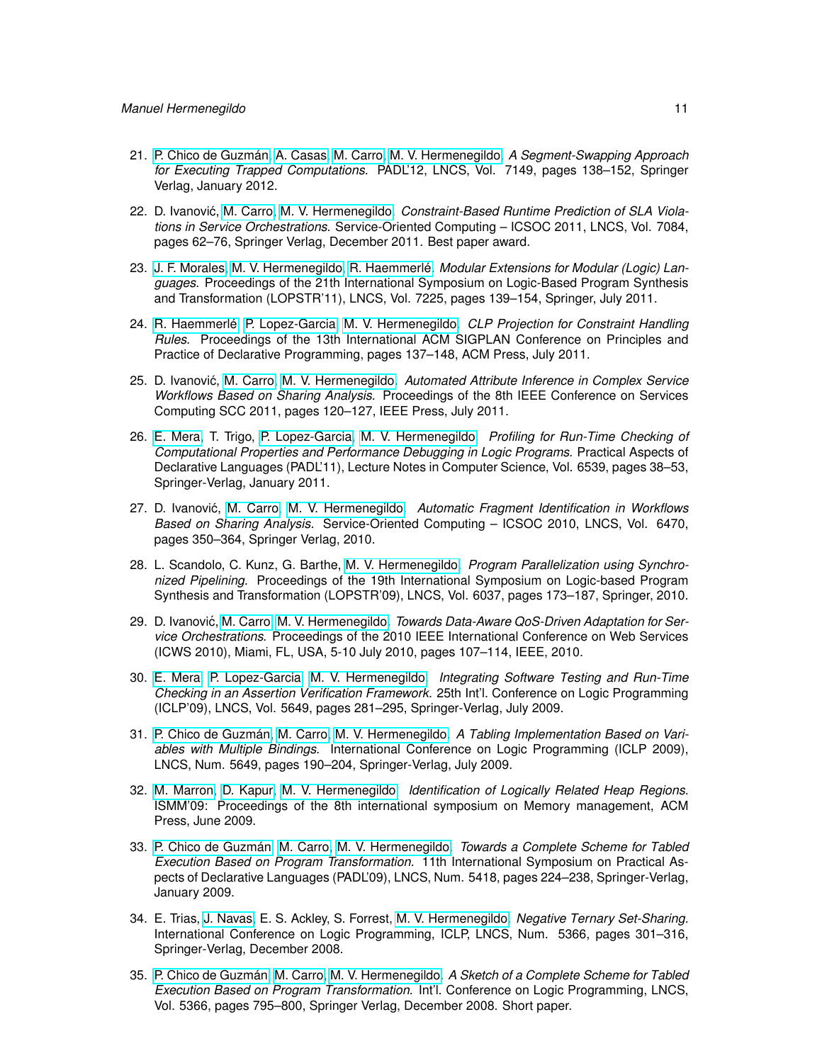21. P. Chico de Guzmán, A. Casas, M. Carro, M. V. Hermenegildo. *A Segment-Swapping Approach for Executing Trapped Computations.* PADL'12, LNCS, Vol. 7149, pages 138–152, Springer Verlag, January 2012.

22. D. Ivanović, M. Carro, M. V. Hermenegildo. *Constraint-Based Runtime Prediction of SLA Violations in Service Orchestrations.* Service-Oriented Computing – ICSOC 2011, LNCS, Vol. 7084, pages 62–76, Springer Verlag, December 2011. Best paper award.

23. J. F. Morales, M. V. Hermenegildo, R. Haemmerlé. *Modular Extensions for Modular (Logic) Languages.* Proceedings of the 21th International Symposium on Logic-Based Program Synthesis and Transformation (LOPSTR'11), LNCS, Vol. 7225, pages 139–154, Springer, July 2011.

24. R. Haemmerlé, P. Lopez-Garcia, M. V. Hermenegildo. *CLP Projection for Constraint Handling Rules.* Proceedings of the 13th International ACM SIGPLAN Conference on Principles and Practice of Declarative Programming, pages 137–148, ACM Press, July 2011.

25. D. Ivanović, M. Carro, M. V. Hermenegildo. *Automated Attribute Inference in Complex Service Workflows Based on Sharing Analysis.* Proceedings of the 8th IEEE Conference on Services Computing SCC 2011, pages 120–127, IEEE Press, July 2011.

26. E. Mera, T. Trigo, P. Lopez-Garcia, M. V. Hermenegildo. *Profiling for Run-Time Checking of Computational Properties and Performance Debugging in Logic Programs.* Practical Aspects of Declarative Languages (PADL'11), Lecture Notes in Computer Science, Vol. 6539, pages 38–53, Springer-Verlag, January 2011.

27. D. Ivanović, M. Carro, M. V. Hermenegildo. *Automatic Fragment Identification in Workflows Based on Sharing Analysis.* Service-Oriented Computing – ICSOC 2010, LNCS, Vol. 6470, pages 350–364, Springer Verlag, 2010.

28. L. Scandolo, C. Kunz, G. Barthe, M. V. Hermenegildo. *Program Parallelization using Synchronized Pipelining.* Proceedings of the 19th International Symposium on Logic-based Program Synthesis and Transformation (LOPSTR'09), LNCS, Vol. 6037, pages 173–187, Springer, 2010.

29. D. Ivanović, M. Carro, M. V. Hermenegildo. *Towards Data-Aware QoS-Driven Adaptation for Service Orchestrations.* Proceedings of the 2010 IEEE International Conference on Web Services (ICWS 2010), Miami, FL, USA, 5-10 July 2010, pages 107–114, IEEE, 2010.

30. E. Mera, P. Lopez-Garcia, M. V. Hermenegildo. *Integrating Software Testing and Run-Time Checking in an Assertion Verification Framework.* 25th Int'l. Conference on Logic Programming (ICLP'09), LNCS, Vol. 5649, pages 281–295, Springer-Verlag, July 2009.

31. P. Chico de Guzmán, M. Carro, M. V. Hermenegildo. *A Tabling Implementation Based on Variables with Multiple Bindings.* International Conference on Logic Programming (ICLP 2009), LNCS, Num. 5649, pages 190–204, Springer-Verlag, July 2009.

32. M. Marron, D. Kapur, M. V. Hermenegildo. *Identification of Logically Related Heap Regions.* ISMM'09: Proceedings of the 8th international symposium on Memory management, ACM Press, June 2009.

33. P. Chico de Guzmán, M. Carro, M. V. Hermenegildo. *Towards a Complete Scheme for Tabled Execution Based on Program Transformation.* 11th International Symposium on Practical Aspects of Declarative Languages (PADL'09), LNCS, Num. 5418, pages 224–238, Springer-Verlag, January 2009.

34. E. Trias, J. Navas, E. S. Ackley, S. Forrest, M. V. Hermenegildo. *Negative Ternary Set-Sharing.* International Conference on Logic Programming, ICLP, LNCS, Num. 5366, pages 301–316, Springer-Verlag, December 2008.

35. P. Chico de Guzmán, M. Carro, M. V. Hermenegildo. *A Sketch of a Complete Scheme for Tabled Execution Based on Program Transformation.* Int'l. Conference on Logic Programming, LNCS, Vol. 5366, pages 795–800, Springer Verlag, December 2008. Short paper.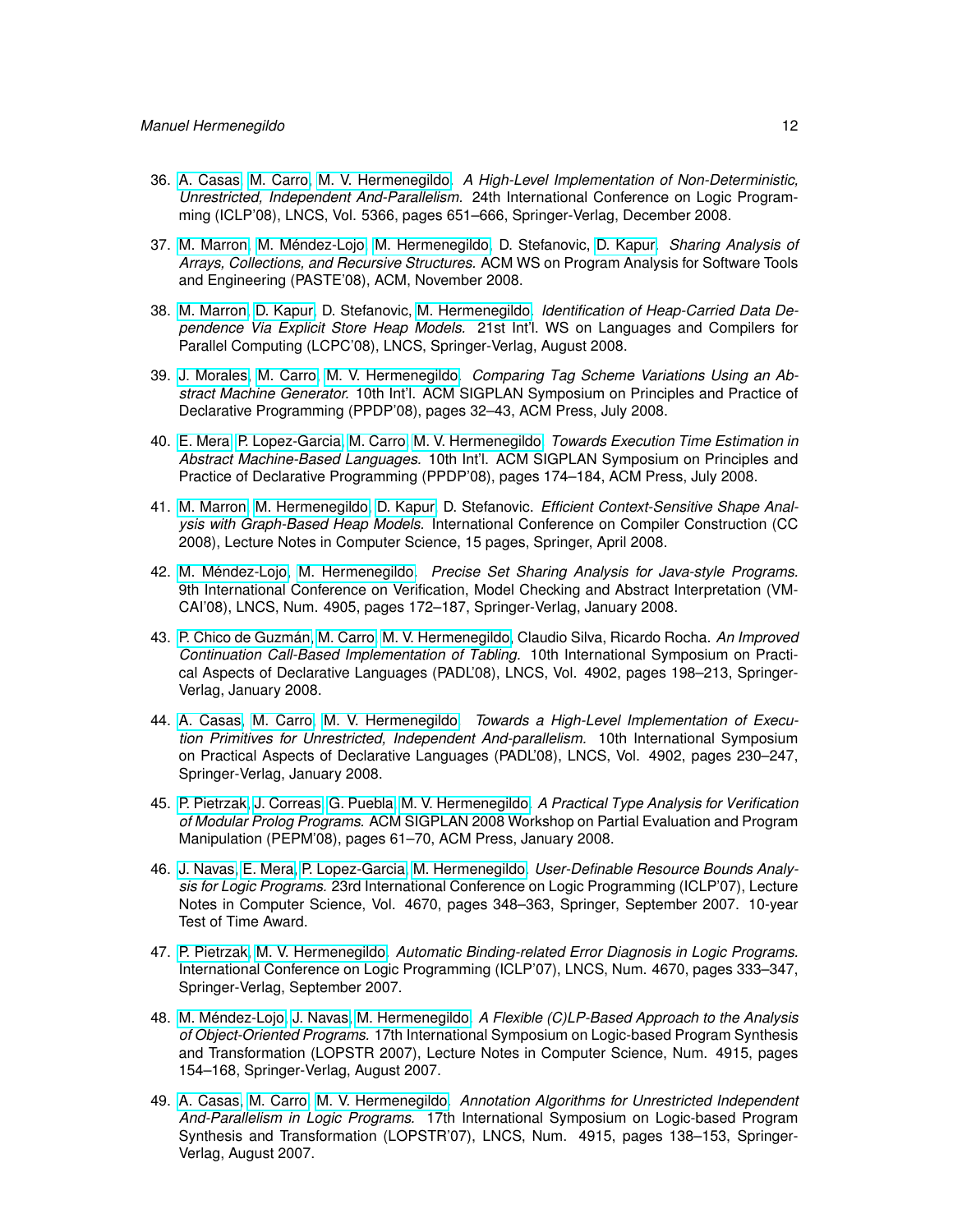36. A. Casas, M. Carro, M. V. Hermenegildo. *A High-Level Implementation of Non-Deterministic, Unrestricted, Independent And-Parallelism*. 24th International Conference on Logic Programming (ICLP'08), LNCS, Vol. 5366, pages 651–666, Springer-Verlag, December 2008.

37. M. Marron, M. Méndez-Lojo, M. Hermenegildo, D. Stefanovic, D. Kapur. *Sharing Analysis of Arrays, Collections, and Recursive Structures.* ACM WS on Program Analysis for Software Tools and Engineering (PASTE'08), ACM, November 2008.

38. M. Marron, D. Kapur, D. Stefanovic, M. Hermenegildo. *Identification of Heap-Carried Data Dependence Via Explicit Store Heap Models.* 21st Int'l. WS on Languages and Compilers for Parallel Computing (LCPC'08), LNCS, Springer-Verlag, August 2008.

39. J. Morales, M. Carro, M. V. Hermenegildo. *Comparing Tag Scheme Variations Using an Abstract Machine Generator.* 10th Int'l. ACM SIGPLAN Symposium on Principles and Practice of Declarative Programming (PPDP'08), pages 32–43, ACM Press, July 2008.

40. E. Mera, P. Lopez-Garcia, M. Carro, M. V. Hermenegildo. *Towards Execution Time Estimation in Abstract Machine-Based Languages.* 10th Int'l. ACM SIGPLAN Symposium on Principles and Practice of Declarative Programming (PPDP'08), pages 174–184, ACM Press, July 2008.

41. M. Marron, M. Hermenegildo, D. Kapur, D. Stefanovic. *Efficient Context-Sensitive Shape Analysis with Graph-Based Heap Models.* International Conference on Compiler Construction (CC 2008), Lecture Notes in Computer Science, 15 pages, Springer, April 2008.

42. M. Méndez-Lojo, M. Hermenegildo. *Precise Set Sharing Analysis for Java-style Programs.* 9th International Conference on Verification, Model Checking and Abstract Interpretation (VMCAI'08), LNCS, Num. 4905, pages 172–187, Springer-Verlag, January 2008.

43. P. Chico de Guzmán, M. Carro, M. V. Hermenegildo, Claudio Silva, Ricardo Rocha. *An Improved Continuation Call-Based Implementation of Tabling.* 10th International Symposium on Practical Aspects of Declarative Languages (PADL'08), LNCS, Vol. 4902, pages 198–213, Springer-Verlag, January 2008.

44. A. Casas, M. Carro, M. V. Hermenegildo. *Towards a High-Level Implementation of Execution Primitives for Unrestricted, Independent And-parallelism.* 10th International Symposium on Practical Aspects of Declarative Languages (PADL'08), LNCS, Vol. 4902, pages 230–247, Springer-Verlag, January 2008.

45. P. Pietrzak, J. Correas, G. Puebla, M. V. Hermenegildo. *A Practical Type Analysis for Verification of Modular Prolog Programs.* ACM SIGPLAN 2008 Workshop on Partial Evaluation and Program Manipulation (PEPM'08), pages 61–70, ACM Press, January 2008.

46. J. Navas, E. Mera, P. Lopez-Garcia, M. Hermenegildo. *User-Definable Resource Bounds Analysis for Logic Programs.* 23rd International Conference on Logic Programming (ICLP'07), Lecture Notes in Computer Science, Vol. 4670, pages 348–363, Springer, September 2007. 10-year Test of Time Award.

47. P. Pietrzak, M. V. Hermenegildo. *Automatic Binding-related Error Diagnosis in Logic Programs.* International Conference on Logic Programming (ICLP'07), LNCS, Num. 4670, pages 333–347, Springer-Verlag, September 2007.

48. M. Méndez-Lojo, J. Navas, M. Hermenegildo. *A Flexible (C)LP-Based Approach to the Analysis of Object-Oriented Programs.* 17th International Symposium on Logic-based Program Synthesis and Transformation (LOPSTR 2007), Lecture Notes in Computer Science, Num. 4915, pages 154–168, Springer-Verlag, August 2007.

49. A. Casas, M. Carro, M. V. Hermenegildo. *Annotation Algorithms for Unrestricted Independent And-Parallelism in Logic Programs.* 17th International Symposium on Logic-based Program Synthesis and Transformation (LOPSTR'07), LNCS, Num. 4915, pages 138–153, Springer-Verlag, August 2007.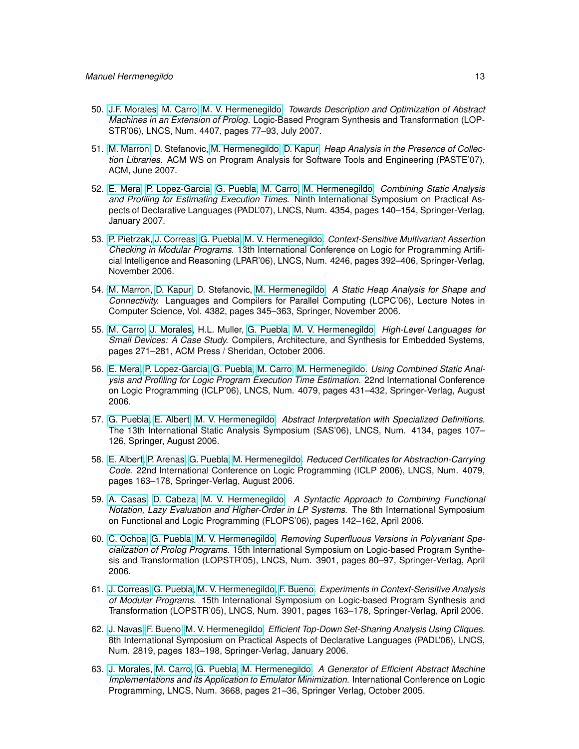50. J.F. Morales, M. Carro, M. V. Hermenegildo. *Towards Description and Optimization of Abstract Machines in an Extension of Prolog.* Logic-Based Program Synthesis and Transformation (LOPSTR'06), LNCS, Num. 4407, pages 77–93, July 2007.

51. M. Marron, D. Stefanovic, M. Hermenegildo, D. Kapur. *Heap Analysis in the Presence of Collection Libraries.* ACM WS on Program Analysis for Software Tools and Engineering (PASTE'07), ACM, June 2007.

52. E. Mera, P. Lopez-Garcia, G. Puebla, M. Carro, M. Hermenegildo. *Combining Static Analysis and Profiling for Estimating Execution Times.* Ninth International Symposium on Practical Aspects of Declarative Languages (PADL'07), LNCS, Num. 4354, pages 140–154, Springer-Verlag, January 2007.

53. P. Pietrzak, J. Correas, G. Puebla, M. V. Hermenegildo. *Context-Sensitive Multivariant Assertion Checking in Modular Programs.* 13th International Conference on Logic for Programming Artificial Intelligence and Reasoning (LPAR'06), LNCS, Num. 4246, pages 392–406, Springer-Verlag, November 2006.

54. M. Marron, D. Kapur, D. Stefanovic, M. Hermenegildo. *A Static Heap Analysis for Shape and Connectivity.* Languages and Compilers for Parallel Computing (LCPC'06), Lecture Notes in Computer Science, Vol. 4382, pages 345–363, Springer, November 2006.

55. M. Carro, J. Morales, H.L. Muller, G. Puebla, M. V. Hermenegildo. *High-Level Languages for Small Devices: A Case Study.* Compilers, Architecture, and Synthesis for Embedded Systems, pages 271–281, ACM Press / Sheridan, October 2006.

56. E. Mera, P. Lopez-Garcia, G. Puebla, M. Carro, M. Hermenegildo. *Using Combined Static Analysis and Profiling for Logic Program Execution Time Estimation.* 22nd International Conference on Logic Programming (ICLP'06), LNCS, Num. 4079, pages 431–432, Springer-Verlag, August 2006.

57. G. Puebla, E. Albert, M. V. Hermenegildo. *Abstract Interpretation with Specialized Definitions.* The 13th International Static Analysis Symposium (SAS'06), LNCS, Num. 4134, pages 107–126, Springer, August 2006.

58. E. Albert, P. Arenas, G. Puebla, M. Hermenegildo. *Reduced Certificates for Abstraction-Carrying Code.* 22nd International Conference on Logic Programming (ICLP 2006), LNCS, Num. 4079, pages 163–178, Springer-Verlag, August 2006.

59. A. Casas, D. Cabeza, M. V. Hermenegildo. *A Syntactic Approach to Combining Functional Notation, Lazy Evaluation and Higher-Order in LP Systems.* The 8th International Symposium on Functional and Logic Programming (FLOPS'06), pages 142–162, April 2006.

60. C. Ochoa, G. Puebla, M. V. Hermenegildo. *Removing Superfluous Versions in Polyvariant Specialization of Prolog Programs.* 15th International Symposium on Logic-based Program Synthesis and Transformation (LOPSTR'05), LNCS, Num. 3901, pages 80–97, Springer-Verlag, April 2006.

61. J. Correas, G. Puebla, M. V. Hermenegildo, F. Bueno. *Experiments in Context-Sensitive Analysis of Modular Programs.* 15th International Symposium on Logic-based Program Synthesis and Transformation (LOPSTR'05), LNCS, Num. 3901, pages 163–178, Springer-Verlag, April 2006.

62. J. Navas, F. Bueno, M. V. Hermenegildo. *Efficient Top-Down Set-Sharing Analysis Using Cliques.* 8th International Symposium on Practical Aspects of Declarative Languages (PADL'06), LNCS, Num. 2819, pages 183–198, Springer-Verlag, January 2006.

63. J. Morales, M. Carro, G. Puebla, M. Hermenegildo. *A Generator of Efficient Abstract Machine Implementations and its Application to Emulator Minimization.* International Conference on Logic Programming, LNCS, Num. 3668, pages 21–36, Springer Verlag, October 2005.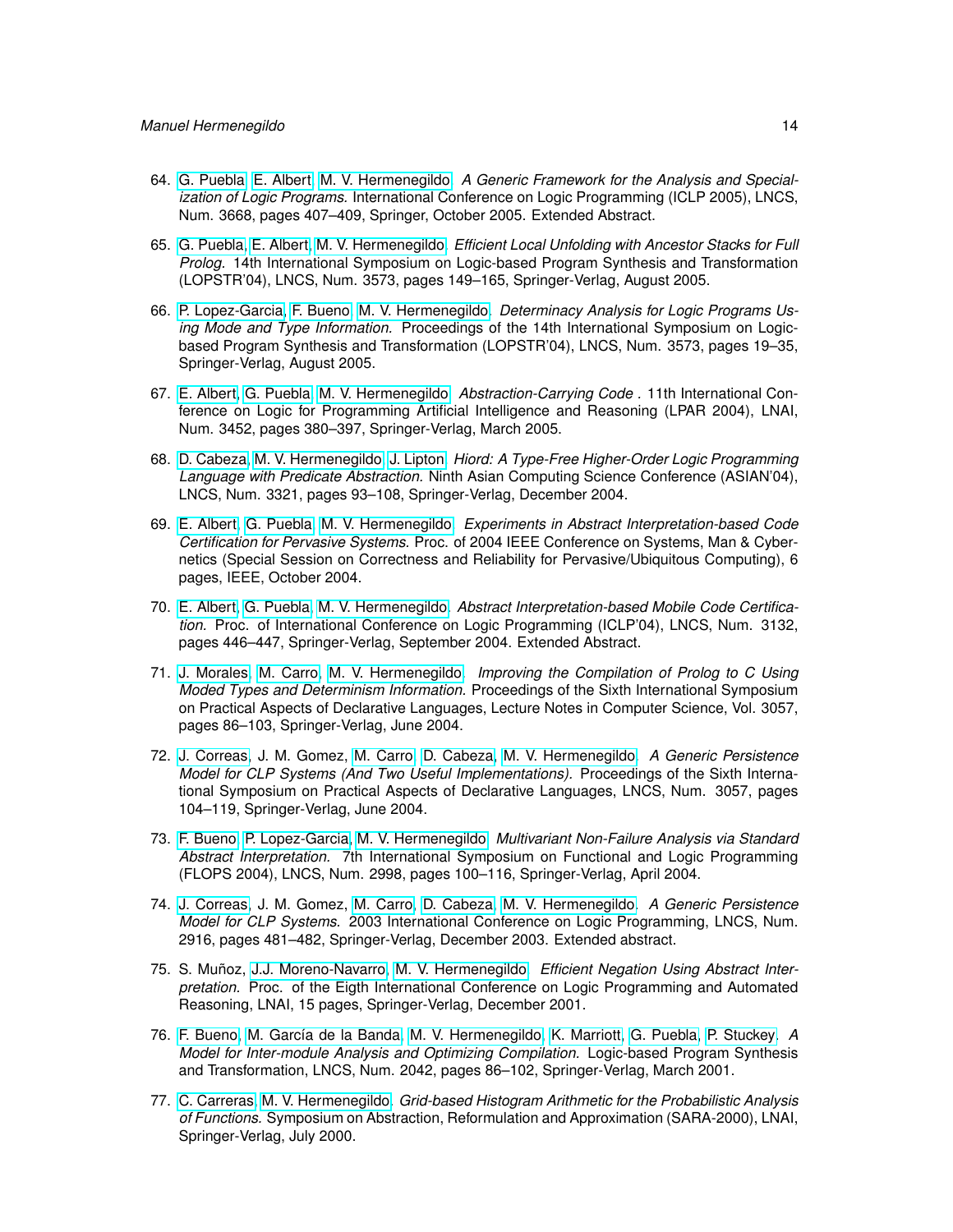64. G. Puebla, E. Albert, M. V. Hermenegildo. *A Generic Framework for the Analysis and Specialization of Logic Programs.* International Conference on Logic Programming (ICLP 2005), LNCS, Num. 3668, pages 407–409, Springer, October 2005. Extended Abstract.

65. G. Puebla, E. Albert, M. V. Hermenegildo. *Efficient Local Unfolding with Ancestor Stacks for Full Prolog.* 14th International Symposium on Logic-based Program Synthesis and Transformation (LOPSTR'04), LNCS, Num. 3573, pages 149–165, Springer-Verlag, August 2005.

66. P. Lopez-Garcia, F. Bueno, M. V. Hermenegildo. *Determinacy Analysis for Logic Programs Using Mode and Type Information.* Proceedings of the 14th International Symposium on Logic-based Program Synthesis and Transformation (LOPSTR'04), LNCS, Num. 3573, pages 19–35, Springer-Verlag, August 2005.

67. E. Albert, G. Puebla, M. V. Hermenegildo. *Abstraction-Carrying Code* . 11th International Conference on Logic for Programming Artificial Intelligence and Reasoning (LPAR 2004), LNAI, Num. 3452, pages 380–397, Springer-Verlag, March 2005.

68. D. Cabeza, M. V. Hermenegildo, J. Lipton. *Hiord: A Type-Free Higher-Order Logic Programming Language with Predicate Abstraction.* Ninth Asian Computing Science Conference (ASIAN'04), LNCS, Num. 3321, pages 93–108, Springer-Verlag, December 2004.

69. E. Albert, G. Puebla, M. V. Hermenegildo. *Experiments in Abstract Interpretation-based Code Certification for Pervasive Systems.* Proc. of 2004 IEEE Conference on Systems, Man & Cybernetics (Special Session on Correctness and Reliability for Pervasive/Ubiquitous Computing), 6 pages, IEEE, October 2004.

70. E. Albert, G. Puebla, M. V. Hermenegildo. *Abstract Interpretation-based Mobile Code Certification.* Proc. of International Conference on Logic Programming (ICLP'04), LNCS, Num. 3132, pages 446–447, Springer-Verlag, September 2004. Extended Abstract.

71. J. Morales, M. Carro, M. V. Hermenegildo. *Improving the Compilation of Prolog to C Using Moded Types and Determinism Information.* Proceedings of the Sixth International Symposium on Practical Aspects of Declarative Languages, Lecture Notes in Computer Science, Vol. 3057, pages 86–103, Springer-Verlag, June 2004.

72. J. Correas, J. M. Gomez, M. Carro, D. Cabeza, M. V. Hermenegildo. *A Generic Persistence Model for CLP Systems (And Two Useful Implementations).* Proceedings of the Sixth International Symposium on Practical Aspects of Declarative Languages, LNCS, Num. 3057, pages 104–119, Springer-Verlag, June 2004.

73. F. Bueno, P. Lopez-Garcia, M. V. Hermenegildo. *Multivariant Non-Failure Analysis via Standard Abstract Interpretation.* 7th International Symposium on Functional and Logic Programming (FLOPS 2004), LNCS, Num. 2998, pages 100–116, Springer-Verlag, April 2004.

74. J. Correas, J. M. Gomez, M. Carro, D. Cabeza, M. V. Hermenegildo. *A Generic Persistence Model for CLP Systems.* 2003 International Conference on Logic Programming, LNCS, Num. 2916, pages 481–482, Springer-Verlag, December 2003. Extended abstract.

75. S. Muñoz, J.J. Moreno-Navarro, M. V. Hermenegildo. *Efficient Negation Using Abstract Interpretation.* Proc. of the Eigth International Conference on Logic Programming and Automated Reasoning, LNAI, 15 pages, Springer-Verlag, December 2001.

76. F. Bueno, M. García de la Banda, M. V. Hermenegildo, K. Marriott, G. Puebla, P. Stuckey. *A Model for Inter-module Analysis and Optimizing Compilation.* Logic-based Program Synthesis and Transformation, LNCS, Num. 2042, pages 86–102, Springer-Verlag, March 2001.

77. C. Carreras, M. V. Hermenegildo. *Grid-based Histogram Arithmetic for the Probabilistic Analysis of Functions.* Symposium on Abstraction, Reformulation and Approximation (SARA-2000), LNAI, Springer-Verlag, July 2000.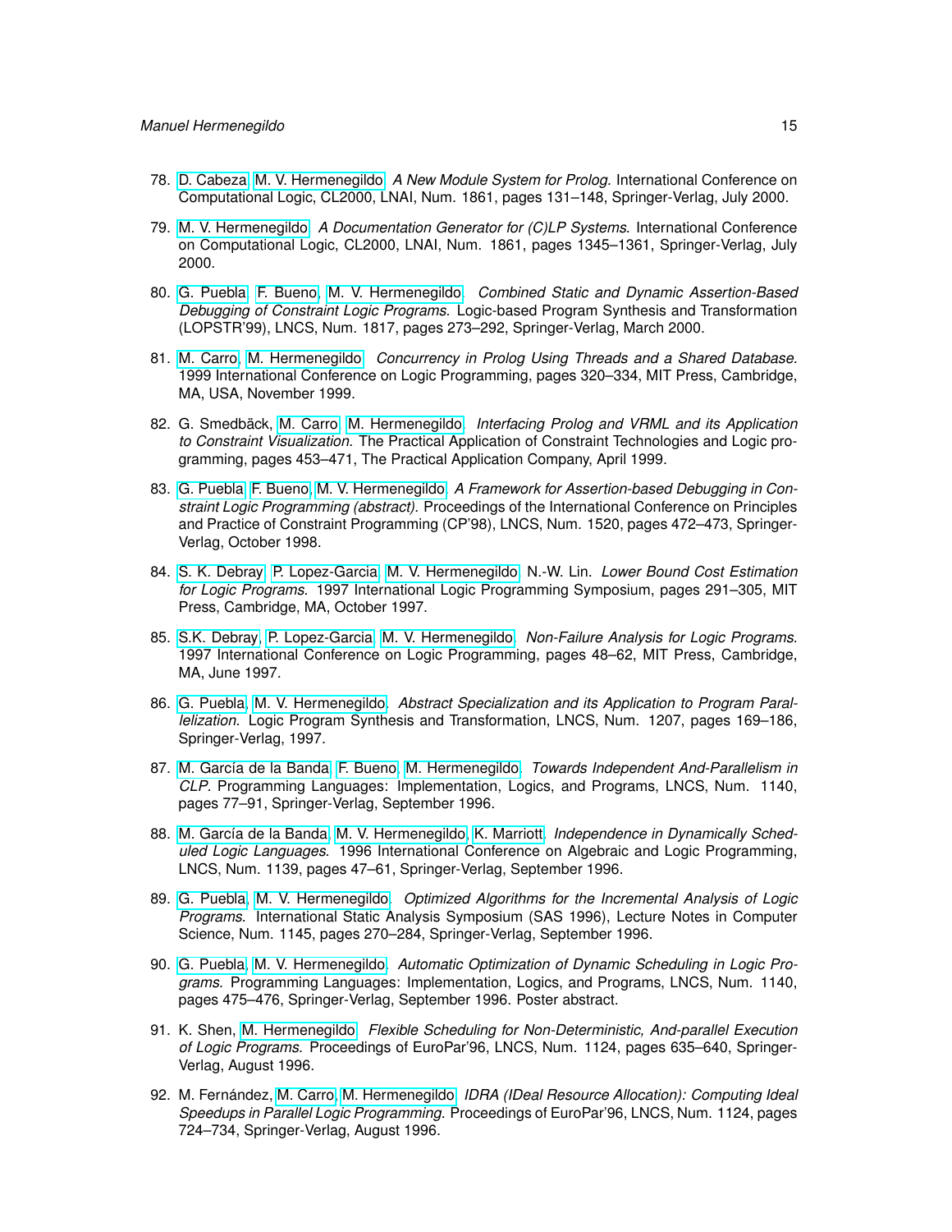78. D. Cabeza, M. V. Hermenegildo. *A New Module System for Prolog.* International Conference on Computational Logic, CL2000, LNAI, Num. 1861, pages 131–148, Springer-Verlag, July 2000.

79. M. V. Hermenegildo. *A Documentation Generator for (C)LP Systems.* International Conference on Computational Logic, CL2000, LNAI, Num. 1861, pages 1345–1361, Springer-Verlag, July 2000.

80. G. Puebla, F. Bueno, M. V. Hermenegildo. *Combined Static and Dynamic Assertion-Based Debugging of Constraint Logic Programs.* Logic-based Program Synthesis and Transformation (LOPSTR'99), LNCS, Num. 1817, pages 273–292, Springer-Verlag, March 2000.

81. M. Carro, M. Hermenegildo. *Concurrency in Prolog Using Threads and a Shared Database.* 1999 International Conference on Logic Programming, pages 320–334, MIT Press, Cambridge, MA, USA, November 1999.

82. G. Smedbäck, M. Carro, M. Hermenegildo. *Interfacing Prolog and VRML and its Application to Constraint Visualization.* The Practical Application of Constraint Technologies and Logic programming, pages 453–471, The Practical Application Company, April 1999.

83. G. Puebla, F. Bueno, M. V. Hermenegildo. *A Framework for Assertion-based Debugging in Constraint Logic Programming (abstract).* Proceedings of the International Conference on Principles and Practice of Constraint Programming (CP'98), LNCS, Num. 1520, pages 472–473, Springer-Verlag, October 1998.

84. S. K. Debray, P. Lopez-Garcia, M. V. Hermenegildo, N.-W. Lin. *Lower Bound Cost Estimation for Logic Programs.* 1997 International Logic Programming Symposium, pages 291–305, MIT Press, Cambridge, MA, October 1997.

85. S.K. Debray, P. Lopez-Garcia, M. V. Hermenegildo. *Non-Failure Analysis for Logic Programs.* 1997 International Conference on Logic Programming, pages 48–62, MIT Press, Cambridge, MA, June 1997.

86. G. Puebla, M. V. Hermenegildo. *Abstract Specialization and its Application to Program Parallelization.* Logic Program Synthesis and Transformation, LNCS, Num. 1207, pages 169–186, Springer-Verlag, 1997.

87. M. García de la Banda, F. Bueno, M. Hermenegildo. *Towards Independent And-Parallelism in CLP.* Programming Languages: Implementation, Logics, and Programs, LNCS, Num. 1140, pages 77–91, Springer-Verlag, September 1996.

88. M. García de la Banda, M. V. Hermenegildo, K. Marriott. *Independence in Dynamically Scheduled Logic Languages.* 1996 International Conference on Algebraic and Logic Programming, LNCS, Num. 1139, pages 47–61, Springer-Verlag, September 1996.

89. G. Puebla, M. V. Hermenegildo. *Optimized Algorithms for the Incremental Analysis of Logic Programs.* International Static Analysis Symposium (SAS 1996), Lecture Notes in Computer Science, Num. 1145, pages 270–284, Springer-Verlag, September 1996.

90. G. Puebla, M. V. Hermenegildo. *Automatic Optimization of Dynamic Scheduling in Logic Programs.* Programming Languages: Implementation, Logics, and Programs, LNCS, Num. 1140, pages 475–476, Springer-Verlag, September 1996. Poster abstract.

91. K. Shen, M. Hermenegildo. *Flexible Scheduling for Non-Deterministic, And-parallel Execution of Logic Programs.* Proceedings of EuroPar'96, LNCS, Num. 1124, pages 635–640, Springer-Verlag, August 1996.

92. M. Fernández, M. Carro, M. Hermenegildo. *IDRA (IDeal Resource Allocation): Computing Ideal Speedups in Parallel Logic Programming.* Proceedings of EuroPar'96, LNCS, Num. 1124, pages 724–734, Springer-Verlag, August 1996.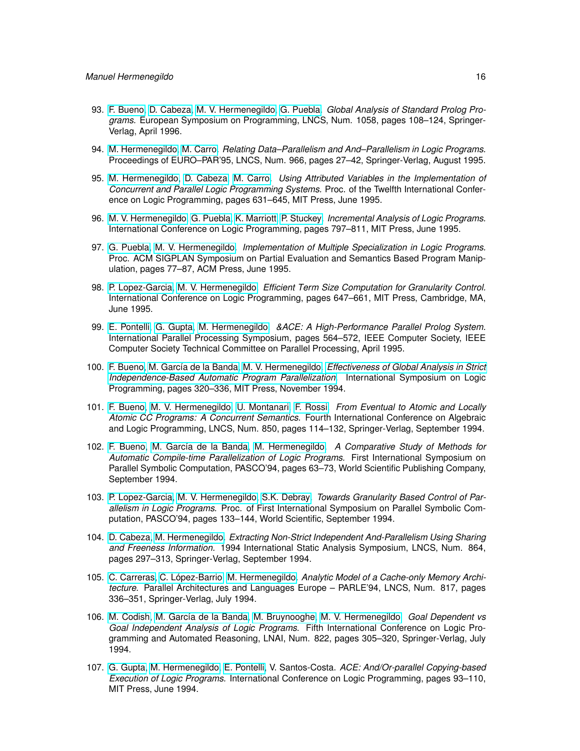93. F. Bueno, D. Cabeza, M. V. Hermenegildo, G. Puebla. *Global Analysis of Standard Prolog Programs.* European Symposium on Programming, LNCS, Num. 1058, pages 108–124, Springer-Verlag, April 1996.

94. M. Hermenegildo, M. Carro. *Relating Data–Parallelism and And–Parallelism in Logic Programs.* Proceedings of EURO–PAR'95, LNCS, Num. 966, pages 27–42, Springer-Verlag, August 1995.

95. M. Hermenegildo, D. Cabeza, M. Carro. *Using Attributed Variables in the Implementation of Concurrent and Parallel Logic Programming Systems.* Proc. of the Twelfth International Conference on Logic Programming, pages 631–645, MIT Press, June 1995.

96. M. V. Hermenegildo, G. Puebla, K. Marriott, P. Stuckey. *Incremental Analysis of Logic Programs.* International Conference on Logic Programming, pages 797–811, MIT Press, June 1995.

97. G. Puebla, M. V. Hermenegildo. *Implementation of Multiple Specialization in Logic Programs.* Proc. ACM SIGPLAN Symposium on Partial Evaluation and Semantics Based Program Manipulation, pages 77–87, ACM Press, June 1995.

98. P. Lopez-Garcia, M. V. Hermenegildo. *Efficient Term Size Computation for Granularity Control.* International Conference on Logic Programming, pages 647–661, MIT Press, Cambridge, MA, June 1995.

99. E. Pontelli, G. Gupta, M. Hermenegildo. *&ACE: A High-Performance Parallel Prolog System.* International Parallel Processing Symposium, pages 564–572, IEEE Computer Society, IEEE Computer Society Technical Committee on Parallel Processing, April 1995.

100. F. Bueno, M. García de la Banda, M. V. Hermenegildo. *Effectiveness of Global Analysis in Strict Independence-Based Automatic Program Parallelization.* International Symposium on Logic Programming, pages 320–336, MIT Press, November 1994.

101. F. Bueno, M. V. Hermenegildo, U. Montanari, F. Rossi. *From Eventual to Atomic and Locally Atomic CC Programs: A Concurrent Semantics.* Fourth International Conference on Algebraic and Logic Programming, LNCS, Num. 850, pages 114–132, Springer-Verlag, September 1994.

102. F. Bueno, M. García de la Banda, M. Hermenegildo. *A Comparative Study of Methods for Automatic Compile-time Parallelization of Logic Programs.* First International Symposium on Parallel Symbolic Computation, PASCO'94, pages 63–73, World Scientific Publishing Company, September 1994.

103. P. Lopez-Garcia, M. V. Hermenegildo, S.K. Debray. *Towards Granularity Based Control of Parallelism in Logic Programs.* Proc. of First International Symposium on Parallel Symbolic Computation, PASCO'94, pages 133–144, World Scientific, September 1994.

104. D. Cabeza, M. Hermenegildo. *Extracting Non-Strict Independent And-Parallelism Using Sharing and Freeness Information.* 1994 International Static Analysis Symposium, LNCS, Num. 864, pages 297–313, Springer-Verlag, September 1994.

105. C. Carreras, C. López-Barrio, M. Hermenegildo. *Analytic Model of a Cache-only Memory Architecture.* Parallel Architectures and Languages Europe – PARLE'94, LNCS, Num. 817, pages 336–351, Springer-Verlag, July 1994.

106. M. Codish, M. García de la Banda, M. Bruynooghe, M. V. Hermenegildo. *Goal Dependent vs Goal Independent Analysis of Logic Programs.* Fifth International Conference on Logic Programming and Automated Reasoning, LNAI, Num. 822, pages 305–320, Springer-Verlag, July 1994.

107. G. Gupta, M. Hermenegildo, E. Pontelli, V. Santos-Costa. *ACE: And/Or-parallel Copying-based Execution of Logic Programs.* International Conference on Logic Programming, pages 93–110, MIT Press, June 1994.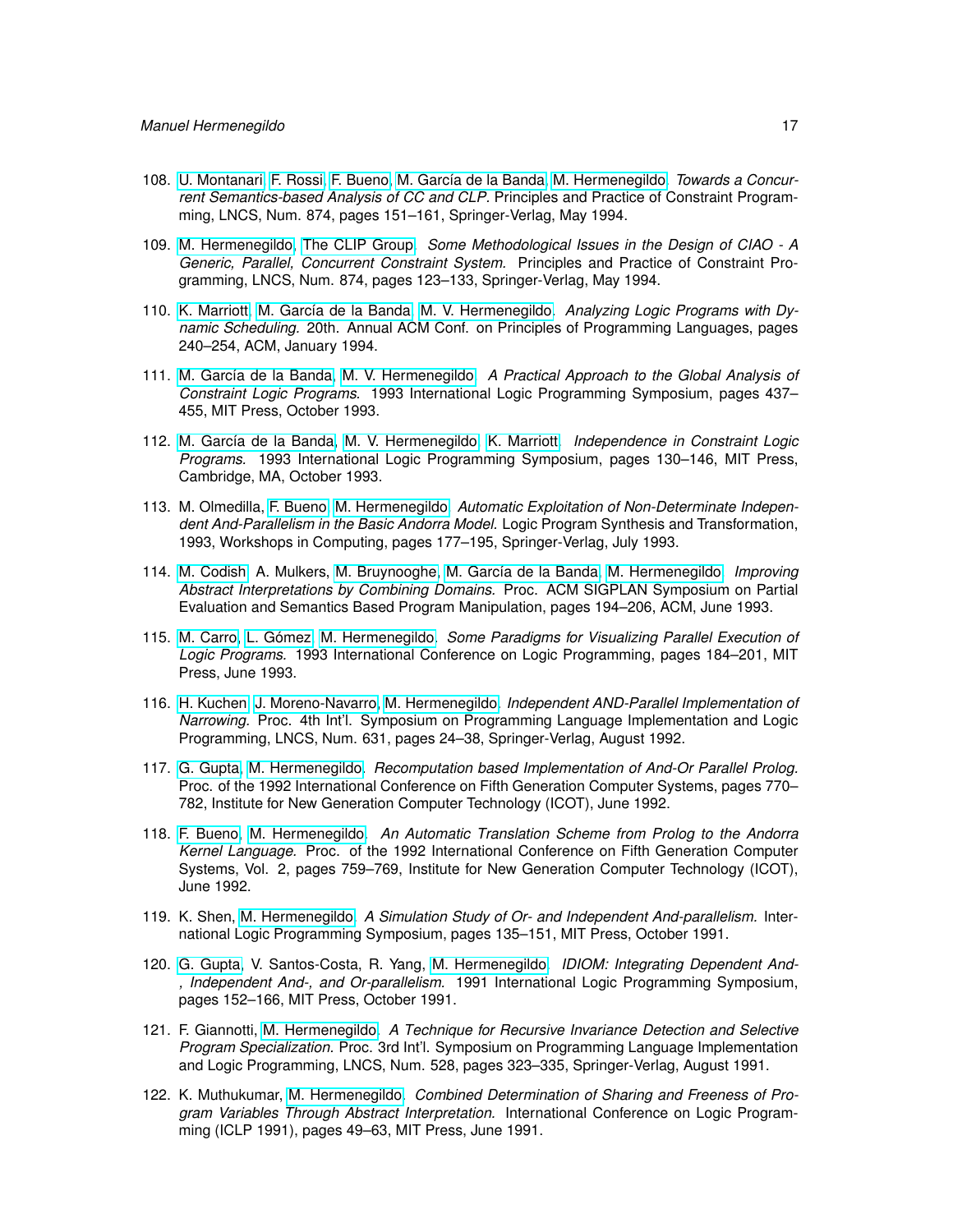108. U. Montanari, F. Rossi, F. Bueno, M. García de la Banda, M. Hermenegildo. *Towards a Concurrent Semantics-based Analysis of CC and CLP.* Principles and Practice of Constraint Programming, LNCS, Num. 874, pages 151–161, Springer-Verlag, May 1994.

109. M. Hermenegildo, The CLIP Group. *Some Methodological Issues in the Design of CIAO - A Generic, Parallel, Concurrent Constraint System.* Principles and Practice of Constraint Programming, LNCS, Num. 874, pages 123–133, Springer-Verlag, May 1994.

110. K. Marriott, M. García de la Banda, M. V. Hermenegildo. *Analyzing Logic Programs with Dynamic Scheduling.* 20th. Annual ACM Conf. on Principles of Programming Languages, pages 240–254, ACM, January 1994.

111. M. García de la Banda, M. V. Hermenegildo. *A Practical Approach to the Global Analysis of Constraint Logic Programs.* 1993 International Logic Programming Symposium, pages 437–455, MIT Press, October 1993.

112. M. García de la Banda, M. V. Hermenegildo, K. Marriott. *Independence in Constraint Logic Programs.* 1993 International Logic Programming Symposium, pages 130–146, MIT Press, Cambridge, MA, October 1993.

113. M. Olmedilla, F. Bueno, M. Hermenegildo. *Automatic Exploitation of Non-Determinate Independent And-Parallelism in the Basic Andorra Model.* Logic Program Synthesis and Transformation, 1993, Workshops in Computing, pages 177–195, Springer-Verlag, July 1993.

114. M. Codish, A. Mulkers, M. Bruynooghe, M. García de la Banda, M. Hermenegildo. *Improving Abstract Interpretations by Combining Domains.* Proc. ACM SIGPLAN Symposium on Partial Evaluation and Semantics Based Program Manipulation, pages 194–206, ACM, June 1993.

115. M. Carro, L. Gómez, M. Hermenegildo. *Some Paradigms for Visualizing Parallel Execution of Logic Programs.* 1993 International Conference on Logic Programming, pages 184–201, MIT Press, June 1993.

116. H. Kuchen, J. Moreno-Navarro, M. Hermenegildo. *Independent AND-Parallel Implementation of Narrowing.* Proc. 4th Int'l. Symposium on Programming Language Implementation and Logic Programming, LNCS, Num. 631, pages 24–38, Springer-Verlag, August 1992.

117. G. Gupta, M. Hermenegildo. *Recomputation based Implementation of And-Or Parallel Prolog.* Proc. of the 1992 International Conference on Fifth Generation Computer Systems, pages 770–782, Institute for New Generation Computer Technology (ICOT), June 1992.

118. F. Bueno, M. Hermenegildo. *An Automatic Translation Scheme from Prolog to the Andorra Kernel Language.* Proc. of the 1992 International Conference on Fifth Generation Computer Systems, Vol. 2, pages 759–769, Institute for New Generation Computer Technology (ICOT), June 1992.

119. K. Shen, M. Hermenegildo. *A Simulation Study of Or- and Independent And-parallelism.* International Logic Programming Symposium, pages 135–151, MIT Press, October 1991.

120. G. Gupta, V. Santos-Costa, R. Yang, M. Hermenegildo. *IDIOM: Integrating Dependent And-, Independent And-, and Or-parallelism.* 1991 International Logic Programming Symposium, pages 152–166, MIT Press, October 1991.

121. F. Giannotti, M. Hermenegildo. *A Technique for Recursive Invariance Detection and Selective Program Specialization.* Proc. 3rd Int'l. Symposium on Programming Language Implementation and Logic Programming, LNCS, Num. 528, pages 323–335, Springer-Verlag, August 1991.

122. K. Muthukumar, M. Hermenegildo. *Combined Determination of Sharing and Freeness of Program Variables Through Abstract Interpretation.* International Conference on Logic Programming (ICLP 1991), pages 49–63, MIT Press, June 1991.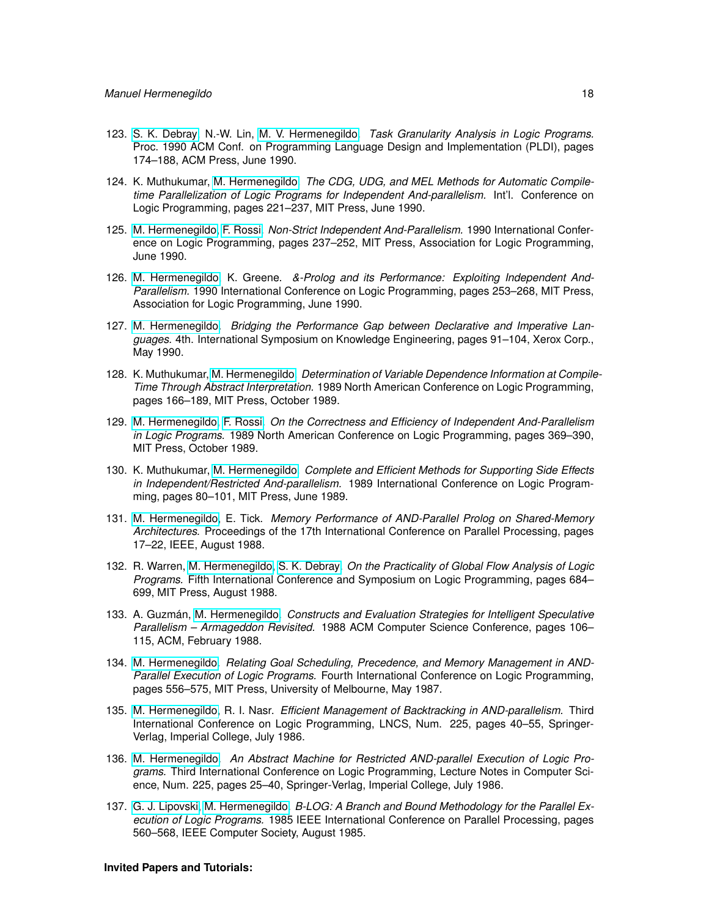123. S. K. Debray, N.-W. Lin, M. V. Hermenegildo. *Task Granularity Analysis in Logic Programs.* Proc. 1990 ACM Conf. on Programming Language Design and Implementation (PLDI), pages 174–188, ACM Press, June 1990.

124. K. Muthukumar, M. Hermenegildo. *The CDG, UDG, and MEL Methods for Automatic Compile-time Parallelization of Logic Programs for Independent And-parallelism.* Int'l. Conference on Logic Programming, pages 221–237, MIT Press, June 1990.

125. M. Hermenegildo, F. Rossi. *Non-Strict Independent And-Parallelism.* 1990 International Conference on Logic Programming, pages 237–252, MIT Press, Association for Logic Programming, June 1990.

126. M. Hermenegildo, K. Greene. *&-Prolog and its Performance: Exploiting Independent And-Parallelism.* 1990 International Conference on Logic Programming, pages 253–268, MIT Press, Association for Logic Programming, June 1990.

127. M. Hermenegildo. *Bridging the Performance Gap between Declarative and Imperative Languages.* 4th. International Symposium on Knowledge Engineering, pages 91–104, Xerox Corp., May 1990.

128. K. Muthukumar, M. Hermenegildo. *Determination of Variable Dependence Information at Compile-Time Through Abstract Interpretation.* 1989 North American Conference on Logic Programming, pages 166–189, MIT Press, October 1989.

129. M. Hermenegildo, F. Rossi. *On the Correctness and Efficiency of Independent And-Parallelism in Logic Programs.* 1989 North American Conference on Logic Programming, pages 369–390, MIT Press, October 1989.

130. K. Muthukumar, M. Hermenegildo. *Complete and Efficient Methods for Supporting Side Effects in Independent/Restricted And-parallelism.* 1989 International Conference on Logic Programming, pages 80–101, MIT Press, June 1989.

131. M. Hermenegildo, E. Tick. *Memory Performance of AND-Parallel Prolog on Shared-Memory Architectures.* Proceedings of the 17th International Conference on Parallel Processing, pages 17–22, IEEE, August 1988.

132. R. Warren, M. Hermenegildo, S. K. Debray. *On the Practicality of Global Flow Analysis of Logic Programs.* Fifth International Conference and Symposium on Logic Programming, pages 684–699, MIT Press, August 1988.

133. A. Guzmán, M. Hermenegildo. *Constructs and Evaluation Strategies for Intelligent Speculative Parallelism – Armageddon Revisited.* 1988 ACM Computer Science Conference, pages 106–115, ACM, February 1988.

134. M. Hermenegildo. *Relating Goal Scheduling, Precedence, and Memory Management in AND-Parallel Execution of Logic Programs.* Fourth International Conference on Logic Programming, pages 556–575, MIT Press, University of Melbourne, May 1987.

135. M. Hermenegildo, R. I. Nasr. *Efficient Management of Backtracking in AND-parallelism.* Third International Conference on Logic Programming, LNCS, Num. 225, pages 40–55, Springer-Verlag, Imperial College, July 1986.

136. M. Hermenegildo. *An Abstract Machine for Restricted AND-parallel Execution of Logic Programs.* Third International Conference on Logic Programming, Lecture Notes in Computer Science, Num. 225, pages 25–40, Springer-Verlag, Imperial College, July 1986.

137. G. J. Lipovski, M. Hermenegildo. *B-LOG: A Branch and Bound Methodology for the Parallel Execution of Logic Programs.* 1985 IEEE International Conference on Parallel Processing, pages 560–568, IEEE Computer Society, August 1985.

**Invited Papers and Tutorials:**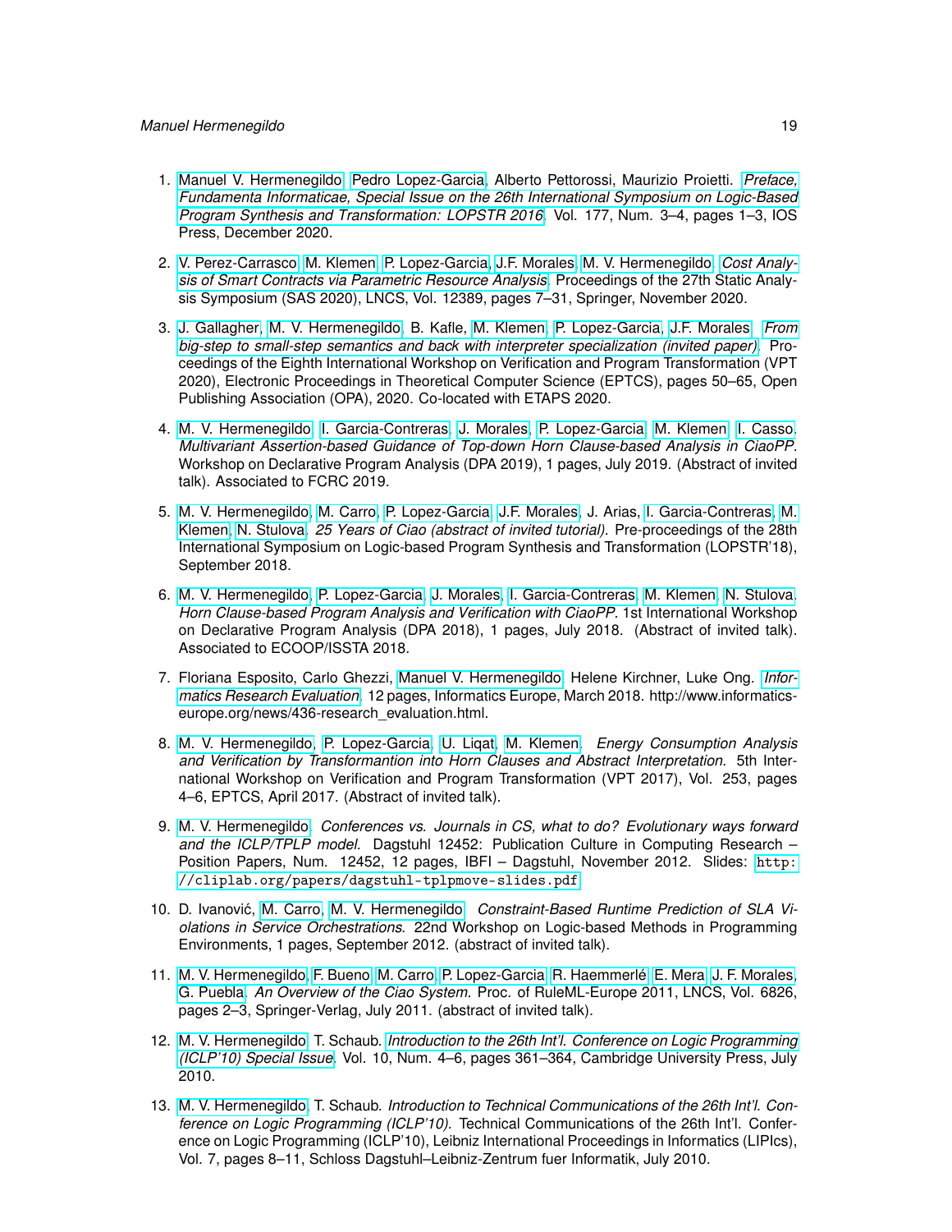1. Manuel V. Hermenegildo, Pedro Lopez-Garcia, Alberto Pettorossi, Maurizio Proietti. *Preface, Fundamenta Informaticae, Special Issue on the 26th International Symposium on Logic-Based Program Synthesis and Transformation: LOPSTR 2016*. Vol. 177, Num. 3–4, pages 1–3, IOS Press, December 2020.

2. V. Perez-Carrasco, M. Klemen, P. Lopez-Garcia, J.F. Morales, M. V. Hermenegildo. *Cost Analysis of Smart Contracts via Parametric Resource Analysis*. Proceedings of the 27th Static Analysis Symposium (SAS 2020), LNCS, Vol. 12389, pages 7–31, Springer, November 2020.

3. J. Gallagher, M. V. Hermenegildo, B. Kafle, M. Klemen, P. Lopez-Garcia, J.F. Morales. *From big-step to small-step semantics and back with interpreter specialization (invited paper)*. Proceedings of the Eighth International Workshop on Verification and Program Transformation (VPT 2020), Electronic Proceedings in Theoretical Computer Science (EPTCS), pages 50–65, Open Publishing Association (OPA), 2020. Co-located with ETAPS 2020.

4. M. V. Hermenegildo, I. Garcia-Contreras, J. Morales, P. Lopez-Garcia, M. Klemen, I. Casso. *Multivariant Assertion-based Guidance of Top-down Horn Clause-based Analysis in CiaoPP*. Workshop on Declarative Program Analysis (DPA 2019), 1 pages, July 2019. (Abstract of invited talk). Associated to FCRC 2019.

5. M. V. Hermenegildo, M. Carro, P. Lopez-Garcia, J.F. Morales, J. Arias, I. Garcia-Contreras, M. Klemen, N. Stulova. *25 Years of Ciao (abstract of invited tutorial)*. Pre-proceedings of the 28th International Symposium on Logic-based Program Synthesis and Transformation (LOPSTR'18), September 2018.

6. M. V. Hermenegildo, P. Lopez-Garcia, J. Morales, I. Garcia-Contreras, M. Klemen, N. Stulova. *Horn Clause-based Program Analysis and Verification with CiaoPP*. 1st International Workshop on Declarative Program Analysis (DPA 2018), 1 pages, July 2018. (Abstract of invited talk). Associated to ECOOP/ISSTA 2018.

7. Floriana Esposito, Carlo Ghezzi, Manuel V. Hermenegildo, Helene Kirchner, Luke Ong. *Informatics Research Evaluation*. 12 pages, Informatics Europe, March 2018. http://www.informatics-europe.org/news/436-research_evaluation.html.

8. M. V. Hermenegildo, P. Lopez-Garcia, U. Liqat, M. Klemen. *Energy Consumption Analysis and Verification by Transformantion into Horn Clauses and Abstract Interpretation*. 5th International Workshop on Verification and Program Transformation (VPT 2017), Vol. 253, pages 4–6, EPTCS, April 2017. (Abstract of invited talk).

9. M. V. Hermenegildo. *Conferences vs. Journals in CS, what to do? Evolutionary ways forward and the ICLP/TPLP model*. Dagstuhl 12452: Publication Culture in Computing Research – Position Papers, Num. 12452, 12 pages, IBFI – Dagstuhl, November 2012. Slides: `http://cliplab.org/papers/dagstuhl-tplpmove-slides.pdf`

10. D. Ivanović, M. Carro, M. V. Hermenegildo. *Constraint-Based Runtime Prediction of SLA Violations in Service Orchestrations*. 22nd Workshop on Logic-based Methods in Programming Environments, 1 pages, September 2012. (abstract of invited talk).

11. M. V. Hermenegildo, F. Bueno, M. Carro, P. Lopez-Garcia, R. Haemmerlé, E. Mera, J. F. Morales, G. Puebla. *An Overview of the Ciao System*. Proc. of RuleML-Europe 2011, LNCS, Vol. 6826, pages 2–3, Springer-Verlag, July 2011. (abstract of invited talk).

12. M. V. Hermenegildo, T. Schaub. *Introduction to the 26th Int'l. Conference on Logic Programming (ICLP'10) Special Issue*. Vol. 10, Num. 4–6, pages 361–364, Cambridge University Press, July 2010.

13. M. V. Hermenegildo, T. Schaub. *Introduction to Technical Communications of the 26th Int'l. Conference on Logic Programming (ICLP'10)*. Technical Communications of the 26th Int'l. Conference on Logic Programming (ICLP'10), Leibniz International Proceedings in Informatics (LIPIcs), Vol. 7, pages 8–11, Schloss Dagstuhl–Leibniz-Zentrum fuer Informatik, July 2010.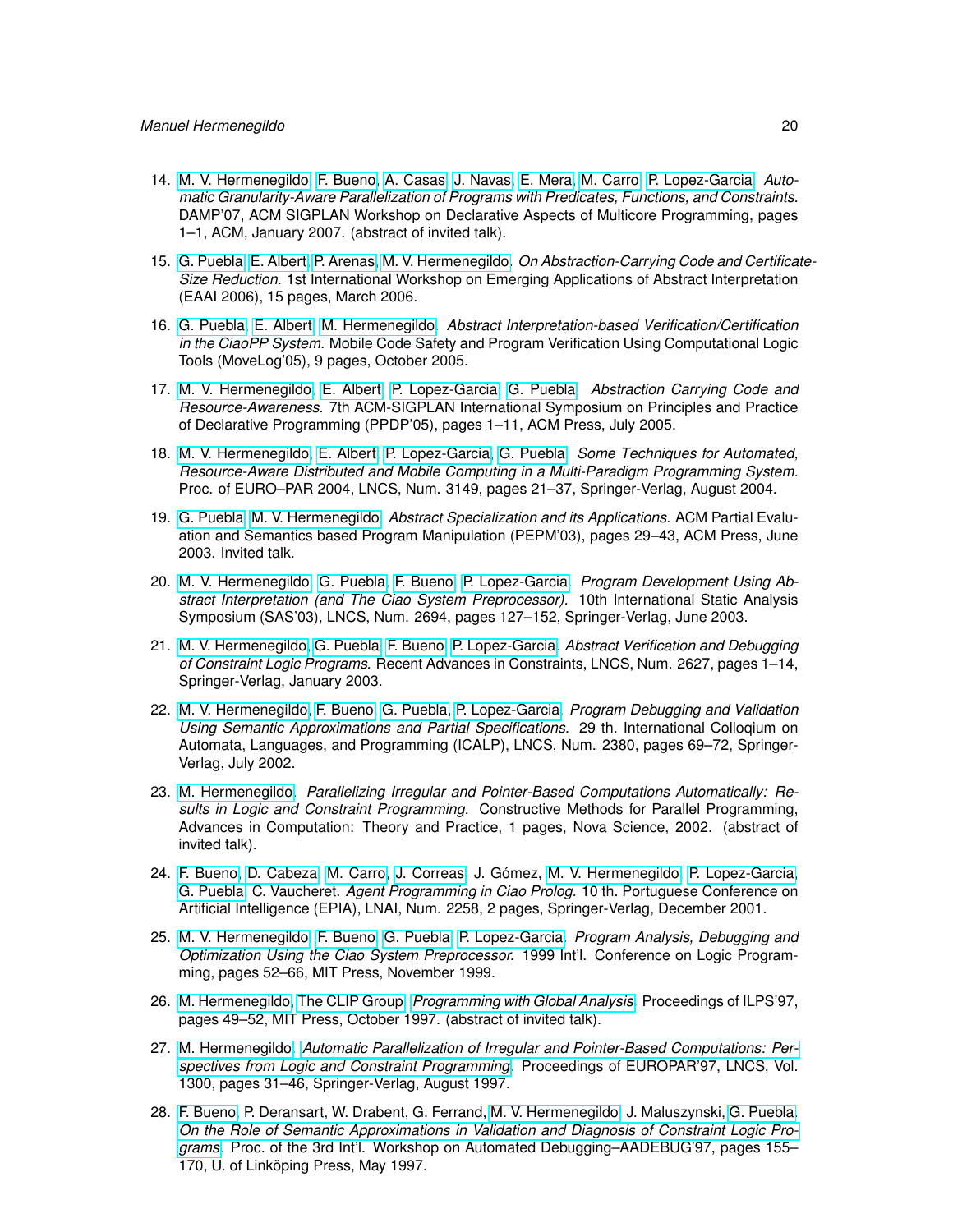14. M. V. Hermenegildo, F. Bueno, A. Casas, J. Navas, E. Mera, M. Carro, P. Lopez-Garcia. *Automatic Granularity-Aware Parallelization of Programs with Predicates, Functions, and Constraints.* DAMP'07, ACM SIGPLAN Workshop on Declarative Aspects of Multicore Programming, pages 1–1, ACM, January 2007. (abstract of invited talk).

15. G. Puebla, E. Albert, P. Arenas, M. V. Hermenegildo. *On Abstraction-Carrying Code and Certificate-Size Reduction.* 1st International Workshop on Emerging Applications of Abstract Interpretation (EAAI 2006), 15 pages, March 2006.

16. G. Puebla, E. Albert, M. Hermenegildo. *Abstract Interpretation-based Verification/Certification in the CiaoPP System.* Mobile Code Safety and Program Verification Using Computational Logic Tools (MoveLog'05), 9 pages, October 2005.

17. M. V. Hermenegildo, E. Albert, P. Lopez-Garcia, G. Puebla. *Abstraction Carrying Code and Resource-Awareness.* 7th ACM-SIGPLAN International Symposium on Principles and Practice of Declarative Programming (PPDP'05), pages 1–11, ACM Press, July 2005.

18. M. V. Hermenegildo, E. Albert, P. Lopez-Garcia, G. Puebla. *Some Techniques for Automated, Resource-Aware Distributed and Mobile Computing in a Multi-Paradigm Programming System.* Proc. of EURO–PAR 2004, LNCS, Num. 3149, pages 21–37, Springer-Verlag, August 2004.

19. G. Puebla, M. V. Hermenegildo. *Abstract Specialization and its Applications.* ACM Partial Evaluation and Semantics based Program Manipulation (PEPM'03), pages 29–43, ACM Press, June 2003. Invited talk.

20. M. V. Hermenegildo, G. Puebla, F. Bueno, P. Lopez-Garcia. *Program Development Using Abstract Interpretation (and The Ciao System Preprocessor).* 10th International Static Analysis Symposium (SAS'03), LNCS, Num. 2694, pages 127–152, Springer-Verlag, June 2003.

21. M. V. Hermenegildo, G. Puebla, F. Bueno, P. Lopez-Garcia. *Abstract Verification and Debugging of Constraint Logic Programs.* Recent Advances in Constraints, LNCS, Num. 2627, pages 1–14, Springer-Verlag, January 2003.

22. M. V. Hermenegildo, F. Bueno, G. Puebla, P. Lopez-Garcia. *Program Debugging and Validation Using Semantic Approximations and Partial Specifications.* 29 th. International Colloqium on Automata, Languages, and Programming (ICALP), LNCS, Num. 2380, pages 69–72, Springer-Verlag, July 2002.

23. M. Hermenegildo. *Parallelizing Irregular and Pointer-Based Computations Automatically: Results in Logic and Constraint Programming.* Constructive Methods for Parallel Programming, Advances in Computation: Theory and Practice, 1 pages, Nova Science, 2002. (abstract of invited talk).

24. F. Bueno, D. Cabeza, M. Carro, J. Correas, J. Gómez, M. V. Hermenegildo, P. Lopez-Garcia, G. Puebla, C. Vaucheret. *Agent Programming in Ciao Prolog.* 10 th. Portuguese Conference on Artificial Intelligence (EPIA), LNAI, Num. 2258, 2 pages, Springer-Verlag, December 2001.

25. M. V. Hermenegildo, F. Bueno, G. Puebla, P. Lopez-Garcia. *Program Analysis, Debugging and Optimization Using the Ciao System Preprocessor.* 1999 Int'l. Conference on Logic Programming, pages 52–66, MIT Press, November 1999.

26. M. Hermenegildo, The CLIP Group. *Programming with Global Analysis.* Proceedings of ILPS'97, pages 49–52, MIT Press, October 1997. (abstract of invited talk).

27. M. Hermenegildo. *Automatic Parallelization of Irregular and Pointer-Based Computations: Perspectives from Logic and Constraint Programming.* Proceedings of EUROPAR'97, LNCS, Vol. 1300, pages 31–46, Springer-Verlag, August 1997.

28. F. Bueno, P. Deransart, W. Drabent, G. Ferrand, M. V. Hermenegildo, J. Maluszynski, G. Puebla. *On the Role of Semantic Approximations in Validation and Diagnosis of Constraint Logic Programs.* Proc. of the 3rd Int'l. Workshop on Automated Debugging–AADEBUG'97, pages 155–170, U. of Linköping Press, May 1997.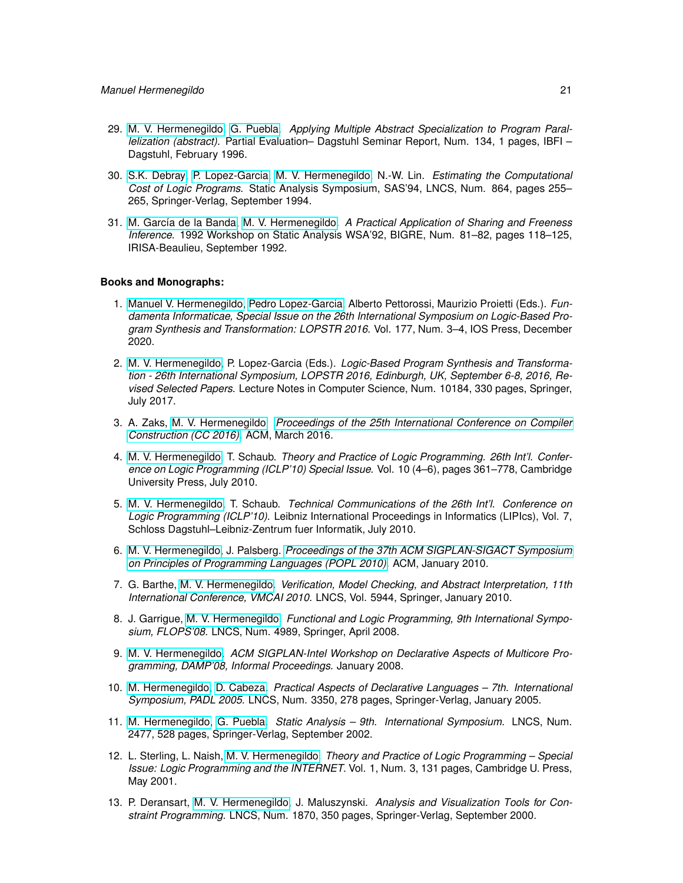29. M. V. Hermenegildo, G. Puebla. *Applying Multiple Abstract Specialization to Program Parallelization (abstract).* Partial Evaluation– Dagstuhl Seminar Report, Num. 134, 1 pages, IBFI – Dagstuhl, February 1996.

30. S.K. Debray, P. Lopez-Garcia, M. V. Hermenegildo, N.-W. Lin. *Estimating the Computational Cost of Logic Programs.* Static Analysis Symposium, SAS'94, LNCS, Num. 864, pages 255–265, Springer-Verlag, September 1994.

31. M. García de la Banda, M. V. Hermenegildo. *A Practical Application of Sharing and Freeness Inference.* 1992 Workshop on Static Analysis WSA'92, BIGRE, Num. 81–82, pages 118–125, IRISA-Beaulieu, September 1992.

**Books and Monographs:**

1. Manuel V. Hermenegildo, Pedro Lopez-Garcia, Alberto Pettorossi, Maurizio Proietti (Eds.). *Fundamenta Informaticae, Special Issue on the 26th International Symposium on Logic-Based Program Synthesis and Transformation: LOPSTR 2016.* Vol. 177, Num. 3–4, IOS Press, December 2020.

2. M. V. Hermenegildo, P. Lopez-Garcia (Eds.). *Logic-Based Program Synthesis and Transformation - 26th International Symposium, LOPSTR 2016, Edinburgh, UK, September 6-8, 2016, Revised Selected Papers.* Lecture Notes in Computer Science, Num. 10184, 330 pages, Springer, July 2017.

3. A. Zaks, M. V. Hermenegildo. *Proceedings of the 25th International Conference on Compiler Construction (CC 2016).* ACM, March 2016.

4. M. V. Hermenegildo, T. Schaub. *Theory and Practice of Logic Programming. 26th Int'l. Conference on Logic Programming (ICLP'10) Special Issue.* Vol. 10 (4–6), pages 361–778, Cambridge University Press, July 2010.

5. M. V. Hermenegildo, T. Schaub. *Technical Communications of the 26th Int'l. Conference on Logic Programming (ICLP'10).* Leibniz International Proceedings in Informatics (LIPIcs), Vol. 7, Schloss Dagstuhl–Leibniz-Zentrum fuer Informatik, July 2010.

6. M. V. Hermenegildo, J. Palsberg. *Proceedings of the 37th ACM SIGPLAN-SIGACT Symposium on Principles of Programming Languages (POPL 2010).* ACM, January 2010.

7. G. Barthe, M. V. Hermenegildo. *Verification, Model Checking, and Abstract Interpretation, 11th International Conference, VMCAI 2010.* LNCS, Vol. 5944, Springer, January 2010.

8. J. Garrigue, M. V. Hermenegildo. *Functional and Logic Programming, 9th International Symposium, FLOPS'08.* LNCS, Num. 4989, Springer, April 2008.

9. M. V. Hermenegildo. *ACM SIGPLAN-Intel Workshop on Declarative Aspects of Multicore Programming, DAMP'08, Informal Proceedings.* January 2008.

10. M. Hermenegildo, D. Cabeza. *Practical Aspects of Declarative Languages – 7th. International Symposium, PADL 2005.* LNCS, Num. 3350, 278 pages, Springer-Verlag, January 2005.

11. M. Hermenegildo, G. Puebla. *Static Analysis – 9th. International Symposium.* LNCS, Num. 2477, 528 pages, Springer-Verlag, September 2002.

12. L. Sterling, L. Naish, M. V. Hermenegildo. *Theory and Practice of Logic Programming – Special Issue: Logic Programming and the INTERNET.* Vol. 1, Num. 3, 131 pages, Cambridge U. Press, May 2001.

13. P. Deransart, M. V. Hermenegildo, J. Maluszynski. *Analysis and Visualization Tools for Constraint Programming.* LNCS, Num. 1870, 350 pages, Springer-Verlag, September 2000.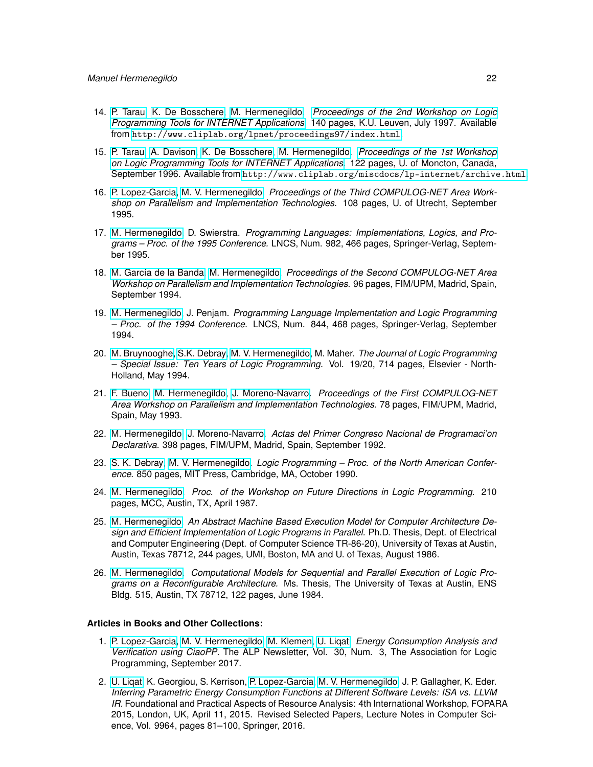14. P. Tarau, K. De Bosschere, M. Hermenegildo. *Proceedings of the 2nd Workshop on Logic Programming Tools for INTERNET Applications*. 140 pages, K.U. Leuven, July 1997. Available from `http://www.cliplab.org/lpnet/proceedings97/index.html`.

15. P. Tarau, A. Davison, K. De Bosschere, M. Hermenegildo. *Proceedings of the 1st Workshop on Logic Programming Tools for INTERNET Applications*. 122 pages, U. of Moncton, Canada, September 1996. Available from `http://www.cliplab.org/miscdocs/lp-internet/archive.html`.

16. P. Lopez-Garcia, M. V. Hermenegildo. *Proceedings of the Third COMPULOG-NET Area Workshop on Parallelism and Implementation Technologies.* 108 pages, U. of Utrecht, September 1995.

17. M. Hermenegildo, D. Swierstra. *Programming Languages: Implementations, Logics, and Programs – Proc. of the 1995 Conference*. LNCS, Num. 982, 466 pages, Springer-Verlag, September 1995.

18. M. García de la Banda, M. Hermenegildo. *Proceedings of the Second COMPULOG-NET Area Workshop on Parallelism and Implementation Technologies.* 96 pages, FIM/UPM, Madrid, Spain, September 1994.

19. M. Hermenegildo, J. Penjam. *Programming Language Implementation and Logic Programming – Proc. of the 1994 Conference.* LNCS, Num. 844, 468 pages, Springer-Verlag, September 1994.

20. M. Bruynooghe, S.K. Debray, M. V. Hermenegildo, M. Maher. *The Journal of Logic Programming – Special Issue: Ten Years of Logic Programming.* Vol. 19/20, 714 pages, Elsevier - North-Holland, May 1994.

21. F. Bueno, M. Hermenegildo, J. Moreno-Navarro. *Proceedings of the First COMPULOG-NET Area Workshop on Parallelism and Implementation Technologies.* 78 pages, FIM/UPM, Madrid, Spain, May 1993.

22. M. Hermenegildo, J. Moreno-Navarro. *Actas del Primer Congreso Nacional de Programaci'on Declarativa.* 398 pages, FIM/UPM, Madrid, Spain, September 1992.

23. S. K. Debray, M. V. Hermenegildo. *Logic Programming – Proc. of the North American Conference.* 850 pages, MIT Press, Cambridge, MA, October 1990.

24. M. Hermenegildo. *Proc. of the Workshop on Future Directions in Logic Programming.* 210 pages, MCC, Austin, TX, April 1987.

25. M. Hermenegildo. *An Abstract Machine Based Execution Model for Computer Architecture Design and Efficient Implementation of Logic Programs in Parallel.* Ph.D. Thesis, Dept. of Electrical and Computer Engineering (Dept. of Computer Science TR-86-20), University of Texas at Austin, Austin, Texas 78712, 244 pages, UMI, Boston, MA and U. of Texas, August 1986.

26. M. Hermenegildo. *Computational Models for Sequential and Parallel Execution of Logic Programs on a Reconfigurable Architecture.* Ms. Thesis, The University of Texas at Austin, ENS Bldg. 515, Austin, TX 78712, 122 pages, June 1984.

**Articles in Books and Other Collections:**

1. P. Lopez-Garcia, M. V. Hermenegildo, M. Klemen, U. Liqat. *Energy Consumption Analysis and Verification using CiaoPP.* The ALP Newsletter, Vol. 30, Num. 3, The Association for Logic Programming, September 2017.

2. U. Liqat, K. Georgiou, S. Kerrison, P. Lopez-Garcia, M. V. Hermenegildo, J. P. Gallagher, K. Eder. *Inferring Parametric Energy Consumption Functions at Different Software Levels: ISA vs. LLVM IR.* Foundational and Practical Aspects of Resource Analysis: 4th International Workshop, FOPARA 2015, London, UK, April 11, 2015. Revised Selected Papers, Lecture Notes in Computer Science, Vol. 9964, pages 81–100, Springer, 2016.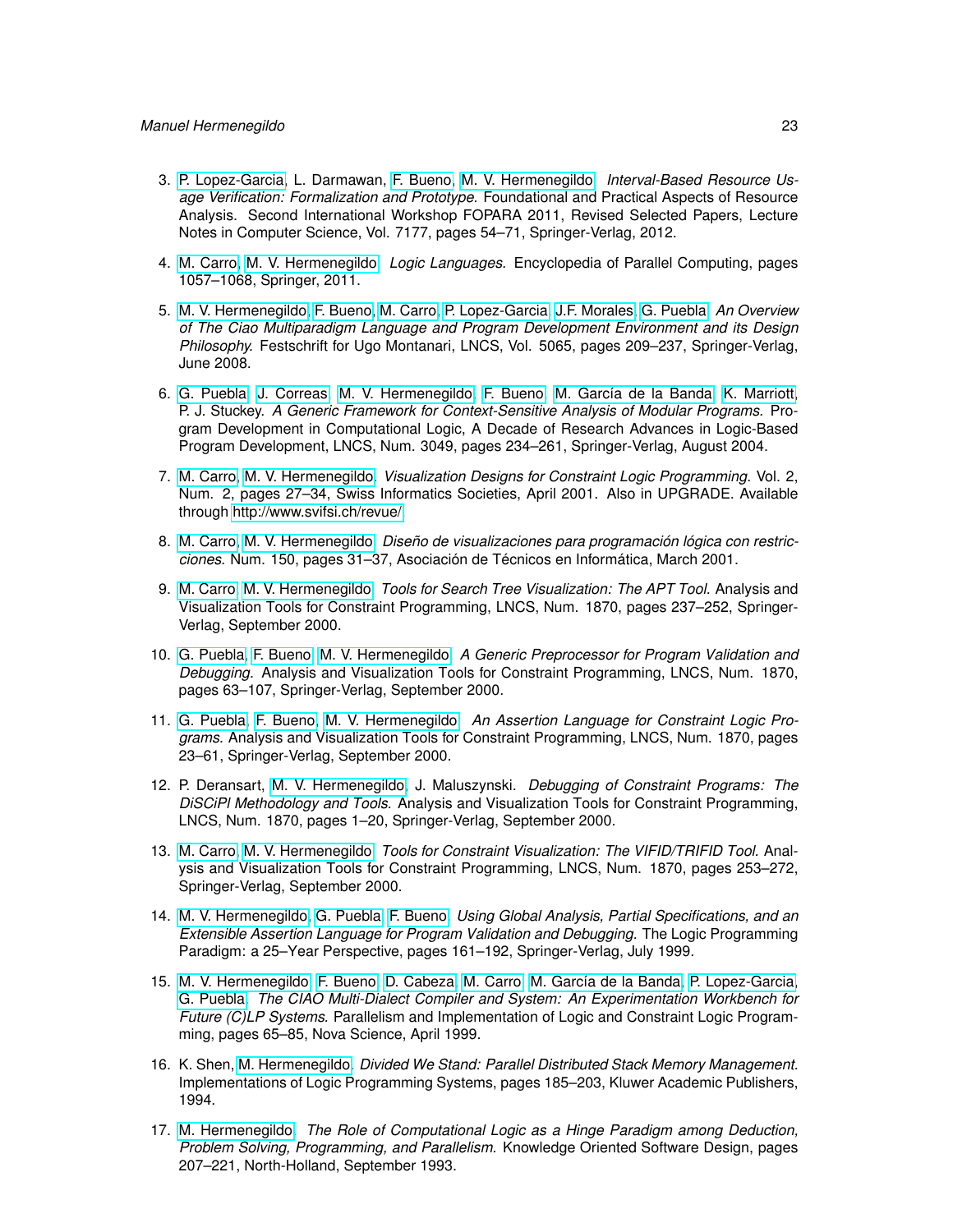3. P. Lopez-Garcia, L. Darmawan, F. Bueno, M. V. Hermenegildo. *Interval-Based Resource Usage Verification: Formalization and Prototype.* Foundational and Practical Aspects of Resource Analysis. Second International Workshop FOPARA 2011, Revised Selected Papers, Lecture Notes in Computer Science, Vol. 7177, pages 54–71, Springer-Verlag, 2012.

4. M. Carro, M. V. Hermenegildo. *Logic Languages.* Encyclopedia of Parallel Computing, pages 1057–1068, Springer, 2011.

5. M. V. Hermenegildo, F. Bueno, M. Carro, P. Lopez-Garcia, J.F. Morales, G. Puebla. *An Overview of The Ciao Multiparadigm Language and Program Development Environment and its Design Philosophy.* Festschrift for Ugo Montanari, LNCS, Vol. 5065, pages 209–237, Springer-Verlag, June 2008.

6. G. Puebla, J. Correas, M. V. Hermenegildo, F. Bueno, M. García de la Banda, K. Marriott, P. J. Stuckey. *A Generic Framework for Context-Sensitive Analysis of Modular Programs.* Program Development in Computational Logic, A Decade of Research Advances in Logic-Based Program Development, LNCS, Num. 3049, pages 234–261, Springer-Verlag, August 2004.

7. M. Carro, M. V. Hermenegildo. *Visualization Designs for Constraint Logic Programming.* Vol. 2, Num. 2, pages 27–34, Swiss Informatics Societies, April 2001. Also in UPGRADE. Available through http://www.svifsi.ch/revue/.

8. M. Carro, M. V. Hermenegildo. *Diseño de visualizaciones para programación lógica con restricciones.* Num. 150, pages 31–37, Asociación de Técnicos en Informática, March 2001.

9. M. Carro, M. V. Hermenegildo. *Tools for Search Tree Visualization: The APT Tool.* Analysis and Visualization Tools for Constraint Programming, LNCS, Num. 1870, pages 237–252, Springer-Verlag, September 2000.

10. G. Puebla, F. Bueno, M. V. Hermenegildo. *A Generic Preprocessor for Program Validation and Debugging.* Analysis and Visualization Tools for Constraint Programming, LNCS, Num. 1870, pages 63–107, Springer-Verlag, September 2000.

11. G. Puebla, F. Bueno, M. V. Hermenegildo. *An Assertion Language for Constraint Logic Programs.* Analysis and Visualization Tools for Constraint Programming, LNCS, Num. 1870, pages 23–61, Springer-Verlag, September 2000.

12. P. Deransart, M. V. Hermenegildo, J. Maluszynski. *Debugging of Constraint Programs: The DiSCiPl Methodology and Tools.* Analysis and Visualization Tools for Constraint Programming, LNCS, Num. 1870, pages 1–20, Springer-Verlag, September 2000.

13. M. Carro, M. V. Hermenegildo. *Tools for Constraint Visualization: The VIFID/TRIFID Tool.* Analysis and Visualization Tools for Constraint Programming, LNCS, Num. 1870, pages 253–272, Springer-Verlag, September 2000.

14. M. V. Hermenegildo, G. Puebla, F. Bueno. *Using Global Analysis, Partial Specifications, and an Extensible Assertion Language for Program Validation and Debugging.* The Logic Programming Paradigm: a 25–Year Perspective, pages 161–192, Springer-Verlag, July 1999.

15. M. V. Hermenegildo, F. Bueno, D. Cabeza, M. Carro, M. García de la Banda, P. Lopez-Garcia, G. Puebla. *The CIAO Multi-Dialect Compiler and System: An Experimentation Workbench for Future (C)LP Systems.* Parallelism and Implementation of Logic and Constraint Logic Programming, pages 65–85, Nova Science, April 1999.

16. K. Shen, M. Hermenegildo. *Divided We Stand: Parallel Distributed Stack Memory Management.* Implementations of Logic Programming Systems, pages 185–203, Kluwer Academic Publishers, 1994.

17. M. Hermenegildo. *The Role of Computational Logic as a Hinge Paradigm among Deduction, Problem Solving, Programming, and Parallelism.* Knowledge Oriented Software Design, pages 207–221, North-Holland, September 1993.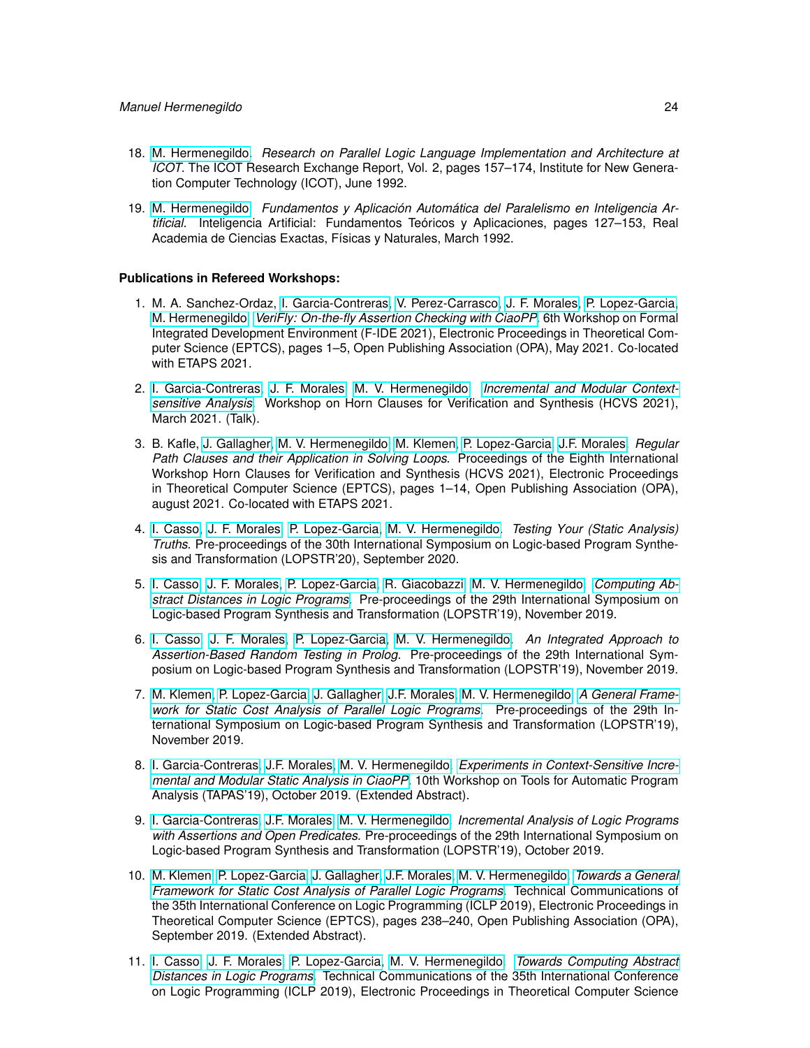18. M. Hermenegildo. *Research on Parallel Logic Language Implementation and Architecture at ICOT*. The ICOT Research Exchange Report, Vol. 2, pages 157–174, Institute for New Generation Computer Technology (ICOT), June 1992.

19. M. Hermenegildo. *Fundamentos y Aplicación Automática del Paralelismo en Inteligencia Artificial.* Inteligencia Artificial: Fundamentos Teóricos y Aplicaciones, pages 127–153, Real Academia de Ciencias Exactas, Físicas y Naturales, March 1992.

**Publications in Refereed Workshops:**

1. M. A. Sanchez-Ordaz, I. Garcia-Contreras, V. Perez-Carrasco, J. F. Morales, P. Lopez-Garcia, M. Hermenegildo. *VeriFly: On-the-fly Assertion Checking with CiaoPP*. 6th Workshop on Formal Integrated Development Environment (F-IDE 2021), Electronic Proceedings in Theoretical Computer Science (EPTCS), pages 1–5, Open Publishing Association (OPA), May 2021. Co-located with ETAPS 2021.

2. I. Garcia-Contreras, J. F. Morales, M. V. Hermenegildo. *Incremental and Modular Context-sensitive Analysis*. Workshop on Horn Clauses for Verification and Synthesis (HCVS 2021), March 2021. (Talk).

3. B. Kafle, J. Gallagher, M. V. Hermenegildo, M. Klemen, P. Lopez-Garcia, J.F. Morales. *Regular Path Clauses and their Application in Solving Loops*. Proceedings of the Eighth International Workshop Horn Clauses for Verification and Synthesis (HCVS 2021), Electronic Proceedings in Theoretical Computer Science (EPTCS), pages 1–14, Open Publishing Association (OPA), august 2021. Co-located with ETAPS 2021.

4. I. Casso, J. F. Morales, P. Lopez-Garcia, M. V. Hermenegildo. *Testing Your (Static Analysis) Truths*. Pre-proceedings of the 30th International Symposium on Logic-based Program Synthesis and Transformation (LOPSTR'20), September 2020.

5. I. Casso, J. F. Morales, P. Lopez-Garcia, R. Giacobazzi, M. V. Hermenegildo. *Computing Abstract Distances in Logic Programs*. Pre-proceedings of the 29th International Symposium on Logic-based Program Synthesis and Transformation (LOPSTR'19), November 2019.

6. I. Casso, J. F. Morales, P. Lopez-Garcia, M. V. Hermenegildo. *An Integrated Approach to Assertion-Based Random Testing in Prolog*. Pre-proceedings of the 29th International Symposium on Logic-based Program Synthesis and Transformation (LOPSTR'19), November 2019.

7. M. Klemen, P. Lopez-Garcia, J. Gallagher, J.F. Morales, M. V. Hermenegildo. *A General Framework for Static Cost Analysis of Parallel Logic Programs*. Pre-proceedings of the 29th International Symposium on Logic-based Program Synthesis and Transformation (LOPSTR'19), November 2019.

8. I. Garcia-Contreras, J.F. Morales, M. V. Hermenegildo. *Experiments in Context-Sensitive Incremental and Modular Static Analysis in CiaoPP*. 10th Workshop on Tools for Automatic Program Analysis (TAPAS'19), October 2019. (Extended Abstract).

9. I. Garcia-Contreras, J.F. Morales, M. V. Hermenegildo. *Incremental Analysis of Logic Programs with Assertions and Open Predicates*. Pre-proceedings of the 29th International Symposium on Logic-based Program Synthesis and Transformation (LOPSTR'19), October 2019.

10. M. Klemen, P. Lopez-Garcia, J. Gallagher, J.F. Morales, M. V. Hermenegildo. *Towards a General Framework for Static Cost Analysis of Parallel Logic Programs*. Technical Communications of the 35th International Conference on Logic Programming (ICLP 2019), Electronic Proceedings in Theoretical Computer Science (EPTCS), pages 238–240, Open Publishing Association (OPA), September 2019. (Extended Abstract).

11. I. Casso, J. F. Morales, P. Lopez-Garcia, M. V. Hermenegildo. *Towards Computing Abstract Distances in Logic Programs*. Technical Communications of the 35th International Conference on Logic Programming (ICLP 2019), Electronic Proceedings in Theoretical Computer Science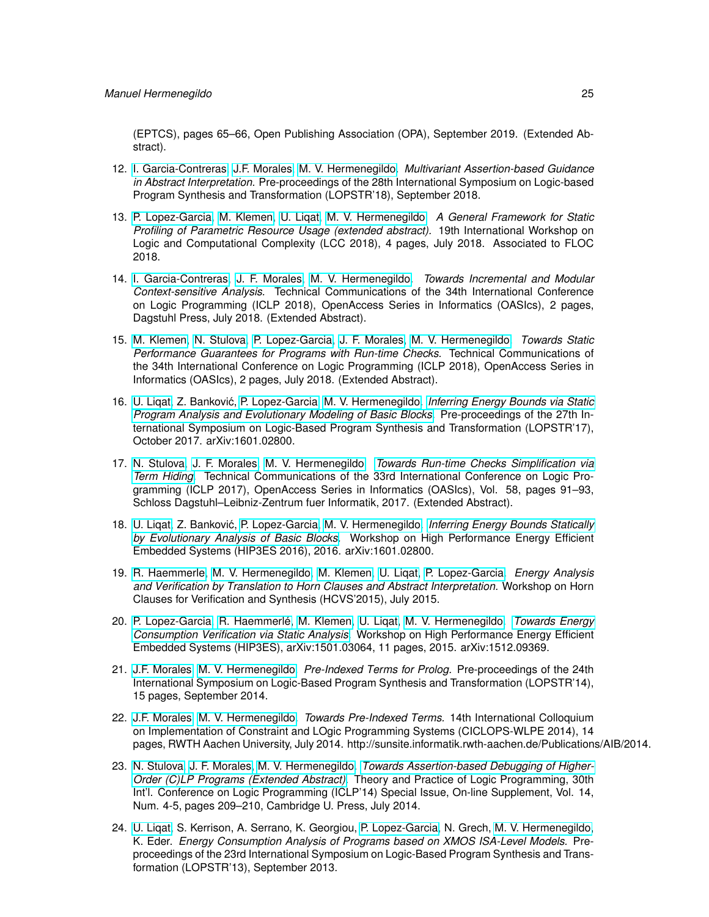(EPTCS), pages 65–66, Open Publishing Association (OPA), September 2019. (Extended Abstract).

12. I. Garcia-Contreras, J.F. Morales, M. V. Hermenegildo. *Multivariant Assertion-based Guidance in Abstract Interpretation.* Pre-proceedings of the 28th International Symposium on Logic-based Program Synthesis and Transformation (LOPSTR'18), September 2018.

13. P. Lopez-Garcia, M. Klemen, U. Liqat, M. V. Hermenegildo. *A General Framework for Static Profiling of Parametric Resource Usage (extended abstract).* 19th International Workshop on Logic and Computational Complexity (LCC 2018), 4 pages, July 2018. Associated to FLOC 2018.

14. I. Garcia-Contreras, J. F. Morales, M. V. Hermenegildo. *Towards Incremental and Modular Context-sensitive Analysis.* Technical Communications of the 34th International Conference on Logic Programming (ICLP 2018), OpenAccess Series in Informatics (OASIcs), 2 pages, Dagstuhl Press, July 2018. (Extended Abstract).

15. M. Klemen, N. Stulova, P. Lopez-Garcia, J. F. Morales, M. V. Hermenegildo. *Towards Static Performance Guarantees for Programs with Run-time Checks.* Technical Communications of the 34th International Conference on Logic Programming (ICLP 2018), OpenAccess Series in Informatics (OASIcs), 2 pages, July 2018. (Extended Abstract).

16. U. Liqat, Z. Banković, P. Lopez-Garcia, M. V. Hermenegildo. *Inferring Energy Bounds via Static Program Analysis and Evolutionary Modeling of Basic Blocks.* Pre-proceedings of the 27th International Symposium on Logic-Based Program Synthesis and Transformation (LOPSTR'17), October 2017. arXiv:1601.02800.

17. N. Stulova, J. F. Morales, M. V. Hermenegildo. *Towards Run-time Checks Simplification via Term Hiding.* Technical Communications of the 33rd International Conference on Logic Programming (ICLP 2017), OpenAccess Series in Informatics (OASIcs), Vol. 58, pages 91–93, Schloss Dagstuhl–Leibniz-Zentrum fuer Informatik, 2017. (Extended Abstract).

18. U. Liqat, Z. Banković, P. Lopez-Garcia, M. V. Hermenegildo. *Inferring Energy Bounds Statically by Evolutionary Analysis of Basic Blocks.* Workshop on High Performance Energy Efficient Embedded Systems (HIP3ES 2016), 2016. arXiv:1601.02800.

19. R. Haemmerle, M. V. Hermenegildo, M. Klemen, U. Liqat, P. Lopez-Garcia. *Energy Analysis and Verification by Translation to Horn Clauses and Abstract Interpretation.* Workshop on Horn Clauses for Verification and Synthesis (HCVS'2015), July 2015.

20. P. Lopez-Garcia, R. Haemmerlé, M. Klemen, U. Liqat, M. V. Hermenegildo. *Towards Energy Consumption Verification via Static Analysis.* Workshop on High Performance Energy Efficient Embedded Systems (HIP3ES), arXiv:1501.03064, 11 pages, 2015. arXiv:1512.09369.

21. J.F. Morales, M. V. Hermenegildo. *Pre-Indexed Terms for Prolog.* Pre-proceedings of the 24th International Symposium on Logic-Based Program Synthesis and Transformation (LOPSTR'14), 15 pages, September 2014.

22. J.F. Morales, M. V. Hermenegildo. *Towards Pre-Indexed Terms.* 14th International Colloquium on Implementation of Constraint and LOgic Programming Systems (CICLOPS-WLPE 2014), 14 pages, RWTH Aachen University, July 2014. http://sunsite.informatik.rwth-aachen.de/Publications/AIB/2014.

23. N. Stulova, J. F. Morales, M. V. Hermenegildo. *Towards Assertion-based Debugging of Higher-Order (C)LP Programs (Extended Abstract).* Theory and Practice of Logic Programming, 30th Int'l. Conference on Logic Programming (ICLP'14) Special Issue, On-line Supplement, Vol. 14, Num. 4-5, pages 209–210, Cambridge U. Press, July 2014.

24. U. Liqat, S. Kerrison, A. Serrano, K. Georgiou, P. Lopez-Garcia, N. Grech, M. V. Hermenegildo, K. Eder. *Energy Consumption Analysis of Programs based on XMOS ISA-Level Models.* Pre-proceedings of the 23rd International Symposium on Logic-Based Program Synthesis and Transformation (LOPSTR'13), September 2013.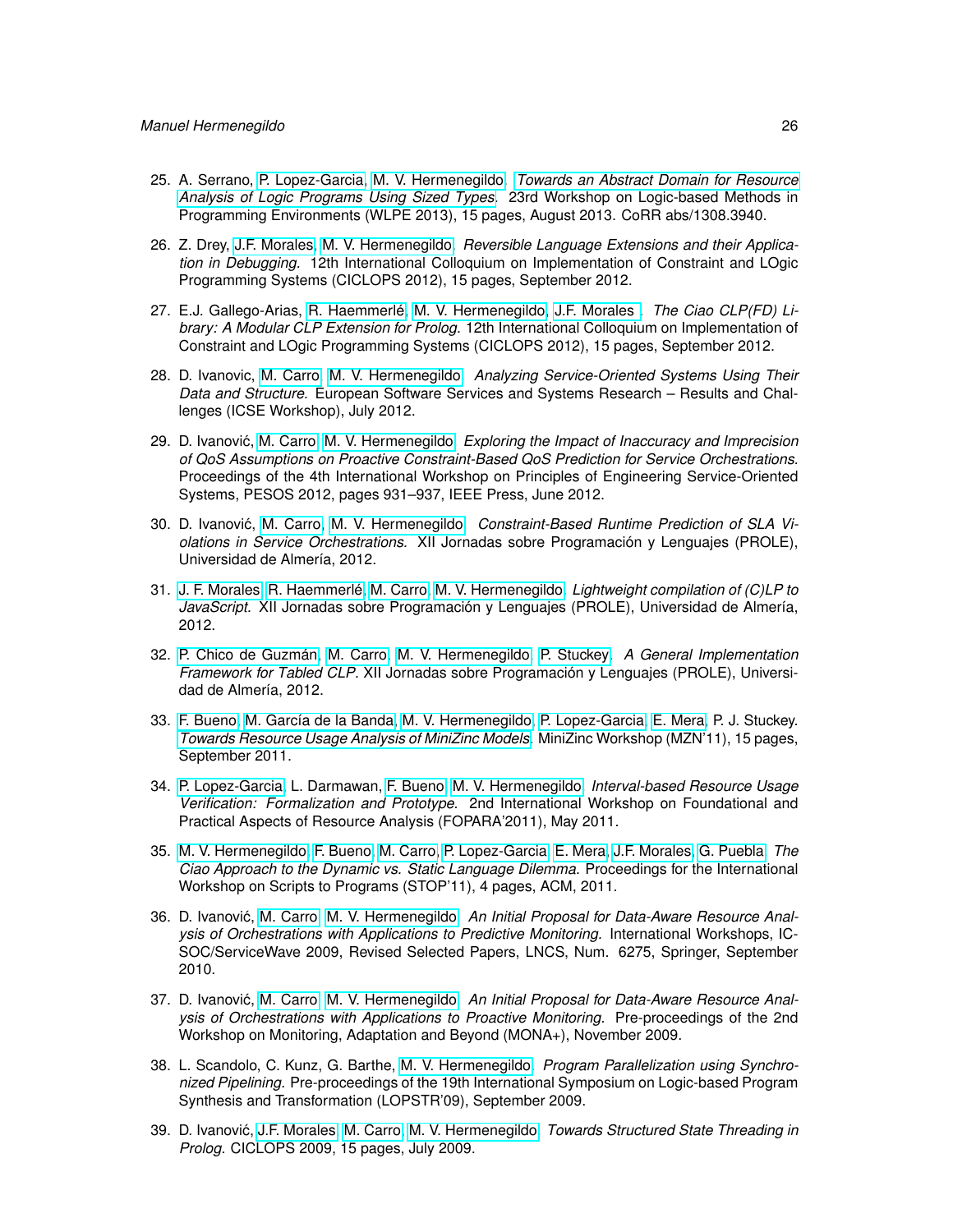25. A. Serrano, P. Lopez-Garcia, M. V. Hermenegildo. *Towards an Abstract Domain for Resource Analysis of Logic Programs Using Sized Types.* 23rd Workshop on Logic-based Methods in Programming Environments (WLPE 2013), 15 pages, August 2013. CoRR abs/1308.3940.

26. Z. Drey, J.F. Morales, M. V. Hermenegildo. *Reversible Language Extensions and their Application in Debugging.* 12th International Colloquium on Implementation of Constraint and LOgic Programming Systems (CICLOPS 2012), 15 pages, September 2012.

27. E.J. Gallego-Arias, R. Haemmerlé, M. V. Hermenegildo, J.F. Morales . *The Ciao CLP(FD) Library: A Modular CLP Extension for Prolog.* 12th International Colloquium on Implementation of Constraint and LOgic Programming Systems (CICLOPS 2012), 15 pages, September 2012.

28. D. Ivanovic, M. Carro, M. V. Hermenegildo. *Analyzing Service-Oriented Systems Using Their Data and Structure.* European Software Services and Systems Research – Results and Challenges (ICSE Workshop), July 2012.

29. D. Ivanović, M. Carro, M. V. Hermenegildo. *Exploring the Impact of Inaccuracy and Imprecision of QoS Assumptions on Proactive Constraint-Based QoS Prediction for Service Orchestrations.* Proceedings of the 4th International Workshop on Principles of Engineering Service-Oriented Systems, PESOS 2012, pages 931–937, IEEE Press, June 2012.

30. D. Ivanović, M. Carro, M. V. Hermenegildo. *Constraint-Based Runtime Prediction of SLA Violations in Service Orchestrations.* XII Jornadas sobre Programación y Lenguajes (PROLE), Universidad de Almería, 2012.

31. J. F. Morales, R. Haemmerlé, M. Carro, M. V. Hermenegildo. *Lightweight compilation of (C)LP to JavaScript.* XII Jornadas sobre Programación y Lenguajes (PROLE), Universidad de Almería, 2012.

32. P. Chico de Guzmán, M. Carro, M. V. Hermenegildo, P. Stuckey. *A General Implementation Framework for Tabled CLP.* XII Jornadas sobre Programación y Lenguajes (PROLE), Universidad de Almería, 2012.

33. F. Bueno, M. García de la Banda, M. V. Hermenegildo, P. Lopez-Garcia, E. Mera, P. J. Stuckey. *Towards Resource Usage Analysis of MiniZinc Models.* MiniZinc Workshop (MZN'11), 15 pages, September 2011.

34. P. Lopez-Garcia, L. Darmawan, F. Bueno, M. V. Hermenegildo. *Interval-based Resource Usage Verification: Formalization and Prototype.* 2nd International Workshop on Foundational and Practical Aspects of Resource Analysis (FOPARA'2011), May 2011.

35. M. V. Hermenegildo, F. Bueno, M. Carro, P. Lopez-Garcia, E. Mera, J.F. Morales, G. Puebla. *The Ciao Approach to the Dynamic vs. Static Language Dilemma.* Proceedings for the International Workshop on Scripts to Programs (STOP'11), 4 pages, ACM, 2011.

36. D. Ivanović, M. Carro, M. V. Hermenegildo. *An Initial Proposal for Data-Aware Resource Analysis of Orchestrations with Applications to Predictive Monitoring.* International Workshops, ICSOC/ServiceWave 2009, Revised Selected Papers, LNCS, Num. 6275, Springer, September 2010.

37. D. Ivanović, M. Carro, M. V. Hermenegildo. *An Initial Proposal for Data-Aware Resource Analysis of Orchestrations with Applications to Proactive Monitoring.* Pre-proceedings of the 2nd Workshop on Monitoring, Adaptation and Beyond (MONA+), November 2009.

38. L. Scandolo, C. Kunz, G. Barthe, M. V. Hermenegildo. *Program Parallelization using Synchronized Pipelining.* Pre-proceedings of the 19th International Symposium on Logic-based Program Synthesis and Transformation (LOPSTR'09), September 2009.

39. D. Ivanović, J.F. Morales, M. Carro, M. V. Hermenegildo. *Towards Structured State Threading in Prolog.* CICLOPS 2009, 15 pages, July 2009.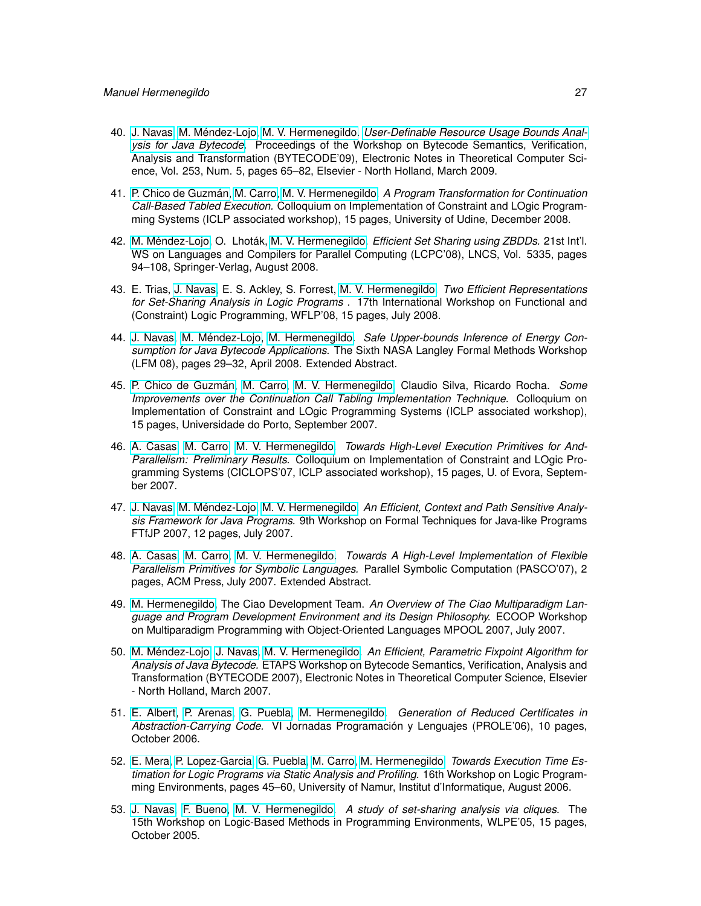40. J. Navas, M. Méndez-Lojo, M. V. Hermenegildo. *User-Definable Resource Usage Bounds Analysis for Java Bytecode.* Proceedings of the Workshop on Bytecode Semantics, Verification, Analysis and Transformation (BYTECODE'09), Electronic Notes in Theoretical Computer Science, Vol. 253, Num. 5, pages 65–82, Elsevier - North Holland, March 2009.

41. P. Chico de Guzmán, M. Carro, M. V. Hermenegildo. *A Program Transformation for Continuation Call-Based Tabled Execution.* Colloquium on Implementation of Constraint and LOgic Programming Systems (ICLP associated workshop), 15 pages, University of Udine, December 2008.

42. M. Méndez-Lojo, O. Lhoták, M. V. Hermenegildo. *Efficient Set Sharing using ZBDDs.* 21st Int'l. WS on Languages and Compilers for Parallel Computing (LCPC'08), LNCS, Vol. 5335, pages 94–108, Springer-Verlag, August 2008.

43. E. Trias, J. Navas, E. S. Ackley, S. Forrest, M. V. Hermenegildo. *Two Efficient Representations for Set-Sharing Analysis in Logic Programs* . 17th International Workshop on Functional and (Constraint) Logic Programming, WFLP'08, 15 pages, July 2008.

44. J. Navas, M. Méndez-Lojo, M. Hermenegildo. *Safe Upper-bounds Inference of Energy Consumption for Java Bytecode Applications.* The Sixth NASA Langley Formal Methods Workshop (LFM 08), pages 29–32, April 2008. Extended Abstract.

45. P. Chico de Guzmán, M. Carro, M. V. Hermenegildo, Claudio Silva, Ricardo Rocha. *Some Improvements over the Continuation Call Tabling Implementation Technique.* Colloquium on Implementation of Constraint and LOgic Programming Systems (ICLP associated workshop), 15 pages, Universidade do Porto, September 2007.

46. A. Casas, M. Carro, M. V. Hermenegildo. *Towards High-Level Execution Primitives for And-Parallelism: Preliminary Results.* Colloquium on Implementation of Constraint and LOgic Programming Systems (CICLOPS'07, ICLP associated workshop), 15 pages, U. of Evora, September 2007.

47. J. Navas, M. Méndez-Lojo, M. V. Hermenegildo. *An Efficient, Context and Path Sensitive Analysis Framework for Java Programs.* 9th Workshop on Formal Techniques for Java-like Programs FTfJP 2007, 12 pages, July 2007.

48. A. Casas, M. Carro, M. V. Hermenegildo. *Towards A High-Level Implementation of Flexible Parallelism Primitives for Symbolic Languages.* Parallel Symbolic Computation (PASCO'07), 2 pages, ACM Press, July 2007. Extended Abstract.

49. M. Hermenegildo, The Ciao Development Team. *An Overview of The Ciao Multiparadigm Language and Program Development Environment and its Design Philosophy.* ECOOP Workshop on Multiparadigm Programming with Object-Oriented Languages MPOOL 2007, July 2007.

50. M. Méndez-Lojo, J. Navas, M. V. Hermenegildo. *An Efficient, Parametric Fixpoint Algorithm for Analysis of Java Bytecode.* ETAPS Workshop on Bytecode Semantics, Verification, Analysis and Transformation (BYTECODE 2007), Electronic Notes in Theoretical Computer Science, Elsevier - North Holland, March 2007.

51. E. Albert, P. Arenas, G. Puebla, M. Hermenegildo. *Generation of Reduced Certificates in Abstraction-Carrying Code.* VI Jornadas Programación y Lenguajes (PROLE'06), 10 pages, October 2006.

52. E. Mera, P. Lopez-Garcia, G. Puebla, M. Carro, M. Hermenegildo. *Towards Execution Time Estimation for Logic Programs via Static Analysis and Profiling.* 16th Workshop on Logic Programming Environments, pages 45–60, University of Namur, Institut d'Informatique, August 2006.

53. J. Navas, F. Bueno, M. V. Hermenegildo. *A study of set-sharing analysis via cliques.* The 15th Workshop on Logic-Based Methods in Programming Environments, WLPE'05, 15 pages, October 2005.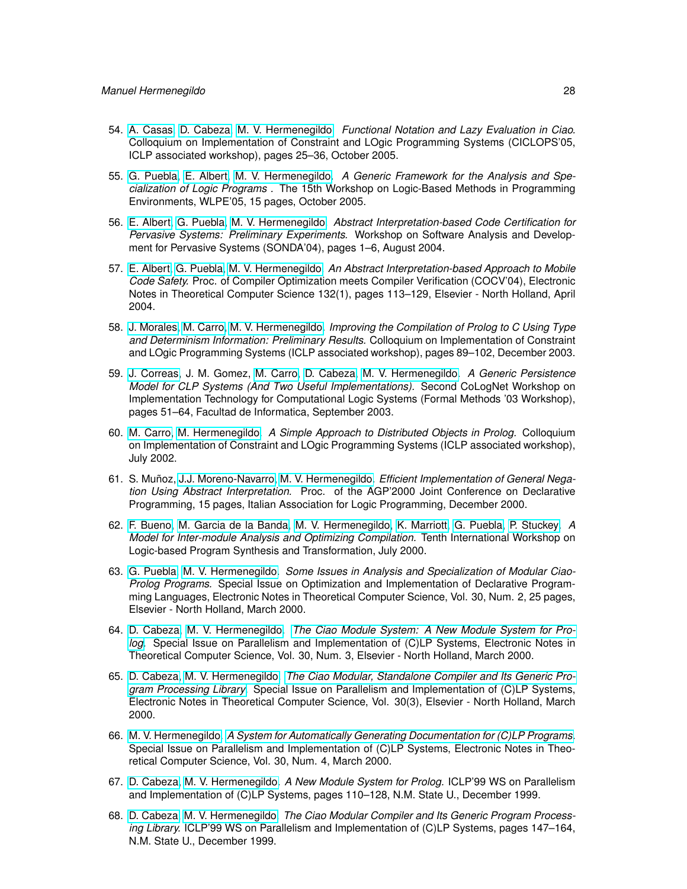54. A. Casas, D. Cabeza, M. V. Hermenegildo. *Functional Notation and Lazy Evaluation in Ciao.* Colloquium on Implementation of Constraint and LOgic Programming Systems (CICLOPS'05, ICLP associated workshop), pages 25–36, October 2005.

55. G. Puebla, E. Albert, M. V. Hermenegildo. *A Generic Framework for the Analysis and Specialization of Logic Programs .* The 15th Workshop on Logic-Based Methods in Programming Environments, WLPE'05, 15 pages, October 2005.

56. E. Albert, G. Puebla, M. V. Hermenegildo. *Abstract Interpretation-based Code Certification for Pervasive Systems: Preliminary Experiments.* Workshop on Software Analysis and Development for Pervasive Systems (SONDA'04), pages 1–6, August 2004.

57. E. Albert, G. Puebla, M. V. Hermenegildo. *An Abstract Interpretation-based Approach to Mobile Code Safety.* Proc. of Compiler Optimization meets Compiler Verification (COCV'04), Electronic Notes in Theoretical Computer Science 132(1), pages 113–129, Elsevier - North Holland, April 2004.

58. J. Morales, M. Carro, M. V. Hermenegildo. *Improving the Compilation of Prolog to C Using Type and Determinism Information: Preliminary Results.* Colloquium on Implementation of Constraint and LOgic Programming Systems (ICLP associated workshop), pages 89–102, December 2003.

59. J. Correas, J. M. Gomez, M. Carro, D. Cabeza, M. V. Hermenegildo. *A Generic Persistence Model for CLP Systems (And Two Useful Implementations).* Second CoLogNet Workshop on Implementation Technology for Computational Logic Systems (Formal Methods '03 Workshop), pages 51–64, Facultad de Informatica, September 2003.

60. M. Carro, M. Hermenegildo. *A Simple Approach to Distributed Objects in Prolog.* Colloquium on Implementation of Constraint and LOgic Programming Systems (ICLP associated workshop), July 2002.

61. S. Muñoz, J.J. Moreno-Navarro, M. V. Hermenegildo. *Efficient Implementation of General Negation Using Abstract Interpretation.* Proc. of the AGP'2000 Joint Conference on Declarative Programming, 15 pages, Italian Association for Logic Programming, December 2000.

62. F. Bueno, M. Garcia de la Banda, M. V. Hermenegildo, K. Marriott, G. Puebla, P. Stuckey. *A Model for Inter-module Analysis and Optimizing Compilation.* Tenth International Workshop on Logic-based Program Synthesis and Transformation, July 2000.

63. G. Puebla, M. V. Hermenegildo. *Some Issues in Analysis and Specialization of Modular Ciao-Prolog Programs.* Special Issue on Optimization and Implementation of Declarative Programming Languages, Electronic Notes in Theoretical Computer Science, Vol. 30, Num. 2, 25 pages, Elsevier - North Holland, March 2000.

64. D. Cabeza, M. V. Hermenegildo. *The Ciao Module System: A New Module System for Prolog.* Special Issue on Parallelism and Implementation of (C)LP Systems, Electronic Notes in Theoretical Computer Science, Vol. 30, Num. 3, Elsevier - North Holland, March 2000.

65. D. Cabeza, M. V. Hermenegildo. *The Ciao Modular, Standalone Compiler and Its Generic Program Processing Library.* Special Issue on Parallelism and Implementation of (C)LP Systems, Electronic Notes in Theoretical Computer Science, Vol. 30(3), Elsevier - North Holland, March 2000.

66. M. V. Hermenegildo. *A System for Automatically Generating Documentation for (C)LP Programs.* Special Issue on Parallelism and Implementation of (C)LP Systems, Electronic Notes in Theoretical Computer Science, Vol. 30, Num. 4, March 2000.

67. D. Cabeza, M. V. Hermenegildo. *A New Module System for Prolog.* ICLP'99 WS on Parallelism and Implementation of (C)LP Systems, pages 110–128, N.M. State U., December 1999.

68. D. Cabeza, M. V. Hermenegildo. *The Ciao Modular Compiler and Its Generic Program Processing Library.* ICLP'99 WS on Parallelism and Implementation of (C)LP Systems, pages 147–164, N.M. State U., December 1999.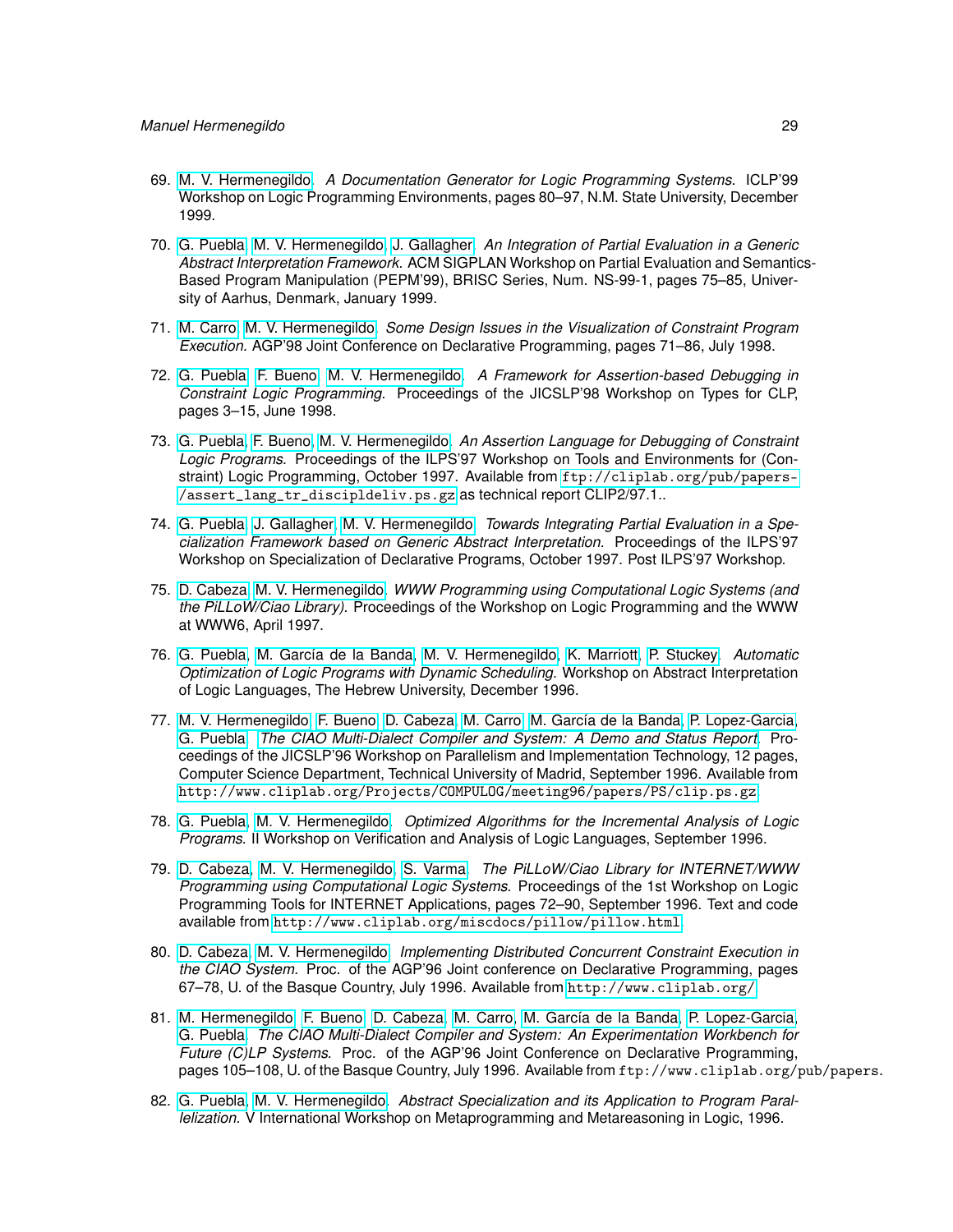69. M. V. Hermenegildo. *A Documentation Generator for Logic Programming Systems.* ICLP'99 Workshop on Logic Programming Environments, pages 80–97, N.M. State University, December 1999.

70. G. Puebla, M. V. Hermenegildo, J. Gallagher. *An Integration of Partial Evaluation in a Generic Abstract Interpretation Framework.* ACM SIGPLAN Workshop on Partial Evaluation and Semantics-Based Program Manipulation (PEPM'99), BRISC Series, Num. NS-99-1, pages 75–85, University of Aarhus, Denmark, January 1999.

71. M. Carro, M. V. Hermenegildo. *Some Design Issues in the Visualization of Constraint Program Execution.* AGP'98 Joint Conference on Declarative Programming, pages 71–86, July 1998.

72. G. Puebla, F. Bueno, M. V. Hermenegildo. *A Framework for Assertion-based Debugging in Constraint Logic Programming.* Proceedings of the JICSLP'98 Workshop on Types for CLP, pages 3–15, June 1998.

73. G. Puebla, F. Bueno, M. V. Hermenegildo. *An Assertion Language for Debugging of Constraint Logic Programs.* Proceedings of the ILPS'97 Workshop on Tools and Environments for (Constraint) Logic Programming, October 1997. Available from `ftp://cliplab.org/pub/papers/assert_lang_tr_discipldeliv.ps.gz` as technical report CLIP2/97.1..

74. G. Puebla, J. Gallagher, M. V. Hermenegildo. *Towards Integrating Partial Evaluation in a Specialization Framework based on Generic Abstract Interpretation.* Proceedings of the ILPS'97 Workshop on Specialization of Declarative Programs, October 1997. Post ILPS'97 Workshop.

75. D. Cabeza, M. V. Hermenegildo. *WWW Programming using Computational Logic Systems (and the PiLLoW/Ciao Library).* Proceedings of the Workshop on Logic Programming and the WWW at WWW6, April 1997.

76. G. Puebla, M. García de la Banda, M. V. Hermenegildo, K. Marriott, P. Stuckey. *Automatic Optimization of Logic Programs with Dynamic Scheduling.* Workshop on Abstract Interpretation of Logic Languages, The Hebrew University, December 1996.

77. M. V. Hermenegildo, F. Bueno, D. Cabeza, M. Carro, M. García de la Banda, P. Lopez-Garcia, G. Puebla. *The CIAO Multi-Dialect Compiler and System: A Demo and Status Report.* Proceedings of the JICSLP'96 Workshop on Parallelism and Implementation Technology, 12 pages, Computer Science Department, Technical University of Madrid, September 1996. Available from `http://www.cliplab.org/Projects/COMPULOG/meeting96/papers/PS/clip.ps.gz`

78. G. Puebla, M. V. Hermenegildo. *Optimized Algorithms for the Incremental Analysis of Logic Programs.* II Workshop on Verification and Analysis of Logic Languages, September 1996.

79. D. Cabeza, M. V. Hermenegildo, S. Varma. *The PiLLoW/Ciao Library for INTERNET/WWW Programming using Computational Logic Systems.* Proceedings of the 1st Workshop on Logic Programming Tools for INTERNET Applications, pages 72–90, September 1996. Text and code available from `http://www.cliplab.org/miscdocs/pillow/pillow.html`.

80. D. Cabeza, M. V. Hermenegildo. *Implementing Distributed Concurrent Constraint Execution in the CIAO System.* Proc. of the AGP'96 Joint conference on Declarative Programming, pages 67–78, U. of the Basque Country, July 1996. Available from `http://www.cliplab.org/`

81. M. Hermenegildo, F. Bueno, D. Cabeza, M. Carro, M. García de la Banda, P. Lopez-Garcia, G. Puebla. *The CIAO Multi-Dialect Compiler and System: An Experimentation Workbench for Future (C)LP Systems.* Proc. of the AGP'96 Joint Conference on Declarative Programming, pages 105–108, U. of the Basque Country, July 1996. Available from `ftp://www.cliplab.org/pub/papers`.

82. G. Puebla, M. V. Hermenegildo. *Abstract Specialization and its Application to Program Parallelization.* V International Workshop on Metaprogramming and Metareasoning in Logic, 1996.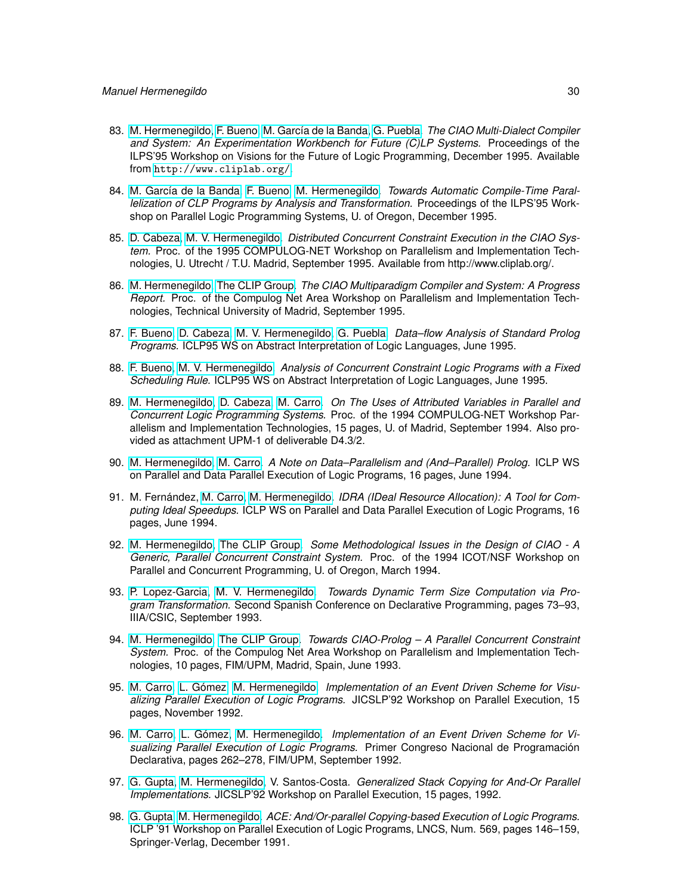83. M. Hermenegildo, F. Bueno, M. García de la Banda, G. Puebla. *The CIAO Multi-Dialect Compiler and System: An Experimentation Workbench for Future (C)LP Systems.* Proceedings of the ILPS'95 Workshop on Visions for the Future of Logic Programming, December 1995. Available from `http://www.cliplab.org/`

84. M. García de la Banda, F. Bueno, M. Hermenegildo. *Towards Automatic Compile-Time Parallelization of CLP Programs by Analysis and Transformation.* Proceedings of the ILPS'95 Workshop on Parallel Logic Programming Systems, U. of Oregon, December 1995.

85. D. Cabeza, M. V. Hermenegildo. *Distributed Concurrent Constraint Execution in the CIAO System.* Proc. of the 1995 COMPULOG-NET Workshop on Parallelism and Implementation Technologies, U. Utrecht / T.U. Madrid, September 1995. Available from http://www.cliplab.org/.

86. M. Hermenegildo, The CLIP Group. *The CIAO Multiparadigm Compiler and System: A Progress Report.* Proc. of the Compulog Net Area Workshop on Parallelism and Implementation Technologies, Technical University of Madrid, September 1995.

87. F. Bueno, D. Cabeza, M. V. Hermenegildo, G. Puebla. *Data–flow Analysis of Standard Prolog Programs.* ICLP95 WS on Abstract Interpretation of Logic Languages, June 1995.

88. F. Bueno, M. V. Hermenegildo. *Analysis of Concurrent Constraint Logic Programs with a Fixed Scheduling Rule.* ICLP95 WS on Abstract Interpretation of Logic Languages, June 1995.

89. M. Hermenegildo, D. Cabeza, M. Carro. *On The Uses of Attributed Variables in Parallel and Concurrent Logic Programming Systems.* Proc. of the 1994 COMPULOG-NET Workshop Parallelism and Implementation Technologies, 15 pages, U. of Madrid, September 1994. Also provided as attachment UPM-1 of deliverable D4.3/2.

90. M. Hermenegildo, M. Carro. *A Note on Data–Parallelism and (And–Parallel) Prolog.* ICLP WS on Parallel and Data Parallel Execution of Logic Programs, 16 pages, June 1994.

91. M. Fernández, M. Carro, M. Hermenegildo. *IDRA (IDeal Resource Allocation): A Tool for Computing Ideal Speedups.* ICLP WS on Parallel and Data Parallel Execution of Logic Programs, 16 pages, June 1994.

92. M. Hermenegildo, The CLIP Group. *Some Methodological Issues in the Design of CIAO - A Generic, Parallel Concurrent Constraint System.* Proc. of the 1994 ICOT/NSF Workshop on Parallel and Concurrent Programming, U. of Oregon, March 1994.

93. P. Lopez-Garcia, M. V. Hermenegildo. *Towards Dynamic Term Size Computation via Program Transformation.* Second Spanish Conference on Declarative Programming, pages 73–93, IIIA/CSIC, September 1993.

94. M. Hermenegildo, The CLIP Group. *Towards CIAO-Prolog – A Parallel Concurrent Constraint System.* Proc. of the Compulog Net Area Workshop on Parallelism and Implementation Technologies, 10 pages, FIM/UPM, Madrid, Spain, June 1993.

95. M. Carro, L. Gómez, M. Hermenegildo. *Implementation of an Event Driven Scheme for Visualizing Parallel Execution of Logic Programs.* JICSLP'92 Workshop on Parallel Execution, 15 pages, November 1992.

96. M. Carro, L. Gómez, M. Hermenegildo. *Implementation of an Event Driven Scheme for Visualizing Parallel Execution of Logic Programs.* Primer Congreso Nacional de Programación Declarativa, pages 262–278, FIM/UPM, September 1992.

97. G. Gupta, M. Hermenegildo, V. Santos-Costa. *Generalized Stack Copying for And-Or Parallel Implementations.* JICSLP'92 Workshop on Parallel Execution, 15 pages, 1992.

98. G. Gupta, M. Hermenegildo. *ACE: And/Or-parallel Copying-based Execution of Logic Programs.* ICLP '91 Workshop on Parallel Execution of Logic Programs, LNCS, Num. 569, pages 146–159, Springer-Verlag, December 1991.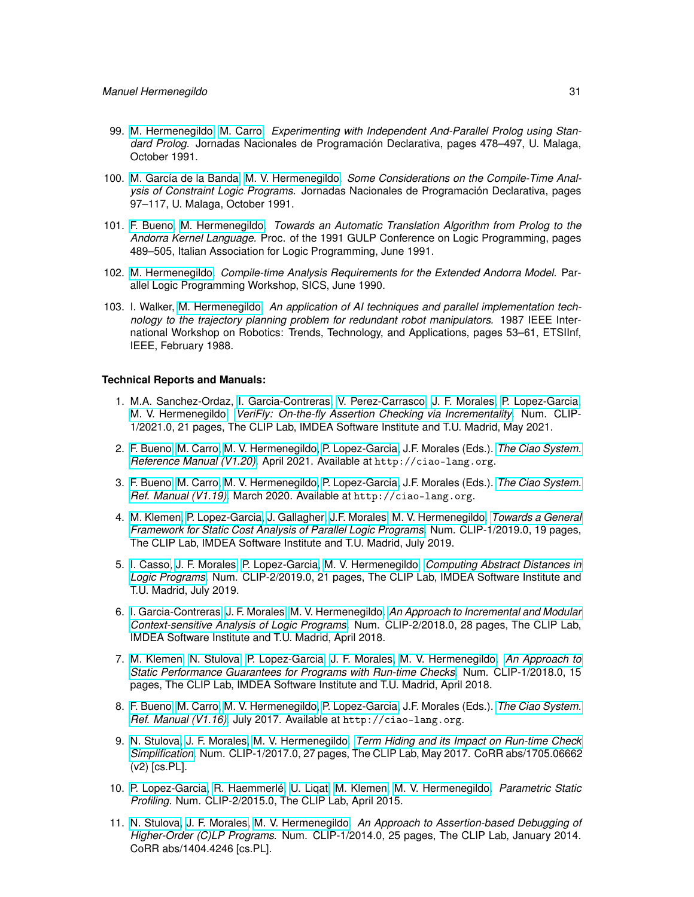99. M. Hermenegildo, M. Carro. *Experimenting with Independent And-Parallel Prolog using Standard Prolog*. Jornadas Nacionales de Programación Declarativa, pages 478–497, U. Malaga, October 1991.

100. M. García de la Banda, M. V. Hermenegildo. *Some Considerations on the Compile-Time Analysis of Constraint Logic Programs.* Jornadas Nacionales de Programación Declarativa, pages 97–117, U. Malaga, October 1991.

101. F. Bueno, M. Hermenegildo. *Towards an Automatic Translation Algorithm from Prolog to the Andorra Kernel Language.* Proc. of the 1991 GULP Conference on Logic Programming, pages 489–505, Italian Association for Logic Programming, June 1991.

102. M. Hermenegildo. *Compile-time Analysis Requirements for the Extended Andorra Model.* Parallel Logic Programming Workshop, SICS, June 1990.

103. I. Walker, M. Hermenegildo. *An application of AI techniques and parallel implementation technology to the trajectory planning problem for redundant robot manipulators.* 1987 IEEE International Workshop on Robotics: Trends, Technology, and Applications, pages 53–61, ETSIInf, IEEE, February 1988.

**Technical Reports and Manuals:**

1. M.A. Sanchez-Ordaz, I. Garcia-Contreras, V. Perez-Carrasco, J. F. Morales, P. Lopez-Garcia, M. V. Hermenegildo. *VeriFly: On-the-fly Assertion Checking via Incrementality*. Num. CLIP-1/2021.0, 21 pages, The CLIP Lab, IMDEA Software Institute and T.U. Madrid, May 2021.

2. F. Bueno, M. Carro, M. V. Hermenegildo, P. Lopez-Garcia, J.F. Morales (Eds.). *The Ciao System. Reference Manual (V1.20)*. April 2021. Available at `http://ciao-lang.org`.

3. F. Bueno, M. Carro, M. V. Hermenegildo, P. Lopez-Garcia, J.F. Morales (Eds.). *The Ciao System. Ref. Manual (V1.19)*. March 2020. Available at `http://ciao-lang.org`.

4. M. Klemen, P. Lopez-Garcia, J. Gallagher, J.F. Morales, M. V. Hermenegildo. *Towards a General Framework for Static Cost Analysis of Parallel Logic Programs*. Num. CLIP-1/2019.0, 19 pages, The CLIP Lab, IMDEA Software Institute and T.U. Madrid, July 2019.

5. I. Casso, J. F. Morales, P. Lopez-Garcia, M. V. Hermenegildo. *Computing Abstract Distances in Logic Programs*. Num. CLIP-2/2019.0, 21 pages, The CLIP Lab, IMDEA Software Institute and T.U. Madrid, July 2019.

6. I. Garcia-Contreras, J. F. Morales, M. V. Hermenegildo. *An Approach to Incremental and Modular Context-sensitive Analysis of Logic Programs*. Num. CLIP-2/2018.0, 28 pages, The CLIP Lab, IMDEA Software Institute and T.U. Madrid, April 2018.

7. M. Klemen, N. Stulova, P. Lopez-Garcia, J. F. Morales, M. V. Hermenegildo. *An Approach to Static Performance Guarantees for Programs with Run-time Checks*. Num. CLIP-1/2018.0, 15 pages, The CLIP Lab, IMDEA Software Institute and T.U. Madrid, April 2018.

8. F. Bueno, M. Carro, M. V. Hermenegildo, P. Lopez-Garcia, J.F. Morales (Eds.). *The Ciao System. Ref. Manual (V1.16)*. July 2017. Available at `http://ciao-lang.org`.

9. N. Stulova, J. F. Morales, M. V. Hermenegildo. *Term Hiding and its Impact on Run-time Check Simplification*. Num. CLIP-1/2017.0, 27 pages, The CLIP Lab, May 2017. CoRR abs/1705.06662 (v2) [cs.PL].

10. P. Lopez-Garcia, R. Haemmerlé, U. Liqat, M. Klemen, M. V. Hermenegildo. *Parametric Static Profiling.* Num. CLIP-2/2015.0, The CLIP Lab, April 2015.

11. N. Stulova, J. F. Morales, M. V. Hermenegildo. *An Approach to Assertion-based Debugging of Higher-Order (C)LP Programs.* Num. CLIP-1/2014.0, 25 pages, The CLIP Lab, January 2014. CoRR abs/1404.4246 [cs.PL].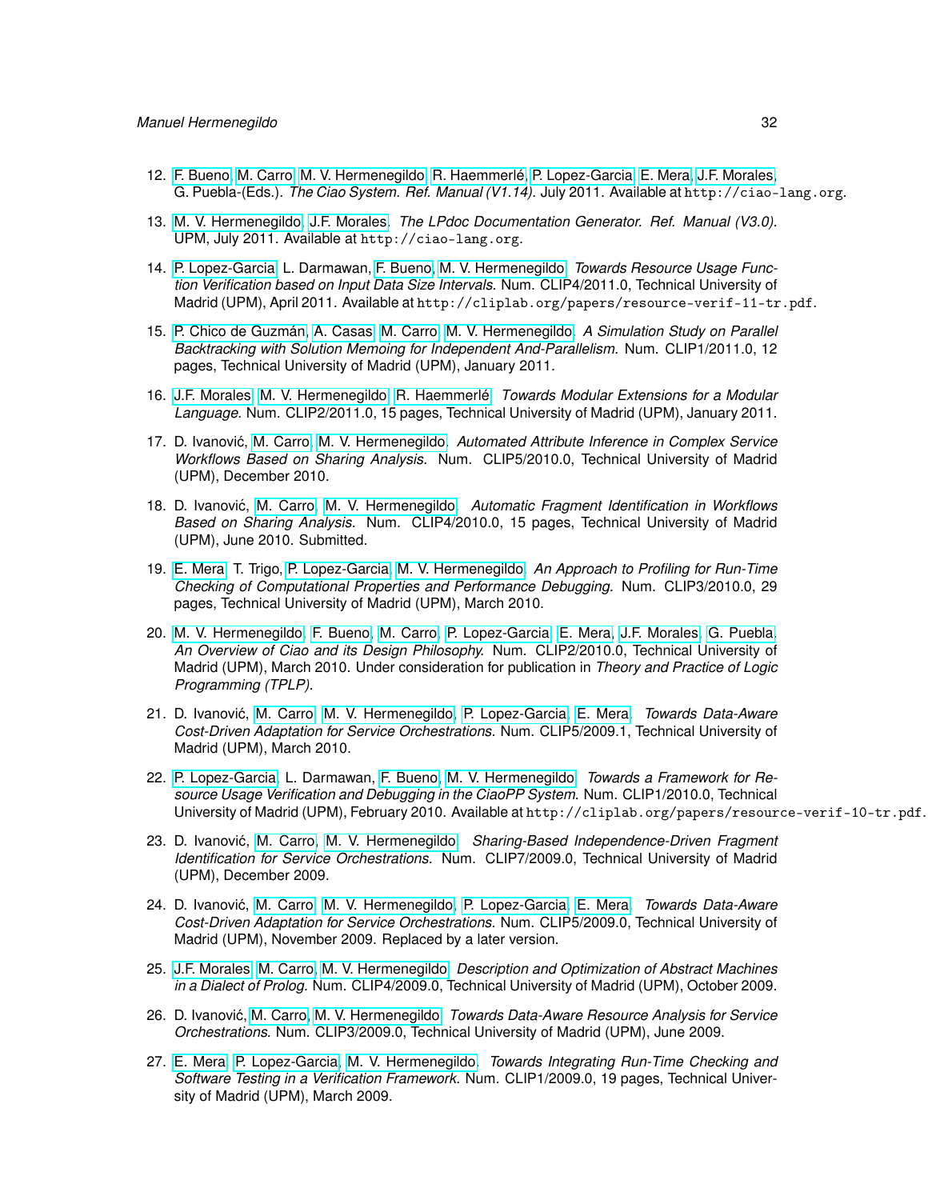12. F. Bueno, M. Carro, M. V. Hermenegildo, R. Haemmerlé, P. Lopez-Garcia, E. Mera, J.F. Morales, G. Puebla-(Eds.). *The Ciao System. Ref. Manual (V1.14).* July 2011. Available at `http://ciao-lang.org`.

13. M. V. Hermenegildo, J.F. Morales. *The LPdoc Documentation Generator. Ref. Manual (V3.0).* UPM, July 2011. Available at `http://ciao-lang.org`.

14. P. Lopez-Garcia, L. Darmawan, F. Bueno, M. V. Hermenegildo. *Towards Resource Usage Function Verification based on Input Data Size Intervals.* Num. CLIP4/2011.0, Technical University of Madrid (UPM), April 2011. Available at `http://cliplab.org/papers/resource-verif-11-tr.pdf`.

15. P. Chico de Guzmán, A. Casas, M. Carro, M. V. Hermenegildo. *A Simulation Study on Parallel Backtracking with Solution Memoing for Independent And-Parallelism.* Num. CLIP1/2011.0, 12 pages, Technical University of Madrid (UPM), January 2011.

16. J.F. Morales, M. V. Hermenegildo, R. Haemmerlé. *Towards Modular Extensions for a Modular Language.* Num. CLIP2/2011.0, 15 pages, Technical University of Madrid (UPM), January 2011.

17. D. Ivanović, M. Carro, M. V. Hermenegildo. *Automated Attribute Inference in Complex Service Workflows Based on Sharing Analysis.* Num. CLIP5/2010.0, Technical University of Madrid (UPM), December 2010.

18. D. Ivanović, M. Carro, M. V. Hermenegildo. *Automatic Fragment Identification in Workflows Based on Sharing Analysis.* Num. CLIP4/2010.0, 15 pages, Technical University of Madrid (UPM), June 2010. Submitted.

19. E. Mera, T. Trigo, P. Lopez-Garcia, M. V. Hermenegildo. *An Approach to Profiling for Run-Time Checking of Computational Properties and Performance Debugging.* Num. CLIP3/2010.0, 29 pages, Technical University of Madrid (UPM), March 2010.

20. M. V. Hermenegildo, F. Bueno, M. Carro, P. Lopez-Garcia, E. Mera, J.F. Morales, G. Puebla. *An Overview of Ciao and its Design Philosophy.* Num. CLIP2/2010.0, Technical University of Madrid (UPM), March 2010. Under consideration for publication in *Theory and Practice of Logic Programming (TPLP)*.

21. D. Ivanović, M. Carro, M. V. Hermenegildo, P. Lopez-Garcia, E. Mera. *Towards Data-Aware Cost-Driven Adaptation for Service Orchestrations.* Num. CLIP5/2009.1, Technical University of Madrid (UPM), March 2010.

22. P. Lopez-Garcia, L. Darmawan, F. Bueno, M. V. Hermenegildo. *Towards a Framework for Resource Usage Verification and Debugging in the CiaoPP System.* Num. CLIP1/2010.0, Technical University of Madrid (UPM), February 2010. Available at `http://cliplab.org/papers/resource-verif-10-tr.pdf`.

23. D. Ivanović, M. Carro, M. V. Hermenegildo. *Sharing-Based Independence-Driven Fragment Identification for Service Orchestrations.* Num. CLIP7/2009.0, Technical University of Madrid (UPM), December 2009.

24. D. Ivanović, M. Carro, M. V. Hermenegildo, P. Lopez-Garcia, E. Mera. *Towards Data-Aware Cost-Driven Adaptation for Service Orchestrations.* Num. CLIP5/2009.0, Technical University of Madrid (UPM), November 2009. Replaced by a later version.

25. J.F. Morales, M. Carro, M. V. Hermenegildo. *Description and Optimization of Abstract Machines in a Dialect of Prolog.* Num. CLIP4/2009.0, Technical University of Madrid (UPM), October 2009.

26. D. Ivanović, M. Carro, M. V. Hermenegildo. *Towards Data-Aware Resource Analysis for Service Orchestrations.* Num. CLIP3/2009.0, Technical University of Madrid (UPM), June 2009.

27. E. Mera, P. Lopez-Garcia, M. V. Hermenegildo. *Towards Integrating Run-Time Checking and Software Testing in a Verification Framework.* Num. CLIP1/2009.0, 19 pages, Technical University of Madrid (UPM), March 2009.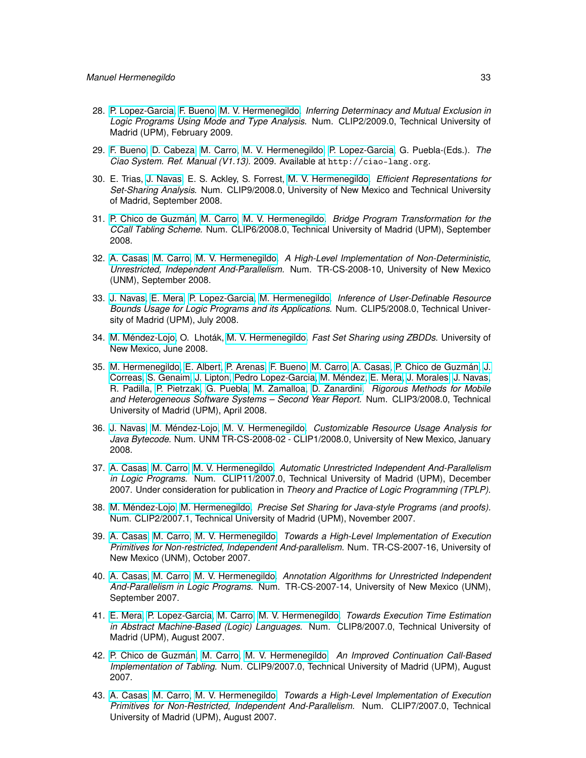28. P. Lopez-Garcia, F. Bueno, M. V. Hermenegildo. *Inferring Determinacy and Mutual Exclusion in Logic Programs Using Mode and Type Analysis.* Num. CLIP2/2009.0, Technical University of Madrid (UPM), February 2009.

29. F. Bueno, D. Cabeza, M. Carro, M. V. Hermenegildo, P. Lopez-Garcia, G. Puebla-(Eds.). *The Ciao System. Ref. Manual (V1.13).* 2009. Available at `http://ciao-lang.org`.

30. E. Trias, J. Navas, E. S. Ackley, S. Forrest, M. V. Hermenegildo. *Efficient Representations for Set-Sharing Analysis.* Num. CLIP9/2008.0, University of New Mexico and Technical University of Madrid, September 2008.

31. P. Chico de Guzmán, M. Carro, M. V. Hermenegildo. *Bridge Program Transformation for the CCall Tabling Scheme.* Num. CLIP6/2008.0, Technical University of Madrid (UPM), September 2008.

32. A. Casas, M. Carro, M. V. Hermenegildo. *A High-Level Implementation of Non-Deterministic, Unrestricted, Independent And-Parallelism.* Num. TR-CS-2008-10, University of New Mexico (UNM), September 2008.

33. J. Navas, E. Mera, P. Lopez-Garcia, M. Hermenegildo. *Inference of User-Definable Resource Bounds Usage for Logic Programs and its Applications.* Num. CLIP5/2008.0, Technical University of Madrid (UPM), July 2008.

34. M. Méndez-Lojo, O. Lhoták, M. V. Hermenegildo. *Fast Set Sharing using ZBDDs.* University of New Mexico, June 2008.

35. M. Hermenegildo, E. Albert, P. Arenas, F. Bueno, M. Carro, A. Casas, P. Chico de Guzmán, J. Correas, S. Genaim, J. Lipton, Pedro Lopez-Garcia, M. Méndez, E. Mera, J. Morales, J. Navas, R. Padilla, P. Pietrzak, G. Puebla, M. Zamalloa, D. Zanardini. *Rigorous Methods for Mobile and Heterogeneous Software Systems – Second Year Report.* Num. CLIP3/2008.0, Technical University of Madrid (UPM), April 2008.

36. J. Navas, M. Méndez-Lojo, M. V. Hermenegildo. *Customizable Resource Usage Analysis for Java Bytecode.* Num. UNM TR-CS-2008-02 - CLIP1/2008.0, University of New Mexico, January 2008.

37. A. Casas, M. Carro, M. V. Hermenegildo. *Automatic Unrestricted Independent And-Parallelism in Logic Programs.* Num. CLIP11/2007.0, Technical University of Madrid (UPM), December 2007. Under consideration for publication in *Theory and Practice of Logic Programming (TPLP)*.

38. M. Méndez-Lojo, M. Hermenegildo. *Precise Set Sharing for Java-style Programs (and proofs).* Num. CLIP2/2007.1, Technical University of Madrid (UPM), November 2007.

39. A. Casas, M. Carro, M. V. Hermenegildo. *Towards a High-Level Implementation of Execution Primitives for Non-restricted, Independent And-parallelism.* Num. TR-CS-2007-16, University of New Mexico (UNM), October 2007.

40. A. Casas, M. Carro, M. V. Hermenegildo. *Annotation Algorithms for Unrestricted Independent And-Parallelism in Logic Programs.* Num. TR-CS-2007-14, University of New Mexico (UNM), September 2007.

41. E. Mera, P. Lopez-Garcia, M. Carro, M. V. Hermenegildo. *Towards Execution Time Estimation in Abstract Machine-Based (Logic) Languages.* Num. CLIP8/2007.0, Technical University of Madrid (UPM), August 2007.

42. P. Chico de Guzmán, M. Carro, M. V. Hermenegildo. *An Improved Continuation Call-Based Implementation of Tabling.* Num. CLIP9/2007.0, Technical University of Madrid (UPM), August 2007.

43. A. Casas, M. Carro, M. V. Hermenegildo. *Towards a High-Level Implementation of Execution Primitives for Non-Restricted, Independent And-Parallelism.* Num. CLIP7/2007.0, Technical University of Madrid (UPM), August 2007.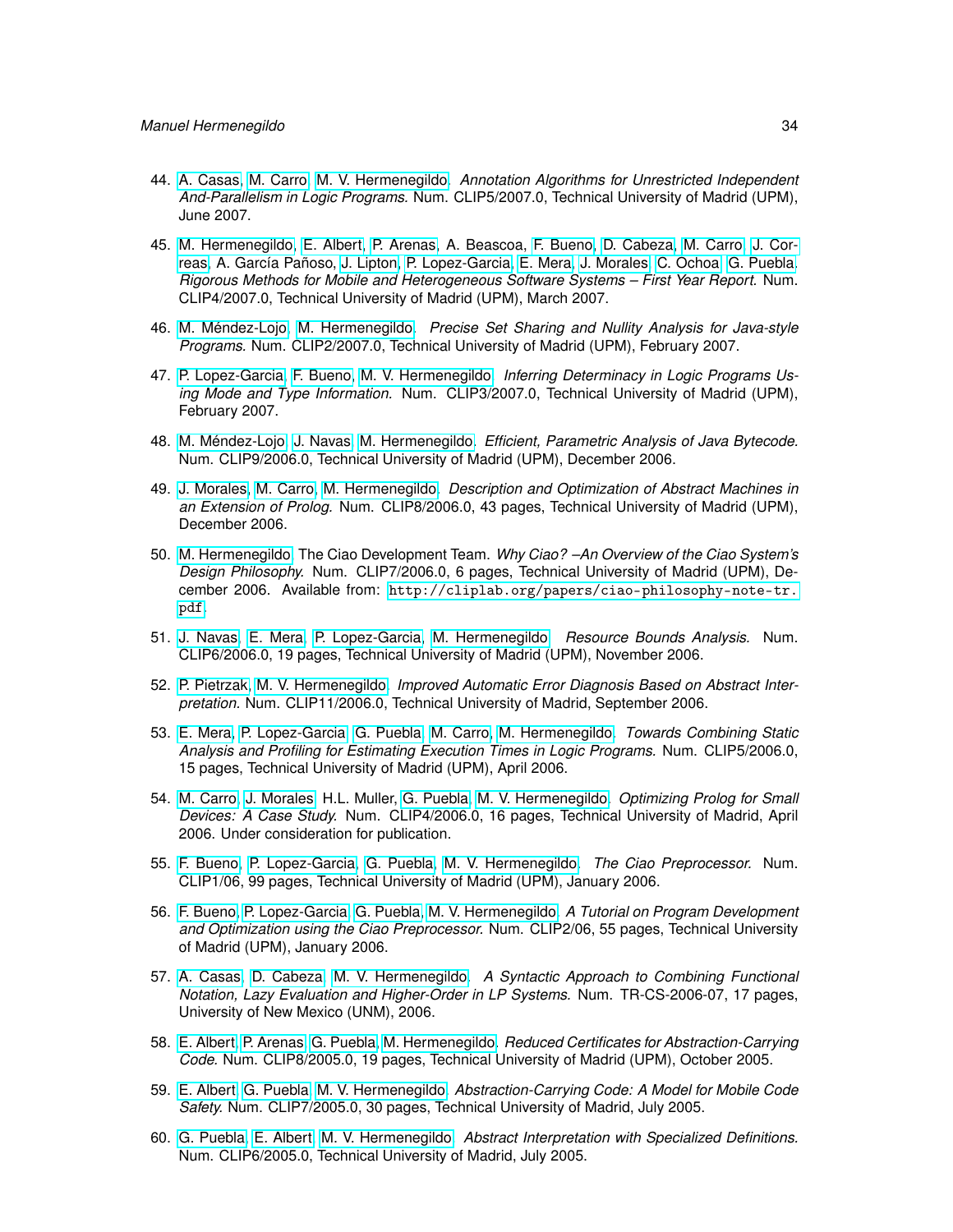44. A. Casas, M. Carro, M. V. Hermenegildo. *Annotation Algorithms for Unrestricted Independent And-Parallelism in Logic Programs.* Num. CLIP5/2007.0, Technical University of Madrid (UPM), June 2007.

45. M. Hermenegildo, E. Albert, P. Arenas, A. Beascoa, F. Bueno, D. Cabeza, M. Carro, J. Correas, A. García Pañoso, J. Lipton, P. Lopez-Garcia, E. Mera, J. Morales, C. Ochoa, G. Puebla. *Rigorous Methods for Mobile and Heterogeneous Software Systems – First Year Report.* Num. CLIP4/2007.0, Technical University of Madrid (UPM), March 2007.

46. M. Méndez-Lojo, M. Hermenegildo. *Precise Set Sharing and Nullity Analysis for Java-style Programs.* Num. CLIP2/2007.0, Technical University of Madrid (UPM), February 2007.

47. P. Lopez-Garcia, F. Bueno, M. V. Hermenegildo. *Inferring Determinacy in Logic Programs Using Mode and Type Information.* Num. CLIP3/2007.0, Technical University of Madrid (UPM), February 2007.

48. M. Méndez-Lojo, J. Navas, M. Hermenegildo. *Efficient, Parametric Analysis of Java Bytecode.* Num. CLIP9/2006.0, Technical University of Madrid (UPM), December 2006.

49. J. Morales, M. Carro, M. Hermenegildo. *Description and Optimization of Abstract Machines in an Extension of Prolog.* Num. CLIP8/2006.0, 43 pages, Technical University of Madrid (UPM), December 2006.

50. M. Hermenegildo, The Ciao Development Team. *Why Ciao? –An Overview of the Ciao System's Design Philosophy.* Num. CLIP7/2006.0, 6 pages, Technical University of Madrid (UPM), December 2006. Available from: `http://cliplab.org/papers/ciao-philosophy-note-tr.pdf`.

51. J. Navas, E. Mera, P. Lopez-Garcia, M. Hermenegildo. *Resource Bounds Analysis.* Num. CLIP6/2006.0, 19 pages, Technical University of Madrid (UPM), November 2006.

52. P. Pietrzak, M. V. Hermenegildo. *Improved Automatic Error Diagnosis Based on Abstract Interpretation.* Num. CLIP11/2006.0, Technical University of Madrid, September 2006.

53. E. Mera, P. Lopez-Garcia, G. Puebla, M. Carro, M. Hermenegildo. *Towards Combining Static Analysis and Profiling for Estimating Execution Times in Logic Programs.* Num. CLIP5/2006.0, 15 pages, Technical University of Madrid (UPM), April 2006.

54. M. Carro, J. Morales, H.L. Muller, G. Puebla, M. V. Hermenegildo. *Optimizing Prolog for Small Devices: A Case Study.* Num. CLIP4/2006.0, 16 pages, Technical University of Madrid, April 2006. Under consideration for publication.

55. F. Bueno, P. Lopez-Garcia, G. Puebla, M. V. Hermenegildo. *The Ciao Preprocessor.* Num. CLIP1/06, 99 pages, Technical University of Madrid (UPM), January 2006.

56. F. Bueno, P. Lopez-Garcia, G. Puebla, M. V. Hermenegildo. *A Tutorial on Program Development and Optimization using the Ciao Preprocessor.* Num. CLIP2/06, 55 pages, Technical University of Madrid (UPM), January 2006.

57. A. Casas, D. Cabeza, M. V. Hermenegildo. *A Syntactic Approach to Combining Functional Notation, Lazy Evaluation and Higher-Order in LP Systems.* Num. TR-CS-2006-07, 17 pages, University of New Mexico (UNM), 2006.

58. E. Albert, P. Arenas, G. Puebla, M. Hermenegildo. *Reduced Certificates for Abstraction-Carrying Code.* Num. CLIP8/2005.0, 19 pages, Technical University of Madrid (UPM), October 2005.

59. E. Albert, G. Puebla, M. V. Hermenegildo. *Abstraction-Carrying Code: A Model for Mobile Code Safety.* Num. CLIP7/2005.0, 30 pages, Technical University of Madrid, July 2005.

60. G. Puebla, E. Albert, M. V. Hermenegildo. *Abstract Interpretation with Specialized Definitions.* Num. CLIP6/2005.0, Technical University of Madrid, July 2005.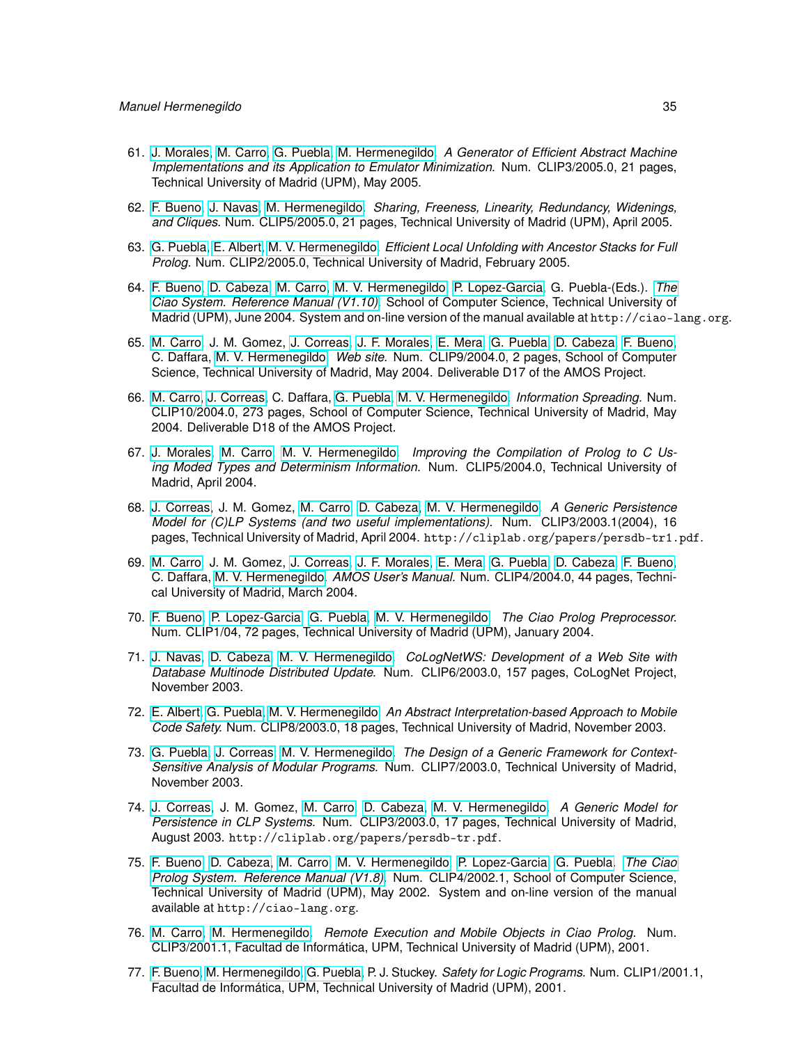61. J. Morales, M. Carro, G. Puebla, M. Hermenegildo. *A Generator of Efficient Abstract Machine Implementations and its Application to Emulator Minimization*. Num. CLIP3/2005.0, 21 pages, Technical University of Madrid (UPM), May 2005.

62. F. Bueno, J. Navas, M. Hermenegildo. *Sharing, Freeness, Linearity, Redundancy, Widenings, and Cliques*. Num. CLIP5/2005.0, 21 pages, Technical University of Madrid (UPM), April 2005.

63. G. Puebla, E. Albert, M. V. Hermenegildo. *Efficient Local Unfolding with Ancestor Stacks for Full Prolog*. Num. CLIP2/2005.0, Technical University of Madrid, February 2005.

64. F. Bueno, D. Cabeza, M. Carro, M. V. Hermenegildo, P. Lopez-Garcia, G. Puebla-(Eds.). *The Ciao System. Reference Manual (V1.10)*. School of Computer Science, Technical University of Madrid (UPM), June 2004. System and on-line version of the manual available at `http://ciao-lang.org`.

65. M. Carro, J. M. Gomez, J. Correas, J. F. Morales, E. Mera, G. Puebla, D. Cabeza, F. Bueno, C. Daffara, M. V. Hermenegildo. *Web site*. Num. CLIP9/2004.0, 2 pages, School of Computer Science, Technical University of Madrid, May 2004. Deliverable D17 of the AMOS Project.

66. M. Carro, J. Correas, C. Daffara, G. Puebla, M. V. Hermenegildo. *Information Spreading*. Num. CLIP10/2004.0, 273 pages, School of Computer Science, Technical University of Madrid, May 2004. Deliverable D18 of the AMOS Project.

67. J. Morales, M. Carro, M. V. Hermenegildo. *Improving the Compilation of Prolog to C Using Moded Types and Determinism Information*. Num. CLIP5/2004.0, Technical University of Madrid, April 2004.

68. J. Correas, J. M. Gomez, M. Carro, D. Cabeza, M. V. Hermenegildo. *A Generic Persistence Model for (C)LP Systems (and two useful implementations)*. Num. CLIP3/2003.1(2004), 16 pages, Technical University of Madrid, April 2004. `http://cliplab.org/papers/persdb-tr1.pdf`.

69. M. Carro, J. M. Gomez, J. Correas, J. F. Morales, E. Mera, G. Puebla, D. Cabeza, F. Bueno, C. Daffara, M. V. Hermenegildo. *AMOS User's Manual*. Num. CLIP4/2004.0, 44 pages, Technical University of Madrid, March 2004.

70. F. Bueno, P. Lopez-Garcia, G. Puebla, M. V. Hermenegildo. *The Ciao Prolog Preprocessor*. Num. CLIP1/04, 72 pages, Technical University of Madrid (UPM), January 2004.

71. J. Navas, D. Cabeza, M. V. Hermenegildo. *CoLogNetWS: Development of a Web Site with Database Multinode Distributed Update*. Num. CLIP6/2003.0, 157 pages, CoLogNet Project, November 2003.

72. E. Albert, G. Puebla, M. V. Hermenegildo. *An Abstract Interpretation-based Approach to Mobile Code Safety*. Num. CLIP8/2003.0, 18 pages, Technical University of Madrid, November 2003.

73. G. Puebla, J. Correas, M. V. Hermenegildo. *The Design of a Generic Framework for Context-Sensitive Analysis of Modular Programs*. Num. CLIP7/2003.0, Technical University of Madrid, November 2003.

74. J. Correas, J. M. Gomez, M. Carro, D. Cabeza, M. V. Hermenegildo. *A Generic Model for Persistence in CLP Systems*. Num. CLIP3/2003.0, 17 pages, Technical University of Madrid, August 2003. `http://cliplab.org/papers/persdb-tr.pdf`.

75. F. Bueno, D. Cabeza, M. Carro, M. V. Hermenegildo, P. Lopez-Garcia, G. Puebla. *The Ciao Prolog System. Reference Manual (V1.8)*. Num. CLIP4/2002.1, School of Computer Science, Technical University of Madrid (UPM), May 2002. System and on-line version of the manual available at `http://ciao-lang.org`.

76. M. Carro, M. Hermenegildo. *Remote Execution and Mobile Objects in Ciao Prolog*. Num. CLIP3/2001.1, Facultad de Informática, UPM, Technical University of Madrid (UPM), 2001.

77. F. Bueno, M. Hermenegildo, G. Puebla, P. J. Stuckey. *Safety for Logic Programs*. Num. CLIP1/2001.1, Facultad de Informática, UPM, Technical University of Madrid (UPM), 2001.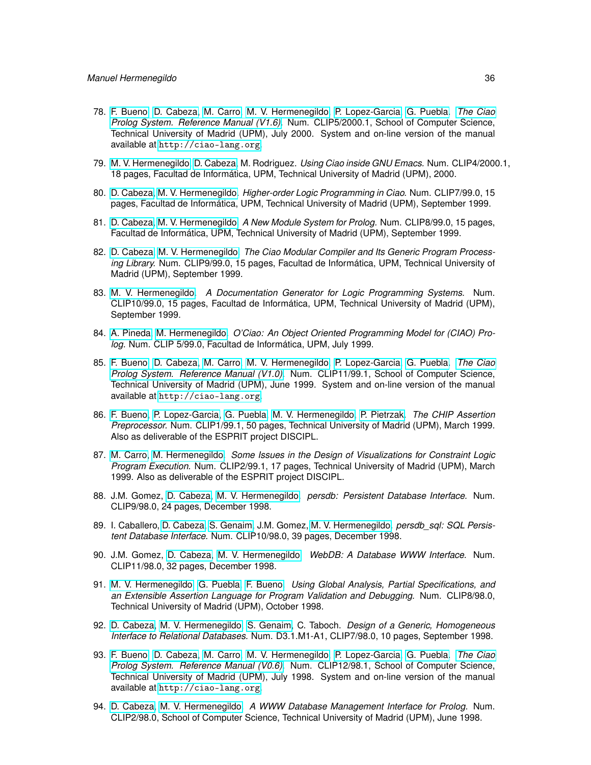78. F. Bueno, D. Cabeza, M. Carro, M. V. Hermenegildo, P. Lopez-Garcia, G. Puebla. *The Ciao Prolog System. Reference Manual (V1.6)*. Num. CLIP5/2000.1, School of Computer Science, Technical University of Madrid (UPM), July 2000. System and on-line version of the manual available at `http://ciao-lang.org`.

79. M. V. Hermenegildo, D. Cabeza, M. Rodriguez. *Using Ciao inside GNU Emacs.* Num. CLIP4/2000.1, 18 pages, Facultad de Informática, UPM, Technical University of Madrid (UPM), 2000.

80. D. Cabeza, M. V. Hermenegildo. *Higher-order Logic Programming in Ciao.* Num. CLIP7/99.0, 15 pages, Facultad de Informática, UPM, Technical University of Madrid (UPM), September 1999.

81. D. Cabeza, M. V. Hermenegildo. *A New Module System for Prolog.* Num. CLIP8/99.0, 15 pages, Facultad de Informática, UPM, Technical University of Madrid (UPM), September 1999.

82. D. Cabeza, M. V. Hermenegildo. *The Ciao Modular Compiler and Its Generic Program Processing Library.* Num. CLIP9/99.0, 15 pages, Facultad de Informática, UPM, Technical University of Madrid (UPM), September 1999.

83. M. V. Hermenegildo. *A Documentation Generator for Logic Programming Systems.* Num. CLIP10/99.0, 15 pages, Facultad de Informática, UPM, Technical University of Madrid (UPM), September 1999.

84. A. Pineda, M. Hermenegildo. *O'Ciao: An Object Oriented Programming Model for (CIAO) Prolog.* Num. CLIP 5/99.0, Facultad de Informática, UPM, July 1999.

85. F. Bueno, D. Cabeza, M. Carro, M. V. Hermenegildo, P. Lopez-Garcia, G. Puebla. *The Ciao Prolog System. Reference Manual (V1.0)*. Num. CLIP11/99.1, School of Computer Science, Technical University of Madrid (UPM), June 1999. System and on-line version of the manual available at `http://ciao-lang.org`.

86. F. Bueno, P. Lopez-Garcia, G. Puebla, M. V. Hermenegildo, P. Pietrzak. *The CHIP Assertion Preprocessor.* Num. CLIP1/99.1, 50 pages, Technical University of Madrid (UPM), March 1999. Also as deliverable of the ESPRIT project DISCIPL.

87. M. Carro, M. Hermenegildo. *Some Issues in the Design of Visualizations for Constraint Logic Program Execution*. Num. CLIP2/99.1, 17 pages, Technical University of Madrid (UPM), March 1999. Also as deliverable of the ESPRIT project DISCIPL.

88. J.M. Gomez, D. Cabeza, M. V. Hermenegildo. *persdb: Persistent Database Interface.* Num. CLIP9/98.0, 24 pages, December 1998.

89. I. Caballero, D. Cabeza, S. Genaim, J.M. Gomez, M. V. Hermenegildo. *persdb_sql: SQL Persistent Database Interface.* Num. CLIP10/98.0, 39 pages, December 1998.

90. J.M. Gomez, D. Cabeza, M. V. Hermenegildo. *WebDB: A Database WWW Interface.* Num. CLIP11/98.0, 32 pages, December 1998.

91. M. V. Hermenegildo, G. Puebla, F. Bueno. *Using Global Analysis, Partial Specifications, and an Extensible Assertion Language for Program Validation and Debugging.* Num. CLIP8/98.0, Technical University of Madrid (UPM), October 1998.

92. D. Cabeza, M. V. Hermenegildo, S. Genaim, C. Taboch. *Design of a Generic, Homogeneous Interface to Relational Databases*. Num. D3.1.M1-A1, CLIP7/98.0, 10 pages, September 1998.

93. F. Bueno, D. Cabeza, M. Carro, M. V. Hermenegildo, P. Lopez-Garcia, G. Puebla. *The Ciao Prolog System. Reference Manual (V0.6)*. Num. CLIP12/98.1, School of Computer Science, Technical University of Madrid (UPM), July 1998. System and on-line version of the manual available at `http://ciao-lang.org`.

94. D. Cabeza, M. V. Hermenegildo. *A WWW Database Management Interface for Prolog*. Num. CLIP2/98.0, School of Computer Science, Technical University of Madrid (UPM), June 1998.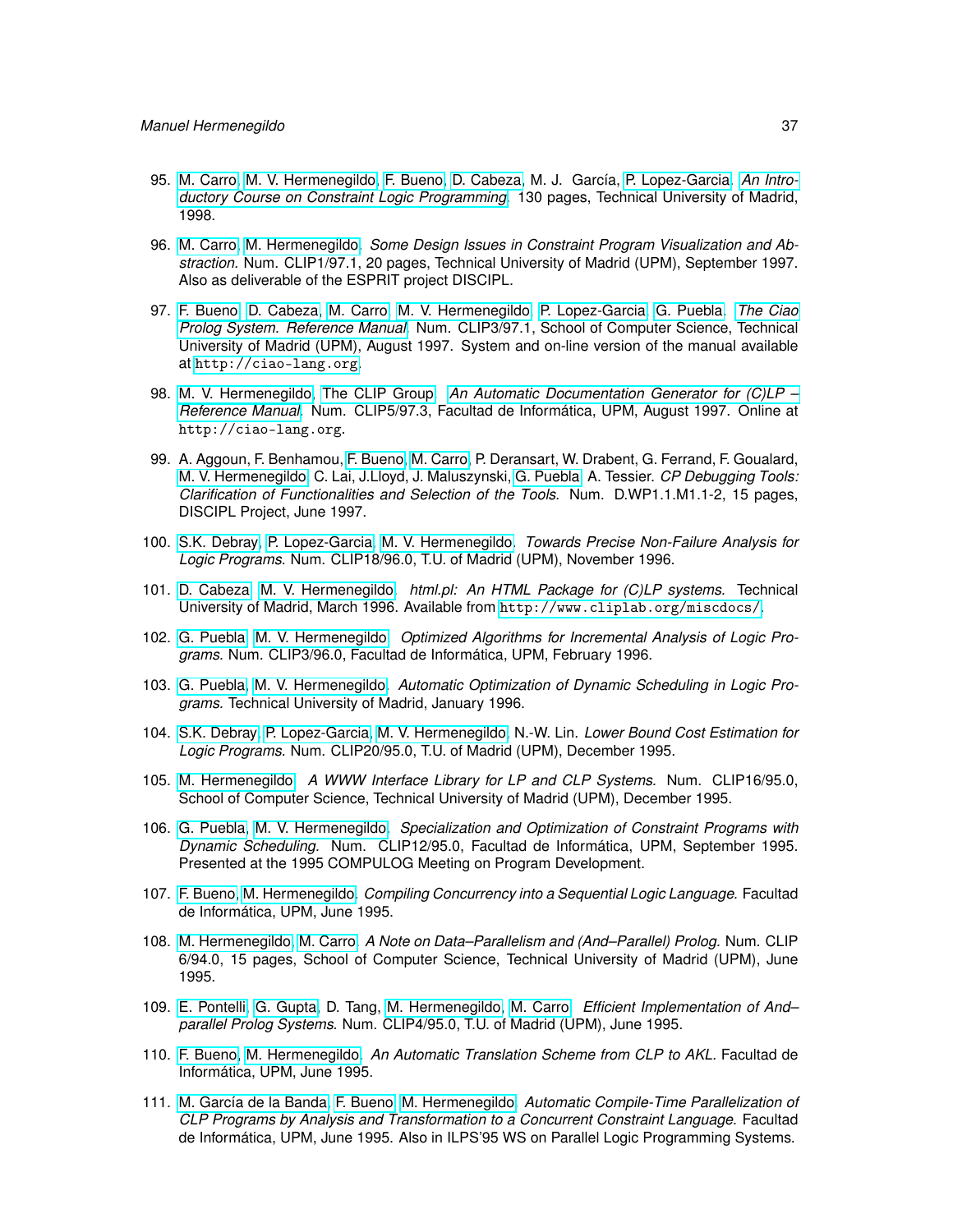95. M. Carro, M. V. Hermenegildo, F. Bueno, D. Cabeza, M. J. García, P. Lopez-Garcia. *An Introductory Course on Constraint Logic Programming*. 130 pages, Technical University of Madrid, 1998.

96. M. Carro, M. Hermenegildo. *Some Design Issues in Constraint Program Visualization and Abstraction.* Num. CLIP1/97.1, 20 pages, Technical University of Madrid (UPM), September 1997. Also as deliverable of the ESPRIT project DISCIPL.

97. F. Bueno, D. Cabeza, M. Carro, M. V. Hermenegildo, P. Lopez-Garcia, G. Puebla. *The Ciao Prolog System. Reference Manual*. Num. CLIP3/97.1, School of Computer Science, Technical University of Madrid (UPM), August 1997. System and on-line version of the manual available at `http://ciao-lang.org`.

98. M. V. Hermenegildo, The CLIP Group. *An Automatic Documentation Generator for (C)LP – Reference Manual*. Num. CLIP5/97.3, Facultad de Informática, UPM, August 1997. Online at `http://ciao-lang.org`.

99. A. Aggoun, F. Benhamou, F. Bueno, M. Carro, P. Deransart, W. Drabent, G. Ferrand, F. Goualard, M. V. Hermenegildo, C. Lai, J.Lloyd, J. Maluszynski, G. Puebla, A. Tessier. *CP Debugging Tools: Clarification of Functionalities and Selection of the Tools.* Num. D.WP1.1.M1.1-2, 15 pages, DISCIPL Project, June 1997.

100. S.K. Debray, P. Lopez-Garcia, M. V. Hermenegildo. *Towards Precise Non-Failure Analysis for Logic Programs.* Num. CLIP18/96.0, T.U. of Madrid (UPM), November 1996.

101. D. Cabeza, M. V. Hermenegildo. *html.pl: An HTML Package for (C)LP systems.* Technical University of Madrid, March 1996. Available from `http://www.cliplab.org/miscdocs/`.

102. G. Puebla, M. V. Hermenegildo. *Optimized Algorithms for Incremental Analysis of Logic Programs.* Num. CLIP3/96.0, Facultad de Informática, UPM, February 1996.

103. G. Puebla, M. V. Hermenegildo. *Automatic Optimization of Dynamic Scheduling in Logic Programs.* Technical University of Madrid, January 1996.

104. S.K. Debray, P. Lopez-Garcia, M. V. Hermenegildo, N.-W. Lin. *Lower Bound Cost Estimation for Logic Programs.* Num. CLIP20/95.0, T.U. of Madrid (UPM), December 1995.

105. M. Hermenegildo. *A WWW Interface Library for LP and CLP Systems.* Num. CLIP16/95.0, School of Computer Science, Technical University of Madrid (UPM), December 1995.

106. G. Puebla, M. V. Hermenegildo. *Specialization and Optimization of Constraint Programs with Dynamic Scheduling.* Num. CLIP12/95.0, Facultad de Informática, UPM, September 1995. Presented at the 1995 COMPULOG Meeting on Program Development.

107. F. Bueno, M. Hermenegildo. *Compiling Concurrency into a Sequential Logic Language.* Facultad de Informática, UPM, June 1995.

108. M. Hermenegildo, M. Carro. *A Note on Data–Parallelism and (And–Parallel) Prolog.* Num. CLIP 6/94.0, 15 pages, School of Computer Science, Technical University of Madrid (UPM), June 1995.

109. E. Pontelli, G. Gupta, D. Tang, M. Hermenegildo, M. Carro. *Efficient Implementation of And–parallel Prolog Systems.* Num. CLIP4/95.0, T.U. of Madrid (UPM), June 1995.

110. F. Bueno, M. Hermenegildo. *An Automatic Translation Scheme from CLP to AKL*. Facultad de Informática, UPM, June 1995.

111. M. García de la Banda, F. Bueno, M. Hermenegildo. *Automatic Compile-Time Parallelization of CLP Programs by Analysis and Transformation to a Concurrent Constraint Language.* Facultad de Informática, UPM, June 1995. Also in ILPS'95 WS on Parallel Logic Programming Systems.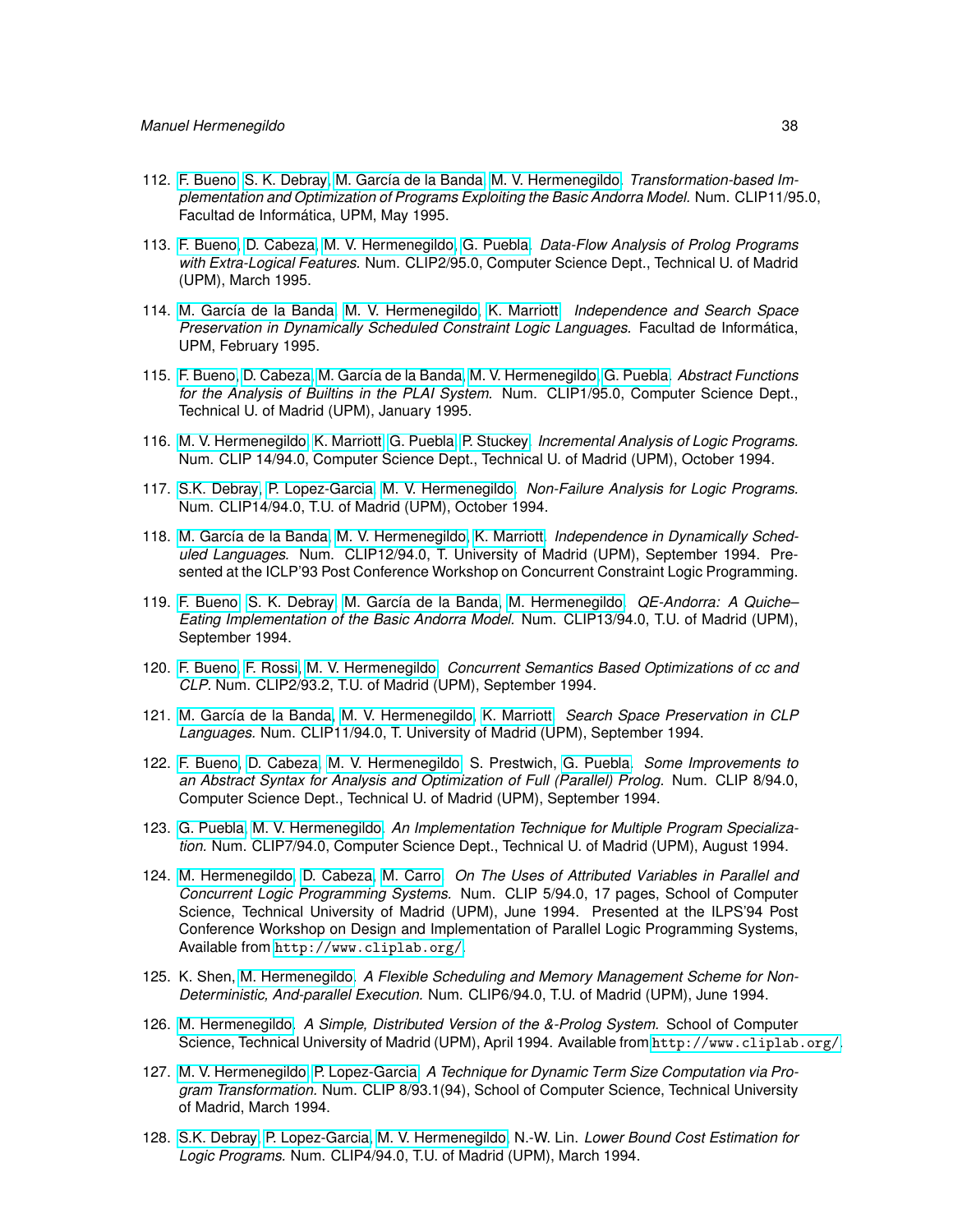112. F. Bueno, S. K. Debray, M. García de la Banda, M. V. Hermenegildo. *Transformation-based Implementation and Optimization of Programs Exploiting the Basic Andorra Model.* Num. CLIP11/95.0, Facultad de Informática, UPM, May 1995.

113. F. Bueno, D. Cabeza, M. V. Hermenegildo, G. Puebla. *Data-Flow Analysis of Prolog Programs with Extra-Logical Features.* Num. CLIP2/95.0, Computer Science Dept., Technical U. of Madrid (UPM), March 1995.

114. M. García de la Banda, M. V. Hermenegildo, K. Marriott. *Independence and Search Space Preservation in Dynamically Scheduled Constraint Logic Languages.* Facultad de Informática, UPM, February 1995.

115. F. Bueno, D. Cabeza, M. García de la Banda, M. V. Hermenegildo, G. Puebla. *Abstract Functions for the Analysis of Builtins in the PLAI System.* Num. CLIP1/95.0, Computer Science Dept., Technical U. of Madrid (UPM), January 1995.

116. M. V. Hermenegildo, K. Marriott, G. Puebla, P. Stuckey. *Incremental Analysis of Logic Programs.* Num. CLIP 14/94.0, Computer Science Dept., Technical U. of Madrid (UPM), October 1994.

117. S.K. Debray, P. Lopez-Garcia, M. V. Hermenegildo. *Non-Failure Analysis for Logic Programs.* Num. CLIP14/94.0, T.U. of Madrid (UPM), October 1994.

118. M. García de la Banda, M. V. Hermenegildo, K. Marriott. *Independence in Dynamically Scheduled Languages.* Num. CLIP12/94.0, T. University of Madrid (UPM), September 1994. Presented at the ICLP'93 Post Conference Workshop on Concurrent Constraint Logic Programming.

119. F. Bueno, S. K. Debray, M. García de la Banda, M. Hermenegildo. *QE-Andorra: A Quiche–Eating Implementation of the Basic Andorra Model.* Num. CLIP13/94.0, T.U. of Madrid (UPM), September 1994.

120. F. Bueno, F. Rossi, M. V. Hermenegildo. *Concurrent Semantics Based Optimizations of cc and CLP.* Num. CLIP2/93.2, T.U. of Madrid (UPM), September 1994.

121. M. García de la Banda, M. V. Hermenegildo, K. Marriott. *Search Space Preservation in CLP Languages.* Num. CLIP11/94.0, T. University of Madrid (UPM), September 1994.

122. F. Bueno, D. Cabeza, M. V. Hermenegildo, S. Prestwich, G. Puebla. *Some Improvements to an Abstract Syntax for Analysis and Optimization of Full (Parallel) Prolog.* Num. CLIP 8/94.0, Computer Science Dept., Technical U. of Madrid (UPM), September 1994.

123. G. Puebla, M. V. Hermenegildo. *An Implementation Technique for Multiple Program Specialization.* Num. CLIP7/94.0, Computer Science Dept., Technical U. of Madrid (UPM), August 1994.

124. M. Hermenegildo, D. Cabeza, M. Carro. *On The Uses of Attributed Variables in Parallel and Concurrent Logic Programming Systems.* Num. CLIP 5/94.0, 17 pages, School of Computer Science, Technical University of Madrid (UPM), June 1994. Presented at the ILPS'94 Post Conference Workshop on Design and Implementation of Parallel Logic Programming Systems, Available from `http://www.cliplab.org/`.

125. K. Shen, M. Hermenegildo. *A Flexible Scheduling and Memory Management Scheme for Non-Deterministic, And-parallel Execution.* Num. CLIP6/94.0, T.U. of Madrid (UPM), June 1994.

126. M. Hermenegildo. *A Simple, Distributed Version of the &-Prolog System.* School of Computer Science, Technical University of Madrid (UPM), April 1994. Available from `http://www.cliplab.org/`.

127. M. V. Hermenegildo, P. Lopez-Garcia. *A Technique for Dynamic Term Size Computation via Program Transformation.* Num. CLIP 8/93.1(94), School of Computer Science, Technical University of Madrid, March 1994.

128. S.K. Debray, P. Lopez-Garcia, M. V. Hermenegildo, N.-W. Lin. *Lower Bound Cost Estimation for Logic Programs.* Num. CLIP4/94.0, T.U. of Madrid (UPM), March 1994.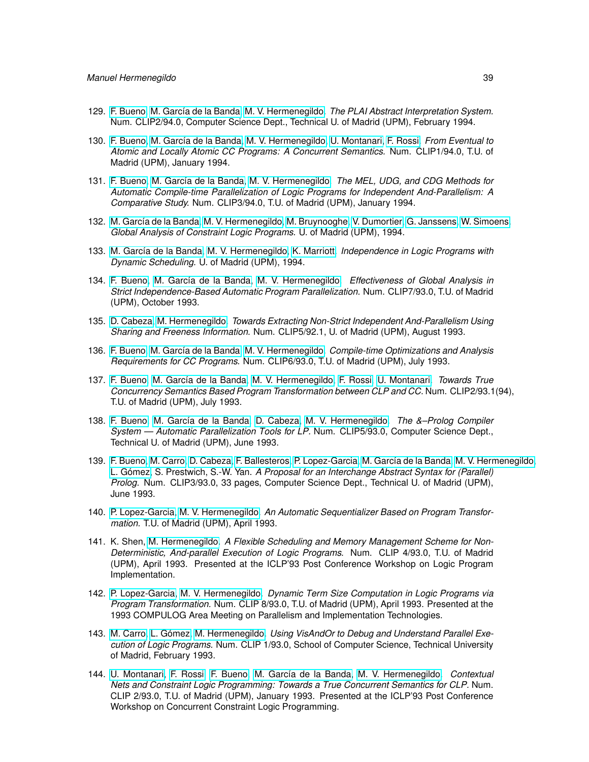129. F. Bueno, M. García de la Banda, M. V. Hermenegildo. *The PLAI Abstract Interpretation System.* Num. CLIP2/94.0, Computer Science Dept., Technical U. of Madrid (UPM), February 1994.

130. F. Bueno, M. García de la Banda, M. V. Hermenegildo, U. Montanari, F. Rossi. *From Eventual to Atomic and Locally Atomic CC Programs: A Concurrent Semantics.* Num. CLIP1/94.0, T.U. of Madrid (UPM), January 1994.

131. F. Bueno, M. García de la Banda, M. V. Hermenegildo. *The MEL, UDG, and CDG Methods for Automatic Compile-time Parallelization of Logic Programs for Independent And-Parallelism: A Comparative Study.* Num. CLIP3/94.0, T.U. of Madrid (UPM), January 1994.

132. M. García de la Banda, M. V. Hermenegildo, M. Bruynooghe, V. Dumortier, G. Janssens, W. Simoens. *Global Analysis of Constraint Logic Programs.* U. of Madrid (UPM), 1994.

133. M. García de la Banda, M. V. Hermenegildo, K. Marriott. *Independence in Logic Programs with Dynamic Scheduling.* U. of Madrid (UPM), 1994.

134. F. Bueno, M. García de la Banda, M. V. Hermenegildo. *Effectiveness of Global Analysis in Strict Independence-Based Automatic Program Parallelization.* Num. CLIP7/93.0, T.U. of Madrid (UPM), October 1993.

135. D. Cabeza, M. Hermenegildo. *Towards Extracting Non-Strict Independent And-Parallelism Using Sharing and Freeness Information.* Num. CLIP5/92.1, U. of Madrid (UPM), August 1993.

136. F. Bueno, M. García de la Banda, M. V. Hermenegildo. *Compile-time Optimizations and Analysis Requirements for CC Programs.* Num. CLIP6/93.0, T.U. of Madrid (UPM), July 1993.

137. F. Bueno, M. García de la Banda, M. V. Hermenegildo, F. Rossi, U. Montanari. *Towards True Concurrency Semantics Based Program Transformation between CLP and CC.* Num. CLIP2/93.1(94), T.U. of Madrid (UPM), July 1993.

138. F. Bueno, M. García de la Banda, D. Cabeza, M. V. Hermenegildo. *The &–Prolog Compiler System — Automatic Parallelization Tools for LP.* Num. CLIP5/93.0, Computer Science Dept., Technical U. of Madrid (UPM), June 1993.

139. F. Bueno, M. Carro, D. Cabeza, F. Ballesteros, P. Lopez-Garcia, M. García de la Banda, M. V. Hermenegildo, L. Gómez, S. Prestwich, S.-W. Yan. *A Proposal for an Interchange Abstract Syntax for (Parallel) Prolog.* Num. CLIP3/93.0, 33 pages, Computer Science Dept., Technical U. of Madrid (UPM), June 1993.

140. P. Lopez-Garcia, M. V. Hermenegildo. *An Automatic Sequentializer Based on Program Transformation.* T.U. of Madrid (UPM), April 1993.

141. K. Shen, M. Hermenegildo. *A Flexible Scheduling and Memory Management Scheme for Non-Deterministic, And-parallel Execution of Logic Programs.* Num. CLIP 4/93.0, T.U. of Madrid (UPM), April 1993. Presented at the ICLP'93 Post Conference Workshop on Logic Program Implementation.

142. P. Lopez-Garcia, M. V. Hermenegildo. *Dynamic Term Size Computation in Logic Programs via Program Transformation.* Num. CLIP 8/93.0, T.U. of Madrid (UPM), April 1993. Presented at the 1993 COMPULOG Area Meeting on Parallelism and Implementation Technologies.

143. M. Carro, L. Gómez, M. Hermenegildo. *Using VisAndOr to Debug and Understand Parallel Execution of Logic Programs.* Num. CLIP 1/93.0, School of Computer Science, Technical University of Madrid, February 1993.

144. U. Montanari, F. Rossi, F. Bueno, M. García de la Banda, M. V. Hermenegildo. *Contextual Nets and Constraint Logic Programming: Towards a True Concurrent Semantics for CLP.* Num. CLIP 2/93.0, T.U. of Madrid (UPM), January 1993. Presented at the ICLP'93 Post Conference Workshop on Concurrent Constraint Logic Programming.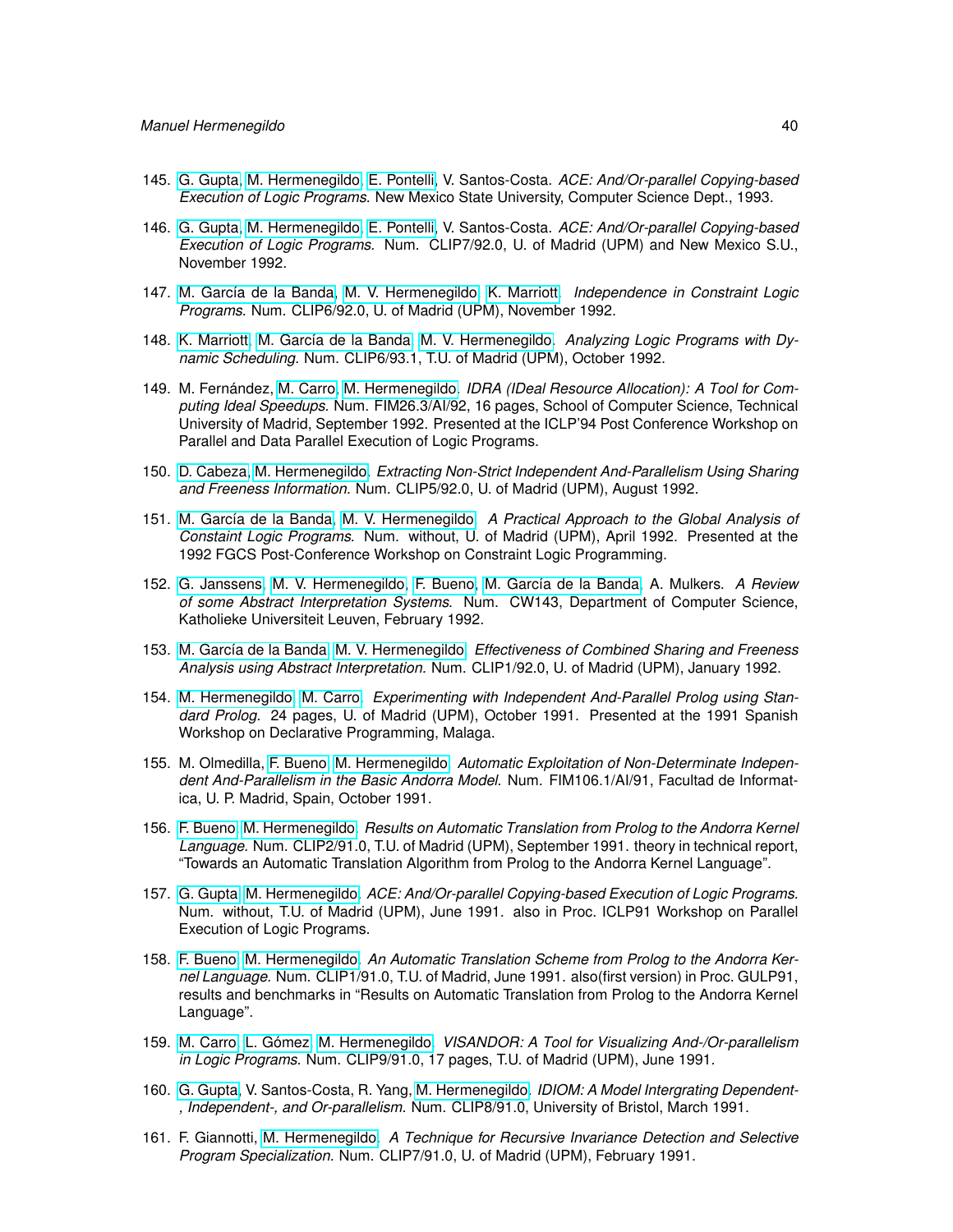145. G. Gupta, M. Hermenegildo, E. Pontelli, V. Santos-Costa. *ACE: And/Or-parallel Copying-based Execution of Logic Programs.* New Mexico State University, Computer Science Dept., 1993.

146. G. Gupta, M. Hermenegildo, E. Pontelli, V. Santos-Costa. *ACE: And/Or-parallel Copying-based Execution of Logic Programs.* Num. CLIP7/92.0, U. of Madrid (UPM) and New Mexico S.U., November 1992.

147. M. García de la Banda, M. V. Hermenegildo, K. Marriott. *Independence in Constraint Logic Programs.* Num. CLIP6/92.0, U. of Madrid (UPM), November 1992.

148. K. Marriott, M. García de la Banda, M. V. Hermenegildo. *Analyzing Logic Programs with Dynamic Scheduling.* Num. CLIP6/93.1, T.U. of Madrid (UPM), October 1992.

149. M. Fernández, M. Carro, M. Hermenegildo. *IDRA (IDeal Resource Allocation): A Tool for Computing Ideal Speedups.* Num. FIM26.3/AI/92, 16 pages, School of Computer Science, Technical University of Madrid, September 1992. Presented at the ICLP'94 Post Conference Workshop on Parallel and Data Parallel Execution of Logic Programs.

150. D. Cabeza, M. Hermenegildo. *Extracting Non-Strict Independent And-Parallelism Using Sharing and Freeness Information.* Num. CLIP5/92.0, U. of Madrid (UPM), August 1992.

151. M. García de la Banda, M. V. Hermenegildo. *A Practical Approach to the Global Analysis of Constaint Logic Programs.* Num. without, U. of Madrid (UPM), April 1992. Presented at the 1992 FGCS Post-Conference Workshop on Constraint Logic Programming.

152. G. Janssens, M. V. Hermenegildo, F. Bueno, M. García de la Banda, A. Mulkers. *A Review of some Abstract Interpretation Systems.* Num. CW143, Department of Computer Science, Katholieke Universiteit Leuven, February 1992.

153. M. García de la Banda, M. V. Hermenegildo. *Effectiveness of Combined Sharing and Freeness Analysis using Abstract Interpretation.* Num. CLIP1/92.0, U. of Madrid (UPM), January 1992.

154. M. Hermenegildo, M. Carro. *Experimenting with Independent And-Parallel Prolog using Standard Prolog.* 24 pages, U. of Madrid (UPM), October 1991. Presented at the 1991 Spanish Workshop on Declarative Programming, Malaga.

155. M. Olmedilla, F. Bueno, M. Hermenegildo. *Automatic Exploitation of Non-Determinate Independent And-Parallelism in the Basic Andorra Model.* Num. FIM106.1/AI/91, Facultad de Informatica, U. P. Madrid, Spain, October 1991.

156. F. Bueno, M. Hermenegildo. *Results on Automatic Translation from Prolog to the Andorra Kernel Language.* Num. CLIP2/91.0, T.U. of Madrid (UPM), September 1991. theory in technical report, "Towards an Automatic Translation Algorithm from Prolog to the Andorra Kernel Language".

157. G. Gupta, M. Hermenegildo. *ACE: And/Or-parallel Copying-based Execution of Logic Programs.* Num. without, T.U. of Madrid (UPM), June 1991. also in Proc. ICLP91 Workshop on Parallel Execution of Logic Programs.

158. F. Bueno, M. Hermenegildo. *An Automatic Translation Scheme from Prolog to the Andorra Kernel Language.* Num. CLIP1/91.0, T.U. of Madrid, June 1991. also(first version) in Proc. GULP91, results and benchmarks in "Results on Automatic Translation from Prolog to the Andorra Kernel Language".

159. M. Carro, L. Gómez, M. Hermenegildo. *VISANDOR: A Tool for Visualizing And-/Or-parallelism in Logic Programs.* Num. CLIP9/91.0, 17 pages, T.U. of Madrid (UPM), June 1991.

160. G. Gupta, V. Santos-Costa, R. Yang, M. Hermenegildo. *IDIOM: A Model Intergrating Dependent-, Independent-, and Or-parallelism.* Num. CLIP8/91.0, University of Bristol, March 1991.

161. F. Giannotti, M. Hermenegildo. *A Technique for Recursive Invariance Detection and Selective Program Specialization.* Num. CLIP7/91.0, U. of Madrid (UPM), February 1991.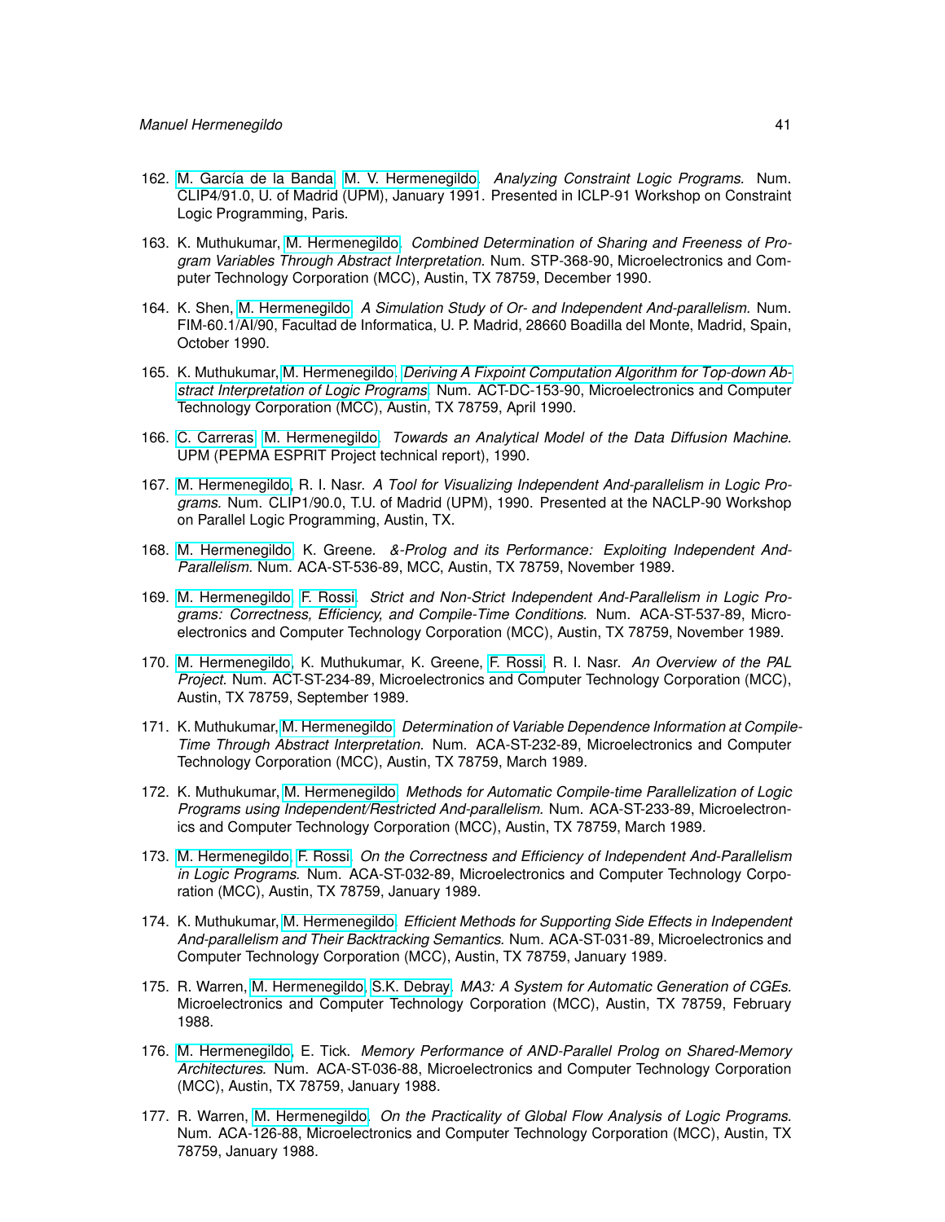162. M. García de la Banda, M. V. Hermenegildo. *Analyzing Constraint Logic Programs.* Num. CLIP4/91.0, U. of Madrid (UPM), January 1991. Presented in ICLP-91 Workshop on Constraint Logic Programming, Paris.

163. K. Muthukumar, M. Hermenegildo. *Combined Determination of Sharing and Freeness of Program Variables Through Abstract Interpretation.* Num. STP-368-90, Microelectronics and Computer Technology Corporation (MCC), Austin, TX 78759, December 1990.

164. K. Shen, M. Hermenegildo. *A Simulation Study of Or- and Independent And-parallelism.* Num. FIM-60.1/AI/90, Facultad de Informatica, U. P. Madrid, 28660 Boadilla del Monte, Madrid, Spain, October 1990.

165. K. Muthukumar, M. Hermenegildo. *Deriving A Fixpoint Computation Algorithm for Top-down Abstract Interpretation of Logic Programs.* Num. ACT-DC-153-90, Microelectronics and Computer Technology Corporation (MCC), Austin, TX 78759, April 1990.

166. C. Carreras, M. Hermenegildo. *Towards an Analytical Model of the Data Diffusion Machine.* UPM (PEPMA ESPRIT Project technical report), 1990.

167. M. Hermenegildo, R. I. Nasr. *A Tool for Visualizing Independent And-parallelism in Logic Programs.* Num. CLIP1/90.0, T.U. of Madrid (UPM), 1990. Presented at the NACLP-90 Workshop on Parallel Logic Programming, Austin, TX.

168. M. Hermenegildo, K. Greene. *&-Prolog and its Performance: Exploiting Independent And-Parallelism.* Num. ACA-ST-536-89, MCC, Austin, TX 78759, November 1989.

169. M. Hermenegildo, F. Rossi. *Strict and Non-Strict Independent And-Parallelism in Logic Programs: Correctness, Efficiency, and Compile-Time Conditions.* Num. ACA-ST-537-89, Microelectronics and Computer Technology Corporation (MCC), Austin, TX 78759, November 1989.

170. M. Hermenegildo, K. Muthukumar, K. Greene, F. Rossi, R. I. Nasr. *An Overview of the PAL Project.* Num. ACT-ST-234-89, Microelectronics and Computer Technology Corporation (MCC), Austin, TX 78759, September 1989.

171. K. Muthukumar, M. Hermenegildo. *Determination of Variable Dependence Information at Compile-Time Through Abstract Interpretation.* Num. ACA-ST-232-89, Microelectronics and Computer Technology Corporation (MCC), Austin, TX 78759, March 1989.

172. K. Muthukumar, M. Hermenegildo. *Methods for Automatic Compile-time Parallelization of Logic Programs using Independent/Restricted And-parallelism.* Num. ACA-ST-233-89, Microelectronics and Computer Technology Corporation (MCC), Austin, TX 78759, March 1989.

173. M. Hermenegildo, F. Rossi. *On the Correctness and Efficiency of Independent And-Parallelism in Logic Programs.* Num. ACA-ST-032-89, Microelectronics and Computer Technology Corporation (MCC), Austin, TX 78759, January 1989.

174. K. Muthukumar, M. Hermenegildo. *Efficient Methods for Supporting Side Effects in Independent And-parallelism and Their Backtracking Semantics.* Num. ACA-ST-031-89, Microelectronics and Computer Technology Corporation (MCC), Austin, TX 78759, January 1989.

175. R. Warren, M. Hermenegildo, S.K. Debray. *MA3: A System for Automatic Generation of CGEs.* Microelectronics and Computer Technology Corporation (MCC), Austin, TX 78759, February 1988.

176. M. Hermenegildo, E. Tick. *Memory Performance of AND-Parallel Prolog on Shared-Memory Architectures.* Num. ACA-ST-036-88, Microelectronics and Computer Technology Corporation (MCC), Austin, TX 78759, January 1988.

177. R. Warren, M. Hermenegildo. *On the Practicality of Global Flow Analysis of Logic Programs.* Num. ACA-126-88, Microelectronics and Computer Technology Corporation (MCC), Austin, TX 78759, January 1988.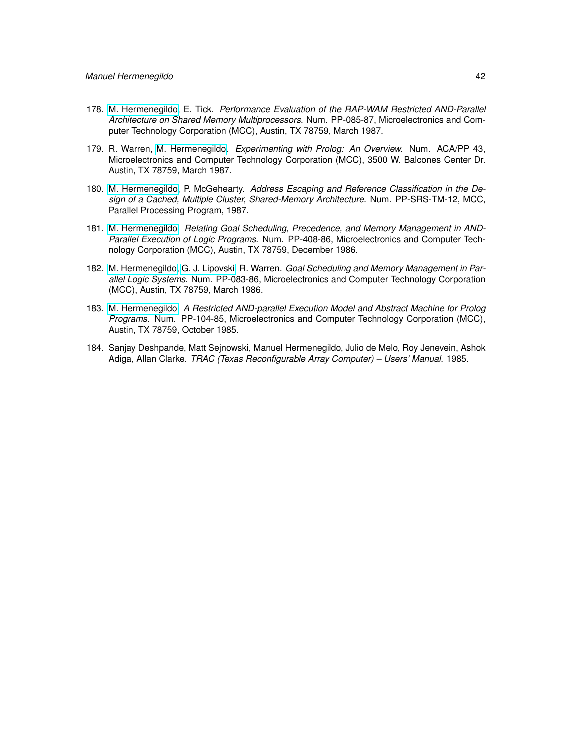178. M. Hermenegildo, E. Tick. *Performance Evaluation of the RAP-WAM Restricted AND-Parallel Architecture on Shared Memory Multiprocessors.* Num. PP-085-87, Microelectronics and Computer Technology Corporation (MCC), Austin, TX 78759, March 1987.

179. R. Warren, M. Hermenegildo. *Experimenting with Prolog: An Overview.* Num. ACA/PP 43, Microelectronics and Computer Technology Corporation (MCC), 3500 W. Balcones Center Dr. Austin, TX 78759, March 1987.

180. M. Hermenegildo, P. McGehearty. *Address Escaping and Reference Classification in the Design of a Cached, Multiple Cluster, Shared-Memory Architecture.* Num. PP-SRS-TM-12, MCC, Parallel Processing Program, 1987.

181. M. Hermenegildo. *Relating Goal Scheduling, Precedence, and Memory Management in AND-Parallel Execution of Logic Programs.* Num. PP-408-86, Microelectronics and Computer Technology Corporation (MCC), Austin, TX 78759, December 1986.

182. M. Hermenegildo, G. J. Lipovski, R. Warren. *Goal Scheduling and Memory Management in Parallel Logic Systems.* Num. PP-083-86, Microelectronics and Computer Technology Corporation (MCC), Austin, TX 78759, March 1986.

183. M. Hermenegildo. *A Restricted AND-parallel Execution Model and Abstract Machine for Prolog Programs.* Num. PP-104-85, Microelectronics and Computer Technology Corporation (MCC), Austin, TX 78759, October 1985.

184. Sanjay Deshpande, Matt Sejnowski, Manuel Hermenegildo, Julio de Melo, Roy Jenevein, Ashok Adiga, Allan Clarke. *TRAC (Texas Reconfigurable Array Computer) – Users' Manual.* 1985.